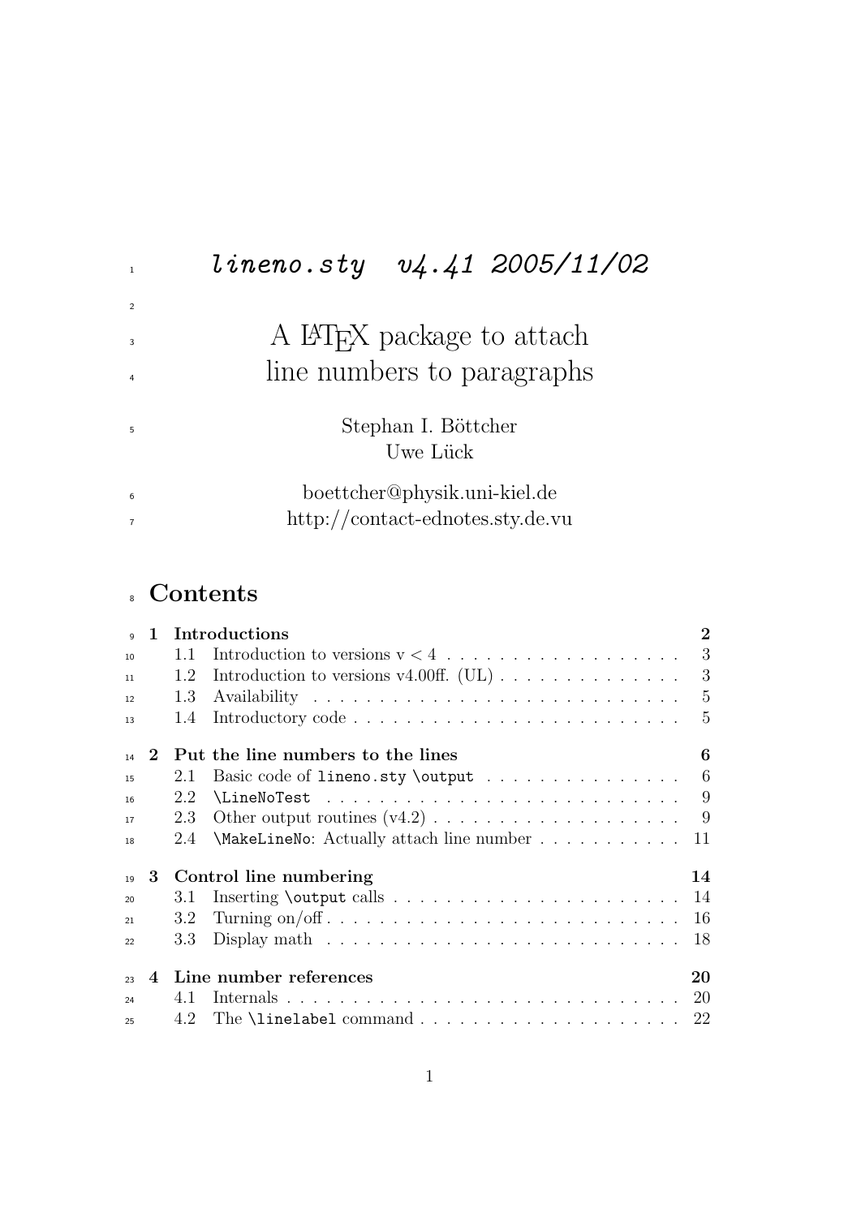# *lineno.sty v4.41 2005/11/02*

# A LaTeX package to attach line numbers to paragraphs

Stephan I. Böttcher
Uwe Lück

boettcher@physik.uni-kiel.de
http://contact-ednotes.sty.de.vu

## Contents

**1 Introductions** **2**
- 1.1 Introduction to versions v < 4 . . . . . . . . . . 3
- 1.2 Introduction to versions v4.00ff. (UL) . . . . . . . . . . 3
- 1.3 Availability . . . . . . . . . . 5
- 1.4 Introductory code . . . . . . . . . . 5

**2 Put the line numbers to the lines** **6**
- 2.1 Basic code of `lineno.sty` `\output` . . . . . . . . . . 6
- 2.2 `\LineNoTest` . . . . . . . . . . 9
- 2.3 Other output routines (v4.2) . . . . . . . . . . 9
- 2.4 `\MakeLineNo`: Actually attach line number . . . . . . . . . . 11

**3 Control line numbering** **14**
- 3.1 Inserting `\output` calls . . . . . . . . . . 14
- 3.2 Turning on/off . . . . . . . . . . 16
- 3.3 Display math . . . . . . . . . . 18

**4 Line number references** **20**
- 4.1 Internals . . . . . . . . . . 20
- 4.2 The `\linelabel` command . . . . . . . . . . 22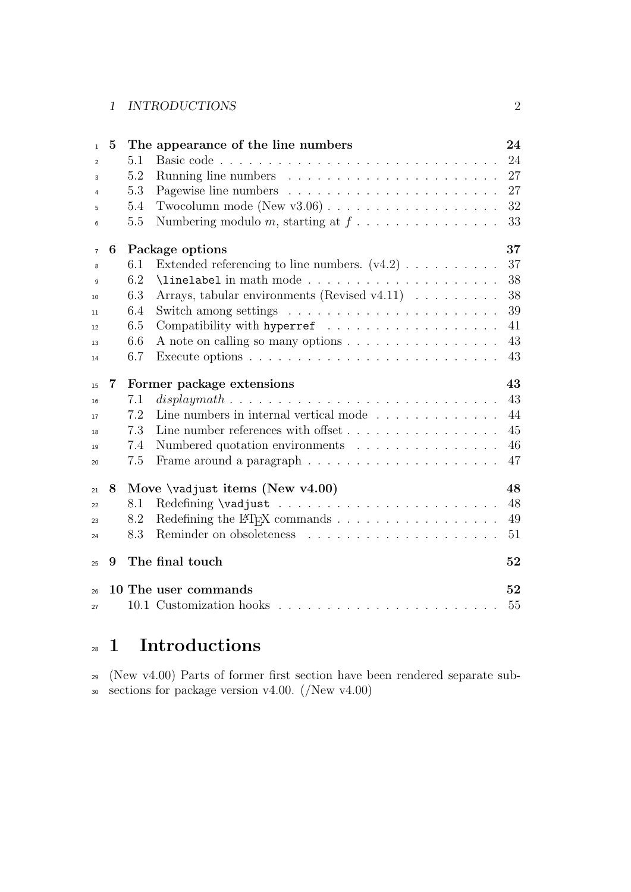**5 The appearance of the line numbers** **24**
- 5.1 Basic code . . . . . . . . . . . . . . . . . . . . . . . . . . . . 24
- 5.2 Running line numbers . . . . . . . . . . . . . . . . . . . . . . 27
- 5.3 Pagewise line numbers . . . . . . . . . . . . . . . . . . . . . . 27
- 5.4 Twocolumn mode (New v3.06) . . . . . . . . . . . . . . . . . . 32
- 5.5 Numbering modulo $m$, starting at $f$ . . . . . . . . . . . . . . . 33

**6 Package options** **37**
- 6.1 Extended referencing to line numbers. (v4.2) . . . . . . . . . . 37
- 6.2 `\linelabel` in math mode . . . . . . . . . . . . . . . . . . . . 38
- 6.3 Arrays, tabular environments (Revised v4.11) . . . . . . . . . 38
- 6.4 Switch among settings . . . . . . . . . . . . . . . . . . . . . . 39
- 6.5 Compatibility with `hyperref` . . . . . . . . . . . . . . . . . . 41
- 6.6 A note on calling so many options . . . . . . . . . . . . . . . . 43
- 6.7 Execute options . . . . . . . . . . . . . . . . . . . . . . . . . 43

**7 Former package extensions** **43**
- 7.1 *displaymath* . . . . . . . . . . . . . . . . . . . . . . . . . . . . 43
- 7.2 Line numbers in internal vertical mode . . . . . . . . . . . . . 44
- 7.3 Line number references with offset . . . . . . . . . . . . . . . . 45
- 7.4 Numbered quotation environments . . . . . . . . . . . . . . . 46
- 7.5 Frame around a paragraph . . . . . . . . . . . . . . . . . . . . 47

**8 Move `\vadjust` items (New v4.00)** **48**
- 8.1 Redefining `\vadjust` . . . . . . . . . . . . . . . . . . . . . . . 48
- 8.2 Redefining the LaTeX commands . . . . . . . . . . . . . . . . . 49
- 8.3 Reminder on obsoleteness . . . . . . . . . . . . . . . . . . . . 51

**9 The final touch** **52**

**10 The user commands** **52**
- 10.1 Customization hooks . . . . . . . . . . . . . . . . . . . . . . . 55

# 1 Introductions

(New v4.00) Parts of former first section have been rendered separate subsections for package version v4.00. (/New v4.00)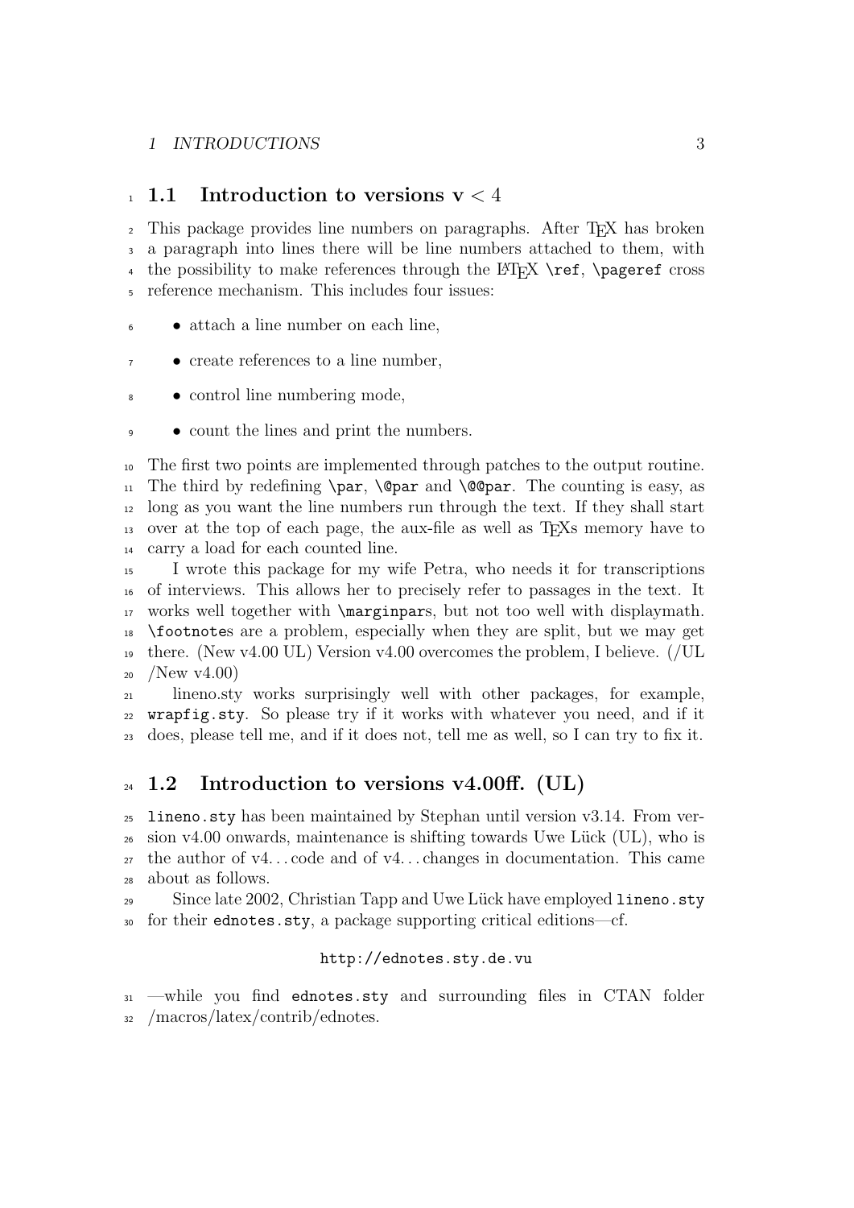## 1.1 Introduction to versions v $< 4$

This package provides line numbers on paragraphs. After TeX has broken a paragraph into lines there will be line numbers attached to them, with the possibility to make references through the LaTeX `\ref`, `\pageref` cross reference mechanism. This includes four issues:

- attach a line number on each line,
- create references to a line number,
- control line numbering mode,
- count the lines and print the numbers.

The first two points are implemented through patches to the output routine. The third by redefining `\par`, `\@par` and `\@@par`. The counting is easy, as long as you want the line numbers run through the text. If they shall start over at the top of each page, the aux-file as well as TeXs memory have to carry a load for each counted line.

I wrote this package for my wife Petra, who needs it for transcriptions of interviews. This allows her to precisely refer to passages in the text. It works well together with `\marginpar`s, but not too well with displaymath. `\footnote`s are a problem, especially when they are split, but we may get there. (New v4.00 UL) Version v4.00 overcomes the problem, I believe. (/UL /New v4.00)

lineno.sty works surprisingly well with other packages, for example, `wrapfig.sty`. So please try if it works with whatever you need, and if it does, please tell me, and if it does not, tell me as well, so I can try to fix it.

## 1.2 Introduction to versions v4.00ff. (UL)

`lineno.sty` has been maintained by Stephan until version v3.14. From version v4.00 onwards, maintenance is shifting towards Uwe Lück (UL), who is the author of v4. . . code and of v4. . . changes in documentation. This came about as follows.

Since late 2002, Christian Tapp and Uwe Lück have employed `lineno.sty` for their `ednotes.sty`, a package supporting critical editions—cf.

`http://ednotes.sty.de.vu`

—while you find `ednotes.sty` and surrounding files in CTAN folder /macros/latex/contrib/ednotes.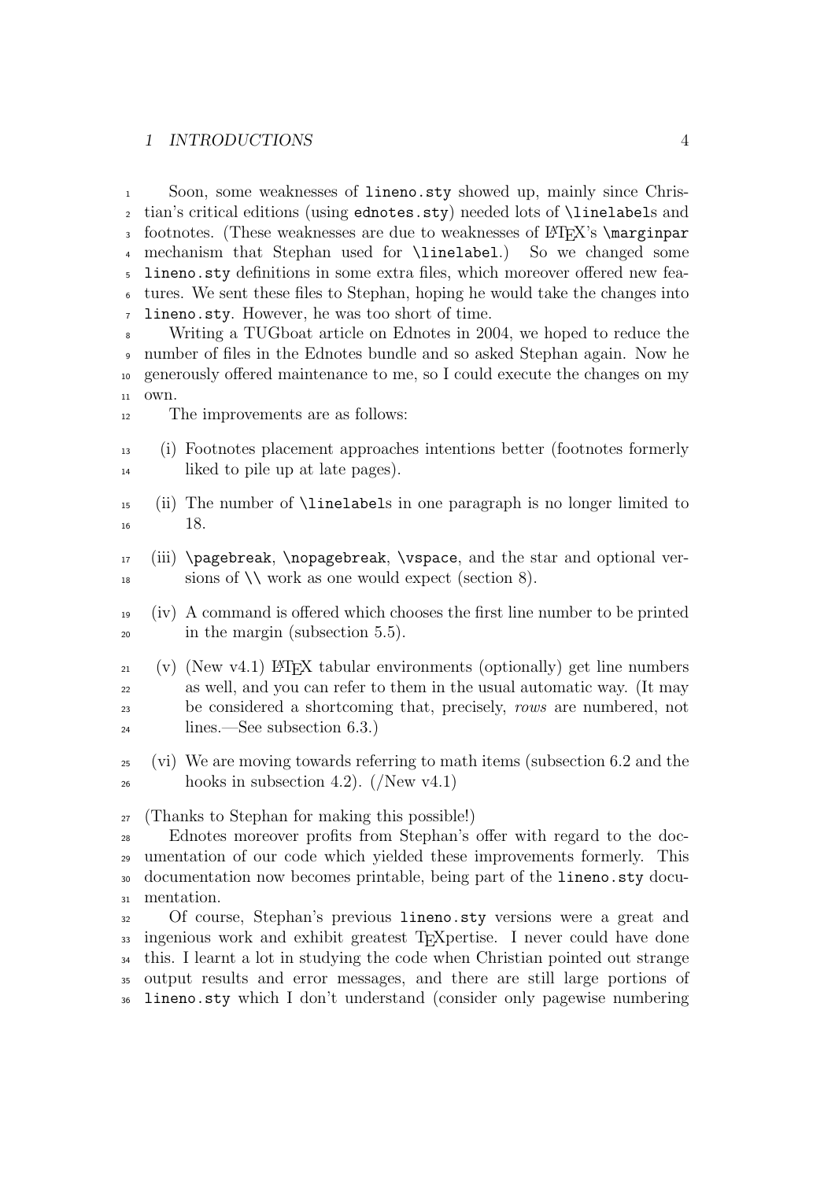Soon, some weaknesses of `lineno.sty` showed up, mainly since Christian's critical editions (using `ednotes.sty`) needed lots of `\linelabel`s and footnotes. (These weaknesses are due to weaknesses of LaTeX's `\marginpar` mechanism that Stephan used for `\linelabel`.) So we changed some `lineno.sty` definitions in some extra files, which moreover offered new features. We sent these files to Stephan, hoping he would take the changes into `lineno.sty`. However, he was too short of time.

Writing a TUGboat article on Ednotes in 2004, we hoped to reduce the number of files in the Ednotes bundle and so asked Stephan again. Now he generously offered maintenance to me, so I could execute the changes on my own.

The improvements are as follows:

(i) Footnotes placement approaches intentions better (footnotes formerly liked to pile up at late pages).

(ii) The number of `\linelabel`s in one paragraph is no longer limited to 18.

(iii) `\pagebreak`, `\nopagebreak`, `\vspace`, and the star and optional versions of `\\` work as one would expect (section 8).

(iv) A command is offered which chooses the first line number to be printed in the margin (subsection 5.5).

(v) (New v4.1) LaTeX tabular environments (optionally) get line numbers as well, and you can refer to them in the usual automatic way. (It may be considered a shortcoming that, precisely, *rows* are numbered, not lines.—See subsection 6.3.)

(vi) We are moving towards referring to math items (subsection 6.2 and the hooks in subsection 4.2). (/New v4.1)

(Thanks to Stephan for making this possible!)

Ednotes moreover profits from Stephan's offer with regard to the documentation of our code which yielded these improvements formerly. This documentation now becomes printable, being part of the `lineno.sty` documentation.

Of course, Stephan's previous `lineno.sty` versions were a great and ingenious work and exhibit greatest TeXpertise. I never could have done this. I learnt a lot in studying the code when Christian pointed out strange output results and error messages, and there are still large portions of `lineno.sty` which I don't understand (consider only pagewise numbering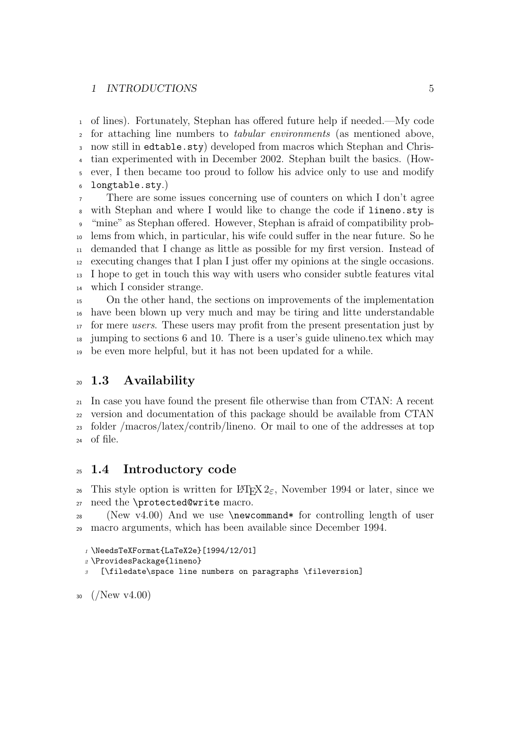of lines). Fortunately, Stephan has offered future help if needed.—My code for attaching line numbers to *tabular environments* (as mentioned above, now still in `edtable.sty`) developed from macros which Stephan and Christian experimented with in December 2002. Stephan built the basics. (However, I then became too proud to follow his advice only to use and modify `longtable.sty`.)

There are some issues concerning use of counters on which I don't agree with Stephan and where I would like to change the code if `lineno.sty` is "mine" as Stephan offered. However, Stephan is afraid of compatibility problems from which, in particular, his wife could suffer in the near future. So he demanded that I change as little as possible for my first version. Instead of executing changes that I plan I just offer my opinions at the single occasions. I hope to get in touch this way with users who consider subtle features vital which I consider strange.

On the other hand, the sections on improvements of the implementation have been blown up very much and may be tiring and litte understandable for mere *users*. These users may profit from the present presentation just by jumping to sections 6 and 10. There is a user's guide ulineno.tex which may be even more helpful, but it has not been updated for a while.

## 1.3 Availability

In case you have found the present file otherwise than from CTAN: A recent version and documentation of this package should be available from CTAN folder /macros/latex/contrib/lineno. Or mail to one of the addresses at top of file.

## 1.4 Introductory code

This style option is written for LaTeX $2_\varepsilon$, November 1994 or later, since we need the `\protected@write` macro.

(New v4.00) And we use `\newcommand*` for controlling length of user macro arguments, which has been available since December 1994.

```
\NeedsTeXFormat{LaTeX2e}[1994/12/01]
\ProvidesPackage{lineno}
  [\filedate\space line numbers on paragraphs \fileversion]
```

(/New v4.00)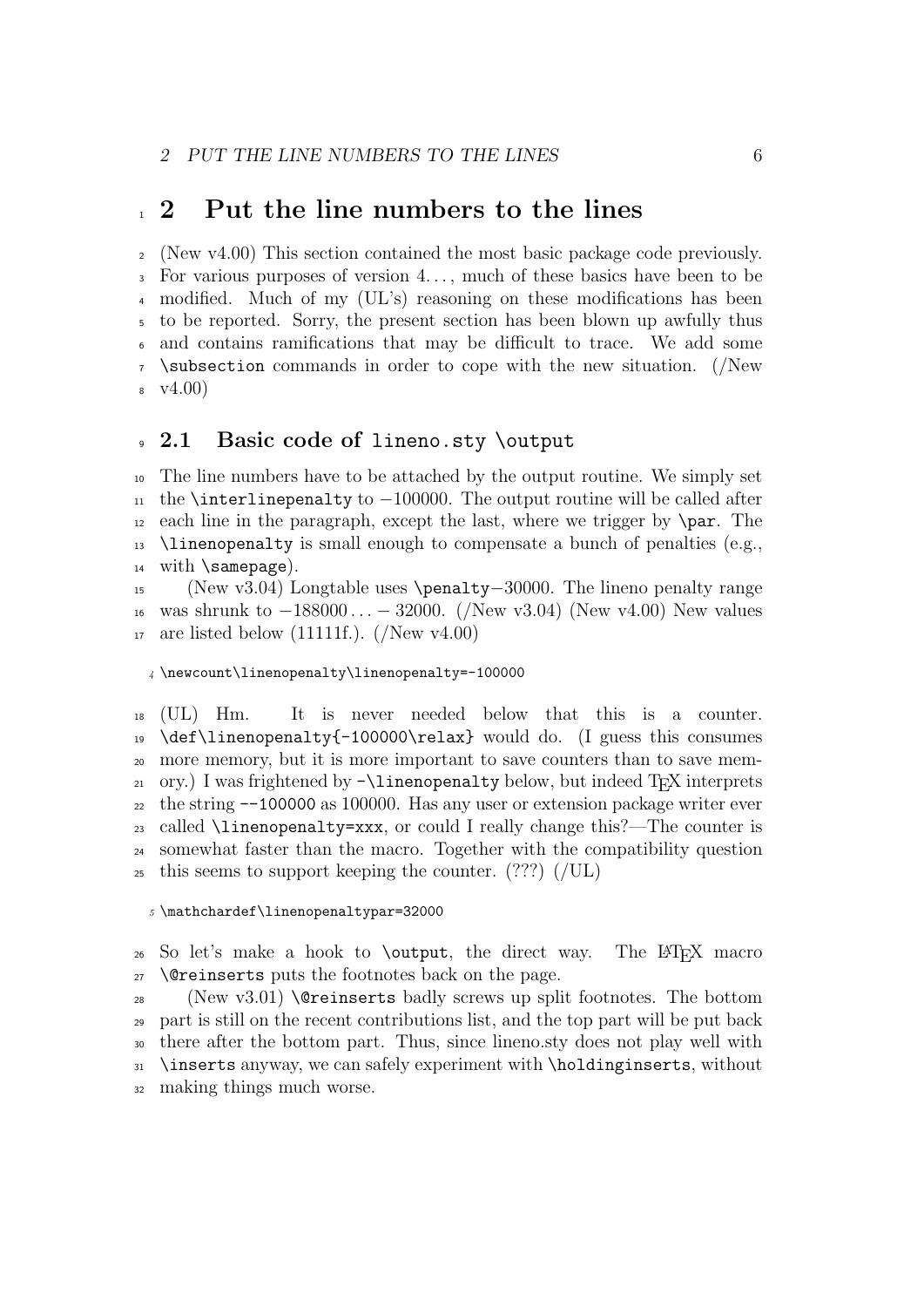## 2 Put the line numbers to the lines

(New v4.00) This section contained the most basic package code previously. For various purposes of version 4..., much of these basics have been to be modified. Much of my (UL's) reasoning on these modifications has been to be reported. Sorry, the present section has been blown up awfully thus and contains ramifications that may be difficult to trace. We add some `\subsection` commands in order to cope with the new situation. (/New v4.00)

### 2.1 Basic code of `lineno.sty` `\output`

The line numbers have to be attached by the output routine. We simply set the `\interlinepenalty` to $-100000$. The output routine will be called after each line in the paragraph, except the last, where we trigger by `\par`. The `\linenopenalty` is small enough to compensate a bunch of penalties (e.g., with `\samepage`).

(New v3.04) Longtable uses `\penalty`$-30000$. The lineno penalty range was shrunk to $-188000\ldots-32000$. (/New v3.04) (New v4.00) New values are listed below (11111f.). (/New v4.00)

```
4 \newcount\linenopenalty\linenopenalty=-100000
```

(UL) Hm. It is never needed below that this is a counter. `\def\linenopenalty{-100000\relax}` would do. (I guess this consumes more memory, but it is more important to save counters than to save memory.) I was frightened by `-\linenopenalty` below, but indeed TeX interprets the string `--100000` as 100000. Has any user or extension package writer ever called `\linenopenalty=xxx`, or could I really change this?—The counter is somewhat faster than the macro. Together with the compatibility question this seems to support keeping the counter. (???) (/UL)

```
5 \mathchardef\linenopenaltypar=32000
```

So let's make a hook to `\output`, the direct way. The LaTeX macro `\@reinserts` puts the footnotes back on the page.

(New v3.01) `\@reinserts` badly screws up split footnotes. The bottom part is still on the recent contributions list, and the top part will be put back there after the bottom part. Thus, since lineno.sty does not play well with `\inserts` anyway, we can safely experiment with `\holdinginserts`, without making things much worse.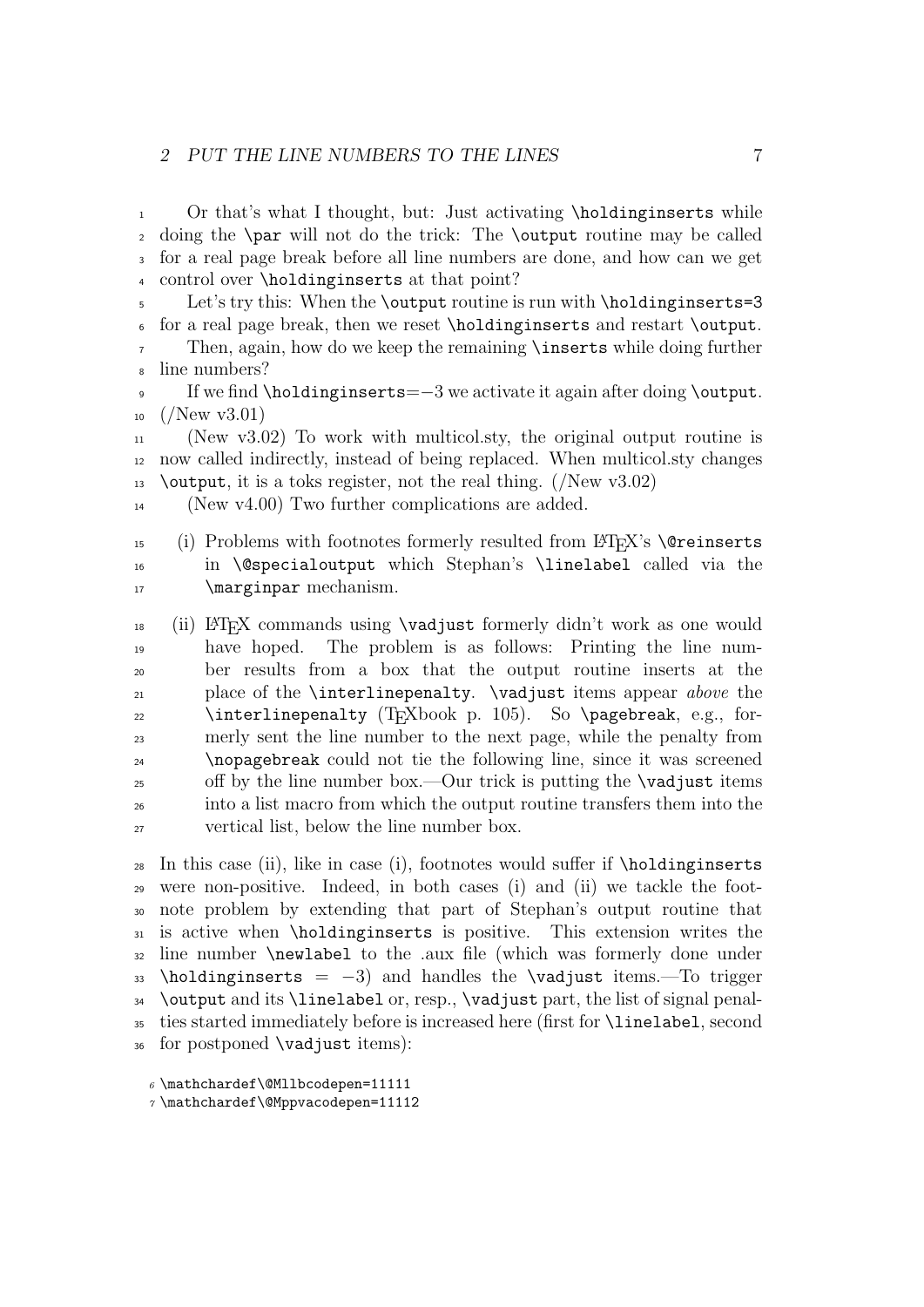Or that's what I thought, but: Just activating `\holdinginserts` while doing the `\par` will not do the trick: The `\output` routine may be called for a real page break before all line numbers are done, and how can we get control over `\holdinginserts` at that point?

Let's try this: When the `\output` routine is run with `\holdinginserts=3` for a real page break, then we reset `\holdinginserts` and restart `\output`.

Then, again, how do we keep the remaining `\inserts` while doing further line numbers?

If we find `\holdinginserts`=−3 we activate it again after doing `\output`. (/New v3.01)

(New v3.02) To work with multicol.sty, the original output routine is now called indirectly, instead of being replaced. When multicol.sty changes `\output`, it is a toks register, not the real thing. (/New v3.02)

(New v4.00) Two further complications are added.

(i) Problems with footnotes formerly resulted from LaTeX's `\@reinserts` in `\@specialoutput` which Stephan's `\linelabel` called via the `\marginpar` mechanism.

(ii) LaTeX commands using `\vadjust` formerly didn't work as one would have hoped. The problem is as follows: Printing the line number results from a box that the output routine inserts at the place of the `\interlinepenalty`. `\vadjust` items appear *above* the `\interlinepenalty` (TeXbook p. 105). So `\pagebreak`, e.g., formerly sent the line number to the next page, while the penalty from `\nopagebreak` could not tie the following line, since it was screened off by the line number box.—Our trick is putting the `\vadjust` items into a list macro from which the output routine transfers them into the vertical list, below the line number box.

In this case (ii), like in case (i), footnotes would suffer if `\holdinginserts` were non-positive. Indeed, in both cases (i) and (ii) we tackle the footnote problem by extending that part of Stephan's output routine that is active when `\holdinginserts` is positive. This extension writes the line number `\newlabel` to the .aux file (which was formerly done under `\holdinginserts` = −3) and handles the `\vadjust` items.—To trigger `\output` and its `\linelabel` or, resp., `\vadjust` part, the list of signal penalties started immediately before is increased here (first for `\linelabel`, second for postponed `\vadjust` items):

```
6 \mathchardef\@Mllbcodepen=11111
7 \mathchardef\@Mppvacodepen=11112
```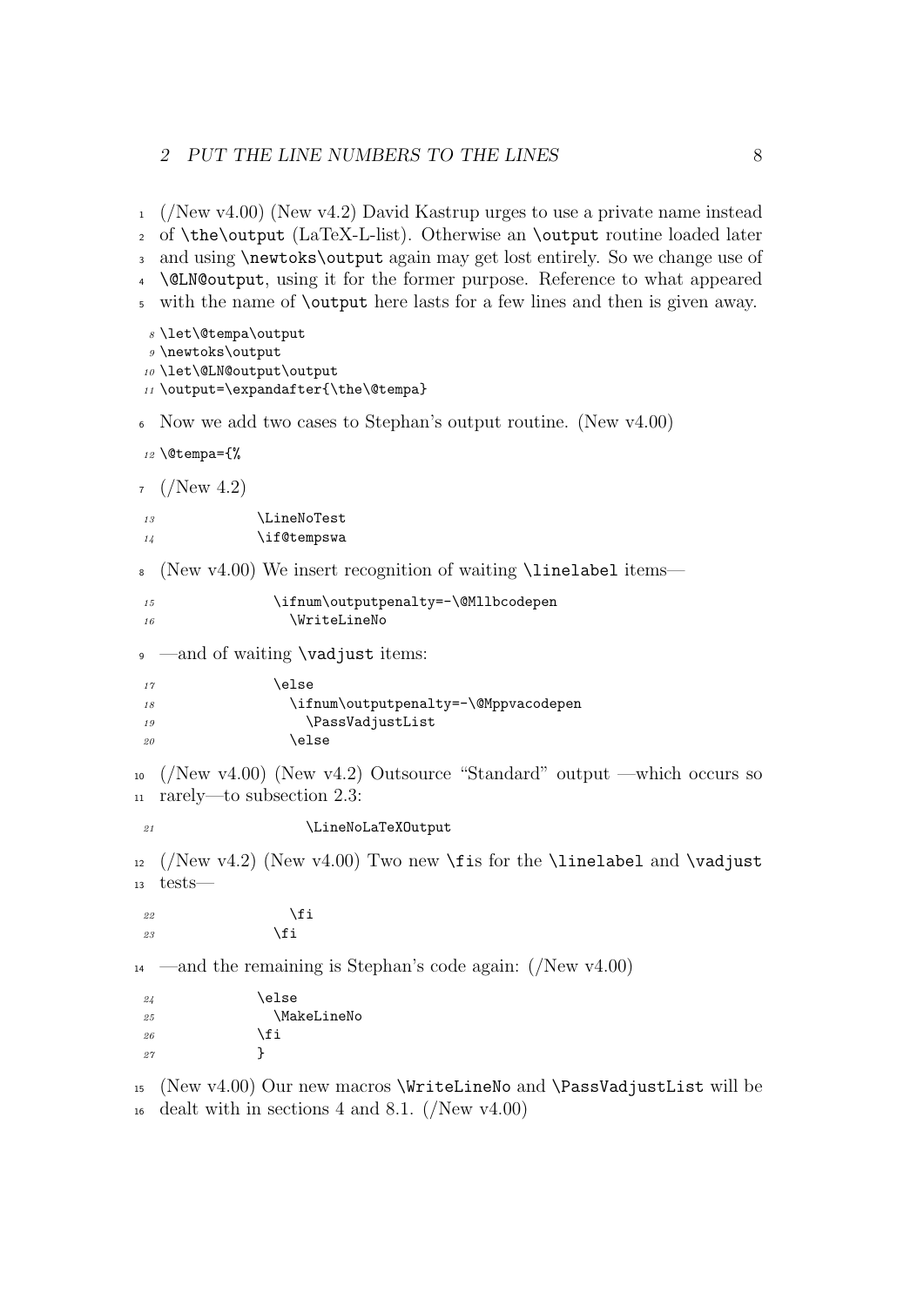(/New v4.00) (New v4.2) David Kastrup urges to use a private name instead of \the\output (LaTeX-L-list). Otherwise an \output routine loaded later and using \newtoks\output again may get lost entirely. So we change use of \@LN@output, using it for the former purpose. Reference to what appeared with the name of \output here lasts for a few lines and then is given away.

```
\let\@tempa\output
\newtoks\output
\let\@LN@output\output
\output=\expandafter{\the\@tempa}
```

Now we add two cases to Stephan's output routine. (New v4.00)

```
\@tempa={%
```

(/New 4.2)

```
            \LineNoTest
            \if@tempswa
```

(New v4.00) We insert recognition of waiting \linelabel items—

```
              \ifnum\outputpenalty=-\@Mllbcodepen
                \WriteLineNo
```

—and of waiting \vadjust items:

```
              \else
                \ifnum\outputpenalty=-\@Mppvacodepen
                  \PassVadjustList
                \else
```

(/New v4.00) (New v4.2) Outsource "Standard" output —which occurs so rarely—to subsection 2.3:

```
                    \LineNoLaTeXOutput
```

(/New v4.2) (New v4.00) Two new \fis for the \linelabel and \vadjust tests—

```
                \fi
              \fi
```

—and the remaining is Stephan's code again: (/New v4.00)

```
            \else
              \MakeLineNo
            \fi
            }
```

(New v4.00) Our new macros \WriteLineNo and \PassVadjustList will be dealt with in sections 4 and 8.1. (/New v4.00)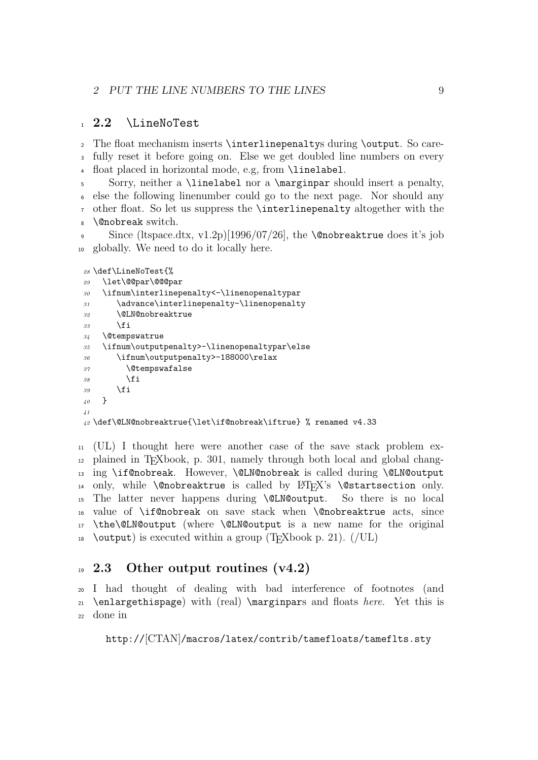## 2.2 `\LineNoTest`

The float mechanism inserts `\interlinepenalty`s during `\output`. So carefully reset it before going on. Else we get doubled line numbers on every float placed in horizontal mode, e.g, from `\linelabel`.

Sorry, neither a `\linelabel` nor a `\marginpar` should insert a penalty, else the following linenumber could go to the next page. Nor should any other float. So let us suppress the `\interlinepenalty` altogether with the `\@nobreak` switch.

Since (ltspace.dtx, v1.2p)[1996/07/26], the `\@nobreaktrue` does it's job globally. We need to do it locally here.

```
28 \def\LineNoTest{%
29   \let\@@par\@@@par
30   \ifnum\interlinepenalty<-\linenopenaltypar
31      \advance\interlinepenalty-\linenopenalty
32      \@LN@nobreaktrue
33      \fi
34   \@tempswatrue
35   \ifnum\outputpenalty>-\linenopenaltypar\else
36      \ifnum\outputpenalty>-188000\relax
37        \@tempswafalse
38        \fi
39      \fi
40   }
41
42 \def\@LN@nobreaktrue{\let\if@nobreak\iftrue} % renamed v4.33
```

(UL) I thought here were another case of the save stack problem explained in TEXbook, p. 301, namely through both local and global changing `\if@nobreak`. However, `\@LN@nobreak` is called during `\@LN@output` only, while `\@nobreaktrue` is called by LATEX's `\@startsection` only. The latter never happens during `\@LN@output`. So there is no local value of `\if@nobreak` on save stack when `\@nobreaktrue` acts, since `\the\@LN@output` (where `\@LN@output` is a new name for the original `\output`) is executed within a group (TEXbook p. 21). (/UL)

## 2.3 Other output routines (v4.2)

I had thought of dealing with bad interference of footnotes (and `\enlargethispage`) with (real) `\marginpar`s and floats *here*. Yet this is done in

http://[CTAN]/macros/latex/contrib/tamefloats/tameflts.sty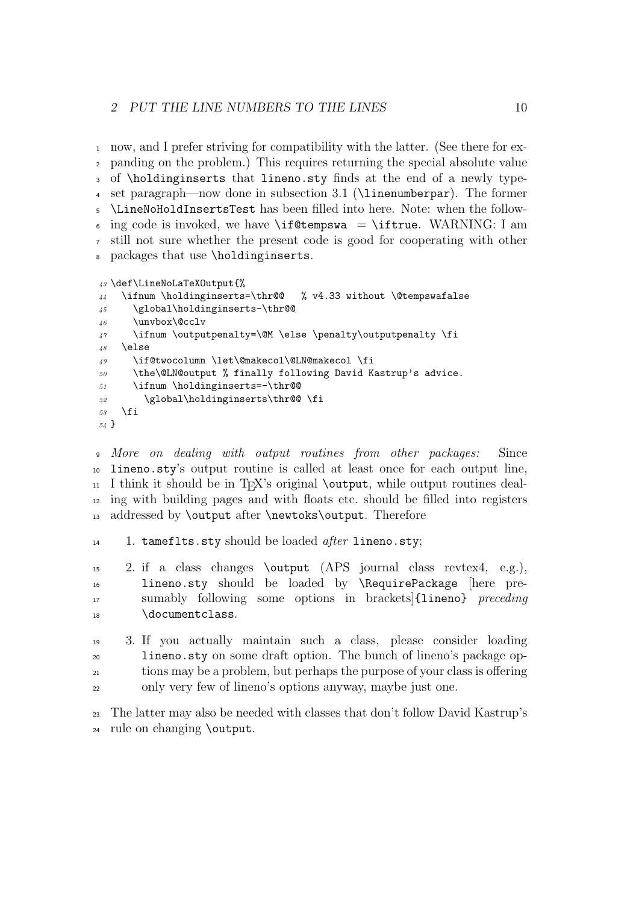now, and I prefer striving for compatibility with the latter. (See there for expanding on the problem.) This requires returning the special absolute value of `\holdinginserts` that `lineno.sty` finds at the end of a newly typeset paragraph—now done in subsection 3.1 (`\linenumberpar`). The former `\LineNoHoldInsertsTest` has been filled into here. Note: when the following code is invoked, we have `\if@tempswa = \iftrue`. WARNING: I am still not sure whether the present code is good for cooperating with other packages that use `\holdinginserts`.

```
43 \def\LineNoLaTeXOutput{%
44   \ifnum \holdinginserts=\thr@@   % v4.33 without \@tempswafalse
45     \global\holdinginserts-\thr@@
46     \unvbox\@cclv
47     \ifnum \outputpenalty=\@M \else \penalty\outputpenalty \fi
48   \else
49     \if@twocolumn \let\@makecol\@LN@makecol \fi
50     \the\@LN@output % finally following David Kastrup's advice.
51     \ifnum \holdinginserts=-\thr@@
52       \global\holdinginserts\thr@@ \fi
53   \fi
54 }
```

*More on dealing with output routines from other packages:* Since `lineno.sty`'s output routine is called at least once for each output line, I think it should be in TeX's original `\output`, while output routines dealing with building pages and with floats etc. should be filled into registers addressed by `\output` after `\newtoks\output`. Therefore

1. `tameflts.sty` should be loaded *after* `lineno.sty`;

2. if a class changes `\output` (APS journal class revtex4, e.g.), `lineno.sty` should be loaded by `\RequirePackage` [here presumably following some options in brackets]`{lineno}` *preceding* `\documentclass`.

3. If you actually maintain such a class, please consider loading `lineno.sty` on some draft option. The bunch of lineno's package options may be a problem, but perhaps the purpose of your class is offering only very few of lineno's options anyway, maybe just one.

The latter may also be needed with classes that don't follow David Kastrup's rule on changing `\output`.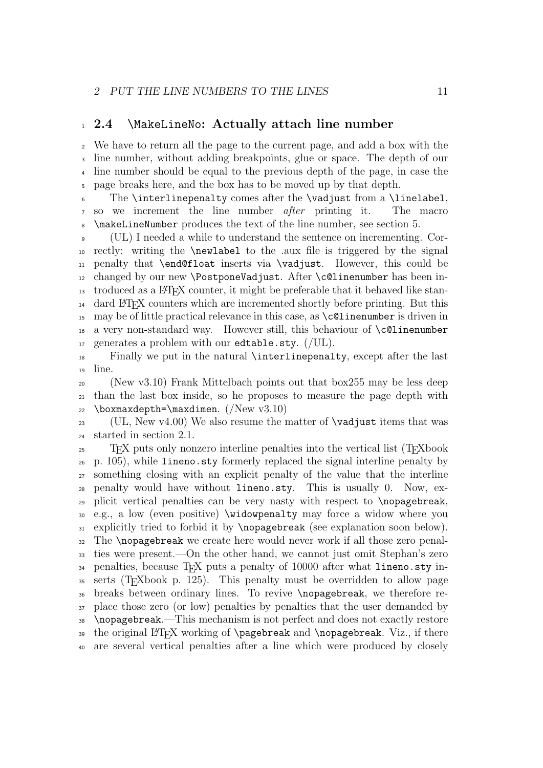## 2.4 `\MakeLineNo`: Actually attach line number

We have to return all the page to the current page, and add a box with the line number, without adding breakpoints, glue or space. The depth of our line number should be equal to the previous depth of the page, in case the page breaks here, and the box has to be moved up by that depth.

The `\interlinepenalty` comes after the `\vadjust` from a `\linelabel`, so we increment the line number *after* printing it. The macro `\makeLineNumber` produces the text of the line number, see section 5.

(UL) I needed a while to understand the sentence on incrementing. Correctly: writing the `\newlabel` to the .aux file is triggered by the signal penalty that `\end@float` inserts via `\vadjust`. However, this could be changed by our new `\PostponeVadjust`. After `\c@linenumber` has been introduced as a LaTeX counter, it might be preferable that it behaved like standard LaTeX counters which are incremented shortly before printing. But this may be of little practical relevance in this case, as `\c@linenumber` is driven in a very non-standard way.—However still, this behaviour of `\c@linenumber` generates a problem with our `edtable.sty`. (/UL).

Finally we put in the natural `\interlinepenalty`, except after the last line.

(New v3.10) Frank Mittelbach points out that box255 may be less deep than the last box inside, so he proposes to measure the page depth with `\boxmaxdepth=\maxdimen`. (/New v3.10)

(UL, New v4.00) We also resume the matter of `\vadjust` items that was started in section 2.1.

TeX puts only nonzero interline penalties into the vertical list (TeXbook p. 105), while `lineno.sty` formerly replaced the signal interline penalty by something closing with an explicit penalty of the value that the interline penalty would have without `lineno.sty`. This is usually 0. Now, explicit vertical penalties can be very nasty with respect to `\nopagebreak`, e.g., a low (even positive) `\widowpenalty` may force a widow where you explicitly tried to forbid it by `\nopagebreak` (see explanation soon below). The `\nopagebreak` we create here would never work if all those zero penalties were present.—On the other hand, we cannot just omit Stephan's zero penalties, because TeX puts a penalty of 10000 after what `lineno.sty` inserts (TeXbook p. 125). This penalty must be overridden to allow page breaks between ordinary lines. To revive `\nopagebreak`, we therefore replace those zero (or low) penalties by penalties that the user demanded by `\nopagebreak`.—This mechanism is not perfect and does not exactly restore the original LaTeX working of `\pagebreak` and `\nopagebreak`. Viz., if there are several vertical penalties after a line which were produced by closely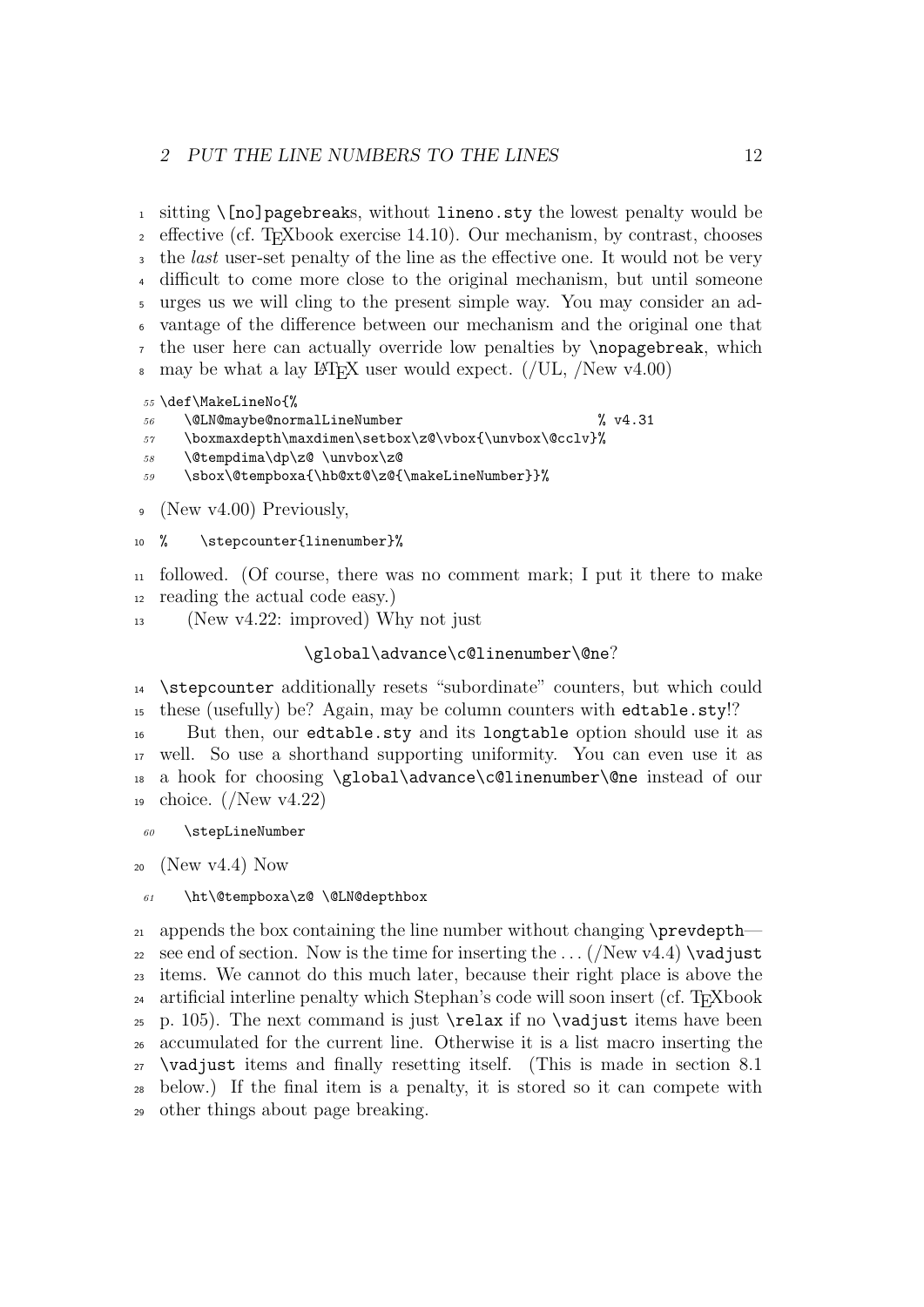sitting \[no]pagebreaks, without lineno.sty the lowest penalty would be effective (cf. TEXbook exercise 14.10). Our mechanism, by contrast, chooses the *last* user-set penalty of the line as the effective one. It would not be very difficult to come more close to the original mechanism, but until someone urges us we will cling to the present simple way. You may consider an advantage of the difference between our mechanism and the original one that the user here can actually override low penalties by \nopagebreak, which may be what a lay LATEX user would expect. (/UL, /New v4.00)

```
55 \def\MakeLineNo{%
56   \@LN@maybe@normalLineNumber                    % v4.31
57   \boxmaxdepth\maxdimen\setbox\z@\vbox{\unvbox\@cclv}%
58   \@tempdima\dp\z@ \unvbox\z@
59   \sbox\@tempboxa{\hb@xt@\z@{\makeLineNumber}}%
```

(New v4.00) Previously,

```
%    \stepcounter{linenumber}%
```

followed. (Of course, there was no comment mark; I put it there to make reading the actual code easy.)

(New v4.22: improved) Why not just

\global\advance\c@linenumber\@ne?

\stepcounter additionally resets "subordinate" counters, but which could these (usefully) be? Again, may be column counters with edtable.sty!?

But then, our edtable.sty and its longtable option should use it as well. So use a shorthand supporting uniformity. You can even use it as a hook for choosing \global\advance\c@linenumber\@ne instead of our choice. (/New v4.22)

```
60   \stepLineNumber
```

(New v4.4) Now

```
61   \ht\@tempboxa\z@ \@LN@depthbox
```

appends the box containing the line number without changing \prevdepth—see end of section. Now is the time for inserting the . . . (/New v4.4) \vadjust items. We cannot do this much later, because their right place is above the artificial interline penalty which Stephan's code will soon insert (cf. TEXbook p. 105). The next command is just \relax if no \vadjust items have been accumulated for the current line. Otherwise it is a list macro inserting the \vadjust items and finally resetting itself. (This is made in section 8.1 below.) If the final item is a penalty, it is stored so it can compete with other things about page breaking.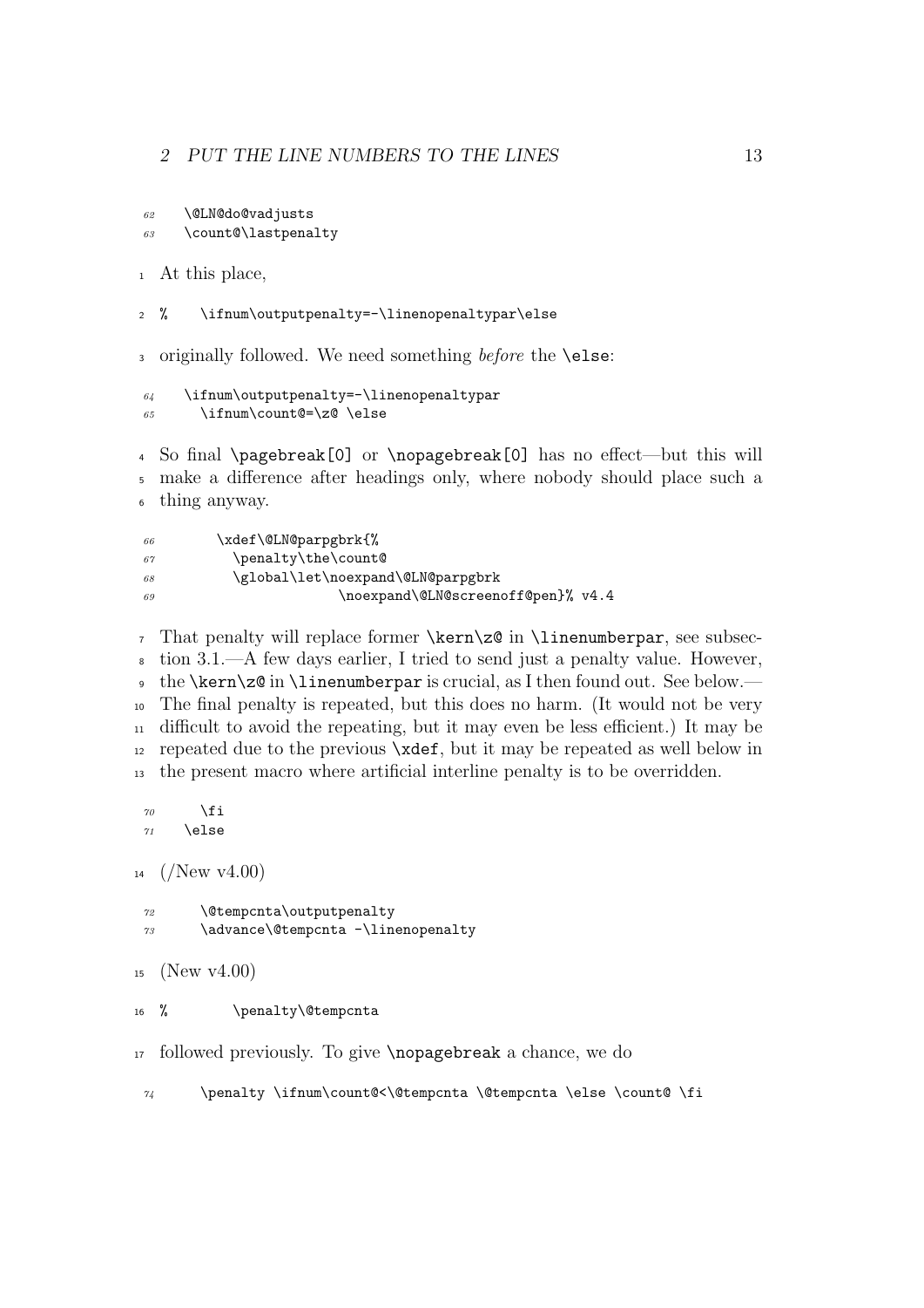```
62   \@LN@do@vadjusts
63   \count@\lastpenalty
```

At this place,

```
%    \ifnum\outputpenalty=-\linenopenaltypar\else
```

originally followed. We need something *before* the \else:

```
64   \ifnum\outputpenalty=-\linenopenaltypar
65     \ifnum\count@=\z@ \else
```

So final \pagebreak[0] or \nopagebreak[0] has no effect—but this will make a difference after headings only, where nobody should place such a thing anyway.

```
66       \xdef\@LN@parpgbrk{%
67         \penalty\the\count@
68         \global\let\noexpand\@LN@parpgbrk
69                      \noexpand\@LN@screenoff@pen}% v4.4
```

That penalty will replace former \kern\z@ in \linenumberpar, see subsection 3.1.—A few days earlier, I tried to send just a penalty value. However, the \kern\z@ in \linenumberpar is crucial, as I then found out. See below.—The final penalty is repeated, but this does no harm. (It would not be very difficult to avoid the repeating, but it may even be less efficient.) It may be repeated due to the previous \xdef, but it may be repeated as well below in the present macro where artificial interline penalty is to be overridden.

```
70     \fi
71   \else
```

(/New v4.00)

```
72     \@tempcnta\outputpenalty
73     \advance\@tempcnta -\linenopenalty
```

(New v4.00)

```
%        \penalty\@tempcnta
```

followed previously. To give \nopagebreak a chance, we do

```
74     \penalty \ifnum\count@<\@tempcnta \@tempcnta \else \count@ \fi
```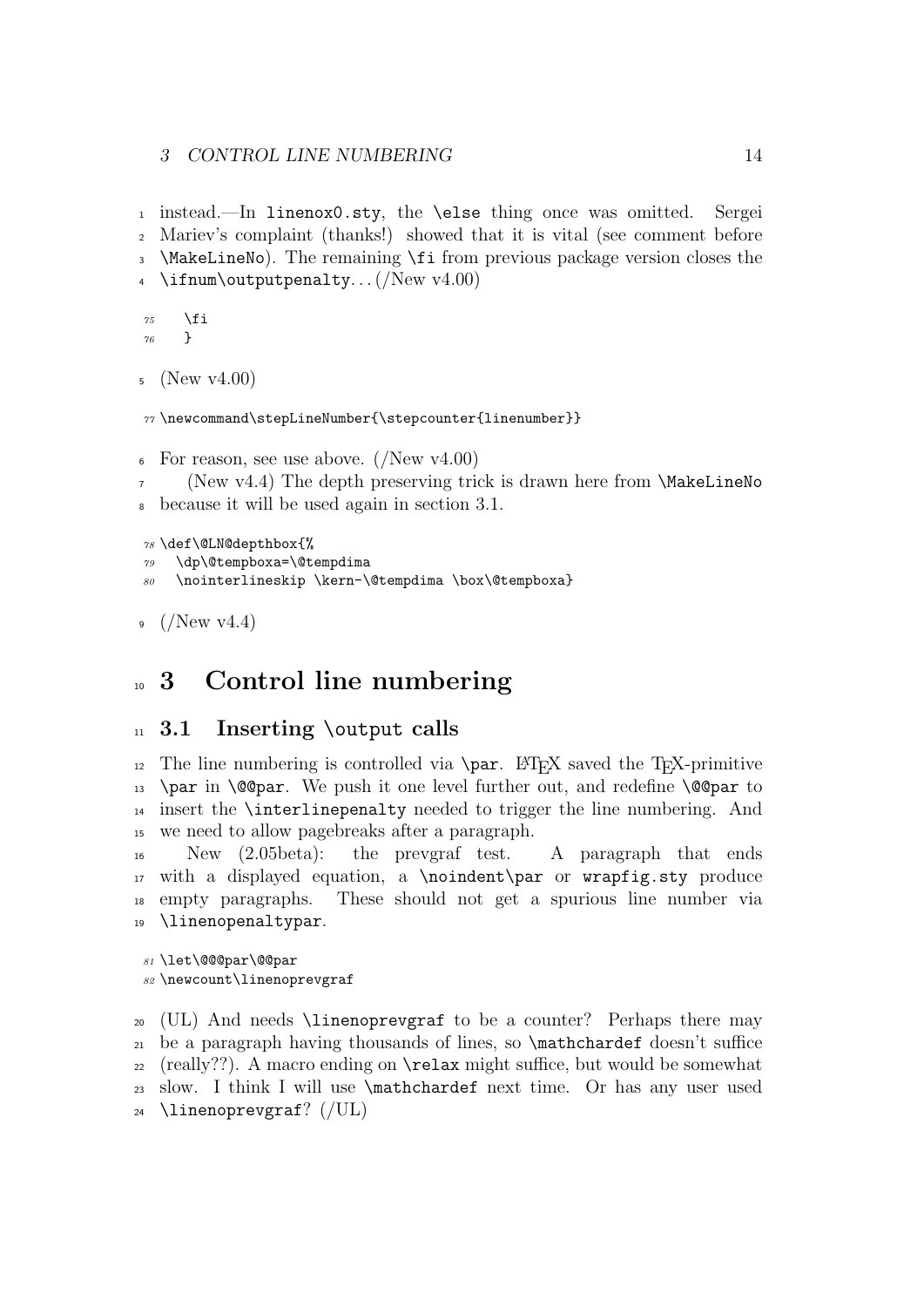instead.—In `linenox0.sty`, the `\else` thing once was omitted. Sergei Mariev's complaint (thanks!) showed that it is vital (see comment before `\MakeLineNo`). The remaining `\fi` from previous package version closes the `\ifnum\outputpenalty`... (/New v4.00)

```
75   \fi
76   }
```

(New v4.00)

```
77 \newcommand\stepLineNumber{\stepcounter{linenumber}}
```

For reason, see use above. (/New v4.00)

(New v4.4) The depth preserving trick is drawn here from `\MakeLineNo` because it will be used again in section 3.1.

```
78 \def\@LN@depthbox{%
79   \dp\@tempboxa=\@tempdima
80   \nointerlineskip \kern-\@tempdima \box\@tempboxa}
```

(/New v4.4)

# 3 Control line numbering

## 3.1 Inserting `\output` calls

The line numbering is controlled via `\par`. LaTeX saved the TeX-primitive `\par` in `\@@par`. We push it one level further out, and redefine `\@@par` to insert the `\interlinepenalty` needed to trigger the line numbering. And we need to allow pagebreaks after a paragraph.

New (2.05beta): the prevgraf test. A paragraph that ends with a displayed equation, a `\noindent\par` or `wrapfig.sty` produce empty paragraphs. These should not get a spurious line number via `\linenopenaltypar`.

```
81 \let\@@@par\@@par
82 \newcount\linenoprevgraf
```

(UL) And needs `\linenoprevgraf` to be a counter? Perhaps there may be a paragraph having thousands of lines, so `\mathchardef` doesn't suffice (really??). A macro ending on `\relax` might suffice, but would be somewhat slow. I think I will use `\mathchardef` next time. Or has any user used `\linenoprevgraf`? (/UL)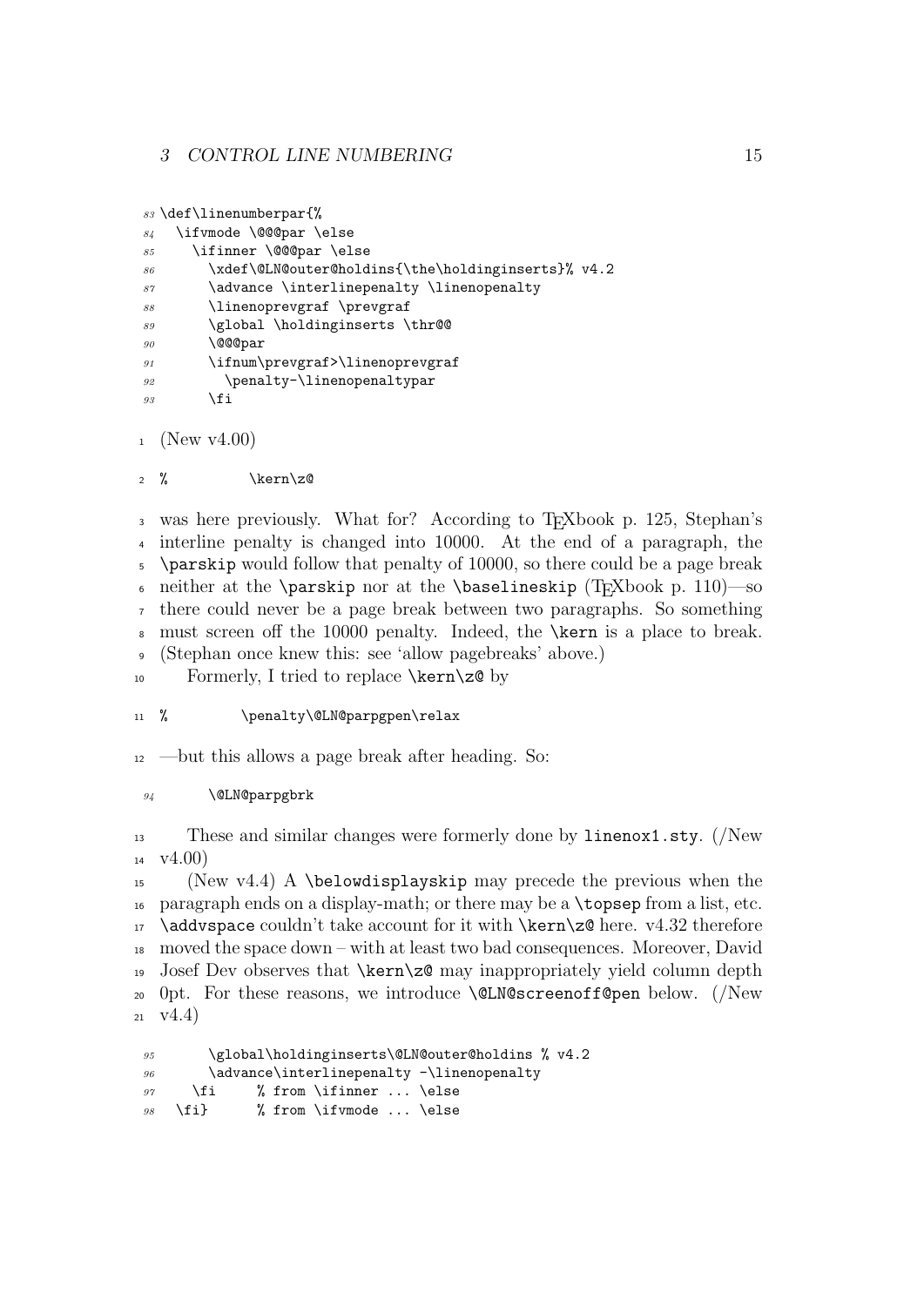```
83 \def\linenumberpar{%
84   \ifvmode \@@@par \else
85     \ifinner \@@@par \else
86       \xdef\@LN@outer@holdins{\the\holdinginserts}% v4.2
87       \advance \interlinepenalty \linenopenalty
88       \linenoprevgraf \prevgraf
89       \global \holdinginserts \thr@@
90       \@@@par
91       \ifnum\prevgraf>\linenoprevgraf
92         \penalty-\linenopenaltypar
93       \fi
```

(New v4.00)

```
%          \kern\z@
```

was here previously. What for? According to TEXbook p. 125, Stephan's interline penalty is changed into 10000. At the end of a paragraph, the `\parskip` would follow that penalty of 10000, so there could be a page break neither at the `\parskip` nor at the `\baselineskip` (TEXbook p. 110)—so there could never be a page break between two paragraphs. So something must screen off the 10000 penalty. Indeed, the `\kern` is a place to break. (Stephan once knew this: see 'allow pagebreaks' above.)

Formerly, I tried to replace `\kern\z@` by

```
%          \penalty\@LN@parpgpen\relax
```

—but this allows a page break after heading. So:

```
94       \@LN@parpgbrk
```

These and similar changes were formerly done by `linenox1.sty`. (/New v4.00)

(New v4.4) A `\belowdisplayskip` may precede the previous when the paragraph ends on a display-math; or there may be a `\topsep` from a list, etc. `\addvspace` couldn't take account for it with `\kern\z@` here. v4.32 therefore moved the space down – with at least two bad consequences. Moreover, David Josef Dev observes that `\kern\z@` may inappropriately yield column depth 0pt. For these reasons, we introduce `\@LN@screenoff@pen` below. (/New v4.4)

```
95       \global\holdinginserts\@LN@outer@holdins % v4.2
96       \advance\interlinepenalty -\linenopenalty
97     \fi     % from \ifinner ... \else
98   \fi}      % from \ifvmode ... \else
```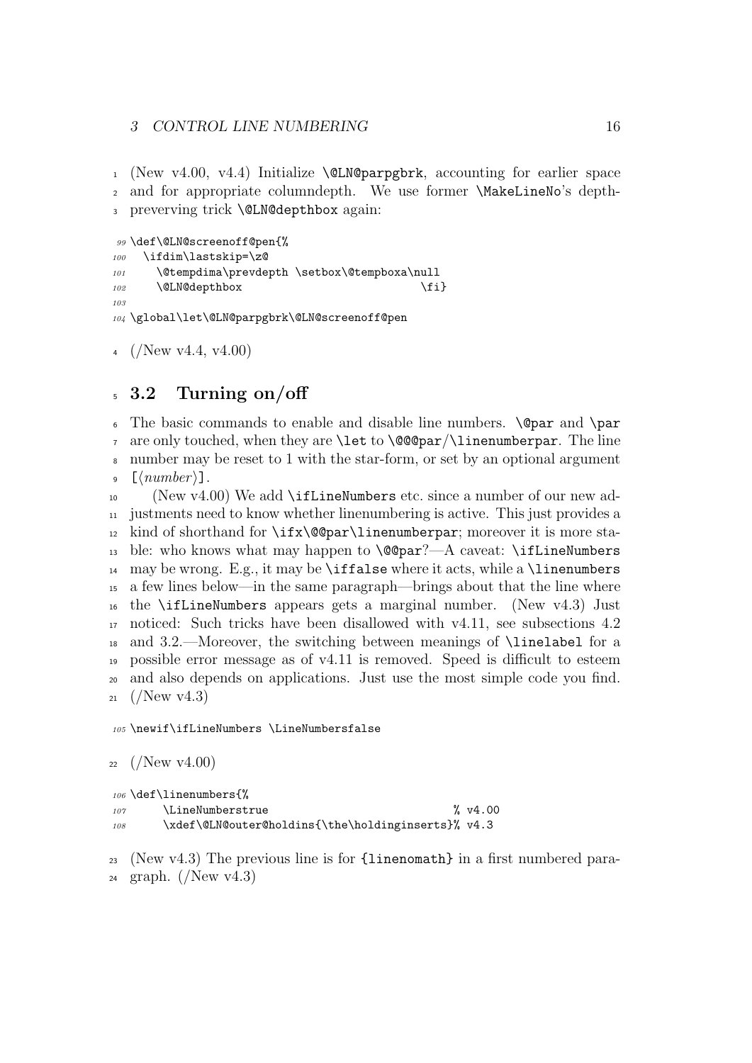(New v4.00, v4.4) Initialize `\@LN@parpgbrk`, accounting for earlier space and for appropriate columndepth. We use former `\MakeLineNo`'s depth-preverving trick `\@LN@depthbox` again:

```
\def\@LN@screenoff@pen{%
  \ifdim\lastskip=\z@
    \@tempdima\prevdepth \setbox\@tempboxa\null
    \@LN@depthbox                          \fi}

\global\let\@LN@parpgbrk\@LN@screenoff@pen
```

(/New v4.4, v4.00)

## 3.2 Turning on/off

The basic commands to enable and disable line numbers. `\@par` and `\par` are only touched, when they are `\let` to `\@@@par`/`\linenumberpar`. The line number may be reset to 1 with the star-form, or set by an optional argument `[`⟨*number*⟩`]`.

(New v4.00) We add `\ifLineNumbers` etc. since a number of our new adjustments need to know whether linenumbering is active. This just provides a kind of shorthand for `\ifx\@@par\linenumberpar`; moreover it is more stable: who knows what may happen to `\@@par`?—A caveat: `\ifLineNumbers` may be wrong. E.g., it may be `\iffalse` where it acts, while a `\linenumbers` a few lines below—in the same paragraph—brings about that the line where the `\ifLineNumbers` appears gets a marginal number. (New v4.3) Just noticed: Such tricks have been disallowed with v4.11, see subsections 4.2 and 3.2.—Moreover, the switching between meanings of `\linelabel` for a possible error message as of v4.11 is removed. Speed is difficult to esteem and also depends on applications. Just use the most simple code you find. (/New v4.3)

```
\newif\ifLineNumbers \LineNumbersfalse
```

(/New v4.00)

```
\def\linenumbers{%
     \LineNumberstrue                            % v4.00
     \xdef\@LN@outer@holdins{\the\holdinginserts}% v4.3
```

(New v4.3) The previous line is for `{linenomath}` in a first numbered paragraph. (/New v4.3)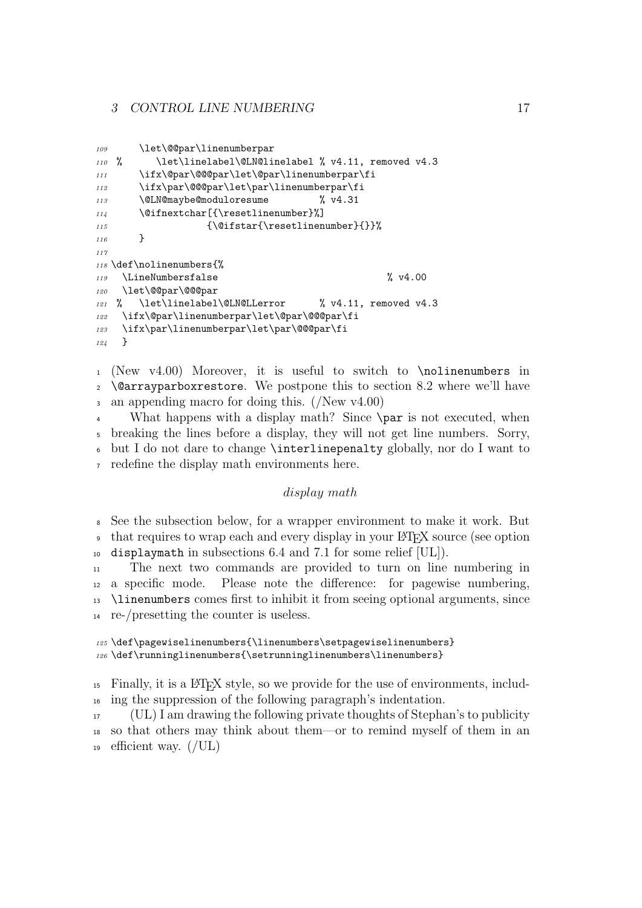```
109       \let\@@par\linenumberpar
110  %       \let\linelabel\@LN@linelabel % v4.11, removed v4.3
111       \ifx\@par\@@@par\let\@par\linenumberpar\fi
112       \ifx\par\@@@par\let\par\linenumberpar\fi
113       \@LN@maybe@moduloresume        % v4.31
114       \@ifnextchar[{\resetlinenumber}%]
115                  {\@ifstar{\resetlinenumber}{}}%
116       }
117
118 \def\nolinenumbers{%
119   \LineNumbersfalse                              % v4.00
120   \let\@@par\@@@par
121  %   \let\linelabel\@LN@LLerror      % v4.11, removed v4.3
122   \ifx\@par\linenumberpar\let\@par\@@@par\fi
123   \ifx\par\linenumberpar\let\par\@@@par\fi
124   }
```

(New v4.00) Moreover, it is useful to switch to `\nolinenumbers` in `\@arrayparboxrestore`. We postpone this to section 8.2 where we'll have an appending macro for doing this. (/New v4.00)

What happens with a display math? Since `\par` is not executed, when breaking the lines before a display, they will not get line numbers. Sorry, but I do not dare to change `\interlinepenalty` globally, nor do I want to redefine the display math environments here.

*display math*

See the subsection below, for a wrapper environment to make it work. But that requires to wrap each and every display in your LaTeX source (see option `displaymath` in subsections 6.4 and 7.1 for some relief [UL]).

The next two commands are provided to turn on line numbering in a specific mode. Please note the difference: for pagewise numbering, `\linenumbers` comes first to inhibit it from seeing optional arguments, since re-/presetting the counter is useless.

```
125 \def\pagewiselinenumbers{\linenumbers\setpagewiselinenumbers}
126 \def\runninglinenumbers{\setrunninglinenumbers\linenumbers}
```

Finally, it is a LaTeX style, so we provide for the use of environments, including the suppression of the following paragraph's indentation.

(UL) I am drawing the following private thoughts of Stephan's to publicity so that others may think about them—or to remind myself of them in an efficient way. (/UL)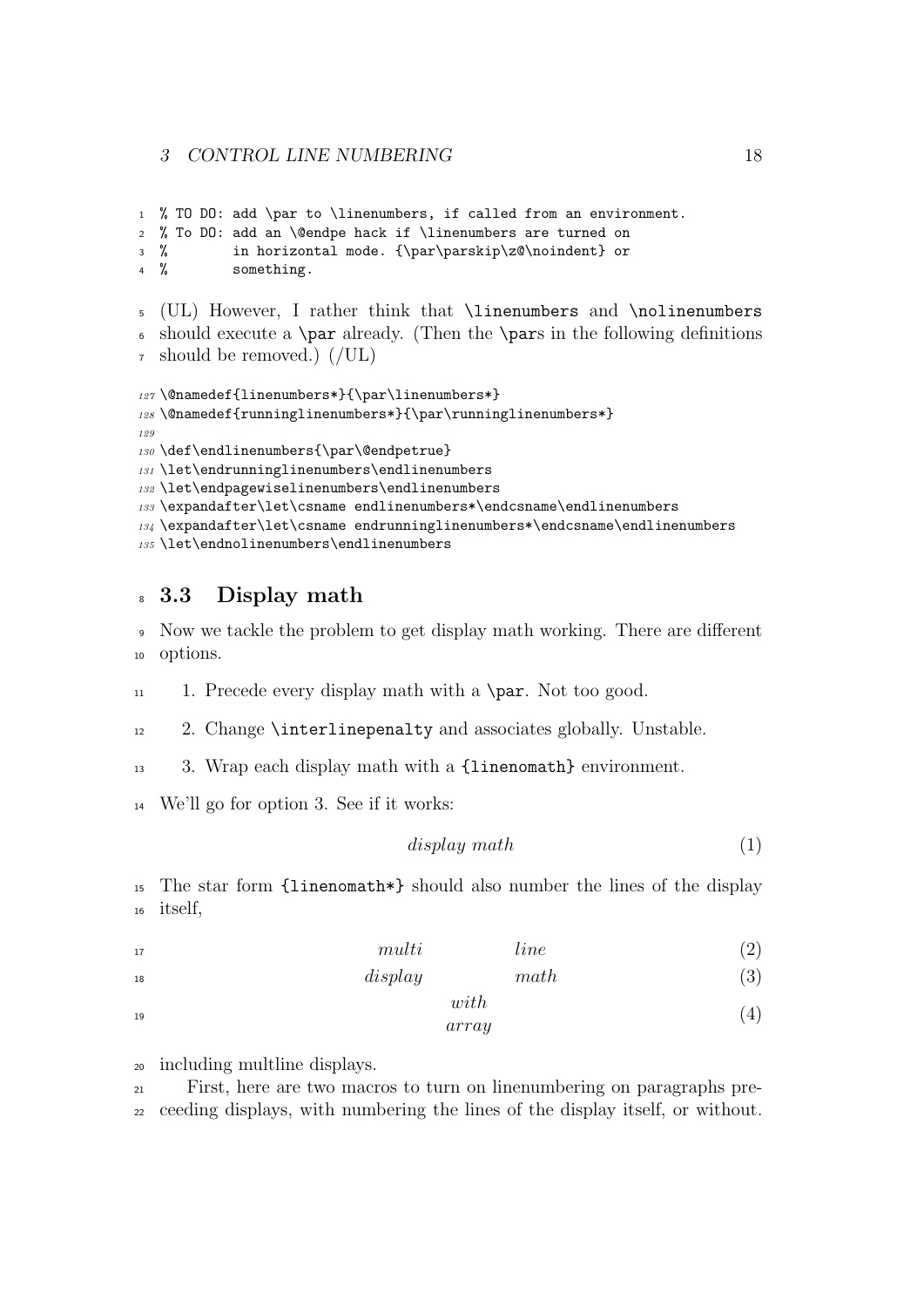```
% TO DO: add \par to \linenumbers, if called from an environment.
% To DO: add an \@endpe hack if \linenumbers are turned on
%        in horizontal mode. {\par\parskip\z@\noindent} or
%        something.
```

(UL) However, I rather think that `\linenumbers` and `\nolinenumbers` should execute a `\par` already. (Then the `\par`s in the following definitions should be removed.) (/UL)

```
\@namedef{linenumbers*}{\par\linenumbers*}
\@namedef{runninglinenumbers*}{\par\runninglinenumbers*}

\def\endlinenumbers{\par\@endpetrue}
\let\endrunninglinenumbers\endlinenumbers
\let\endpagewiselinenumbers\endlinenumbers
\expandafter\let\csname endlinenumbers*\endcsname\endlinenumbers
\expandafter\let\csname endrunninglinenumbers*\endcsname\endlinenumbers
\let\endnolinenumbers\endlinenumbers
```

### 3.3 Display math

Now we tackle the problem to get display math working. There are different options.

1. Precede every display math with a `\par`. Not too good.
2. Change `\interlinepenalty` and associates globally. Unstable.
3. Wrap each display math with a `{linenomath}` environment.

We'll go for option 3. See if it works:

$$display\ math \tag{1}$$

The star form `{linenomath*}` should also number the lines of the display itself,

$$
\begin{aligned}
multi & \qquad line \qquad (2) \\
display & \qquad math \qquad (3) \\
& \begin{array}{c} with \\ array \end{array} \qquad (4)
\end{aligned}
$$

including multline displays.

First, here are two macros to turn on linenumbering on paragraphs preceeding displays, with numbering the lines of the display itself, or without.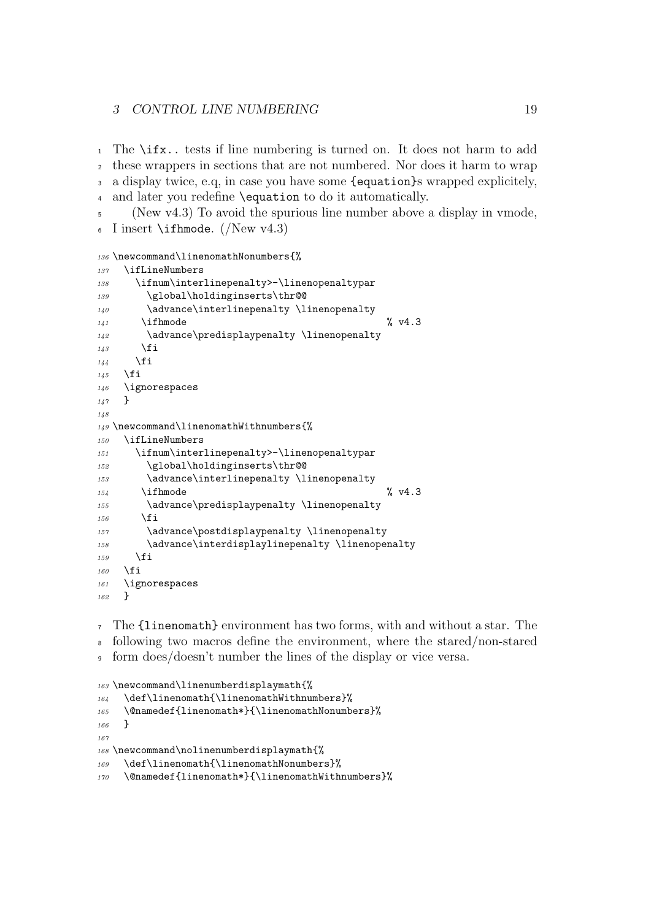The `\ifx..` tests if line numbering is turned on. It does not harm to add these wrappers in sections that are not numbered. Nor does it harm to wrap a display twice, e.q, in case you have some `{equation}`s wrapped explicitely, and later you redefine `\equation` to do it automatically.

(New v4.3) To avoid the spurious line number above a display in vmode, I insert `\ifhmode`. (/New v4.3)

```
\newcommand\linenomathNonumbers{%
  \ifLineNumbers
    \ifnum\interlinepenalty>-\linenopenaltypar
      \global\holdinginserts\thr@@
      \advance\interlinepenalty \linenopenalty
     \ifhmode                                   % v4.3
      \advance\predisplaypenalty \linenopenalty
     \fi
    \fi
  \fi
  \ignorespaces
  }

\newcommand\linenomathWithnumbers{%
  \ifLineNumbers
    \ifnum\interlinepenalty>-\linenopenaltypar
      \global\holdinginserts\thr@@
      \advance\interlinepenalty \linenopenalty
     \ifhmode                                   % v4.3
      \advance\predisplaypenalty \linenopenalty
     \fi
      \advance\postdisplaypenalty \linenopenalty
      \advance\interdisplaylinepenalty \linenopenalty
    \fi
  \fi
  \ignorespaces
  }
```

The `{linenomath}` environment has two forms, with and without a star. The following two macros define the environment, where the stared/non-stared form does/doesn't number the lines of the display or vice versa.

```
\newcommand\linenumberdisplaymath{%
  \def\linenomath{\linenomathWithnumbers}%
  \@namedef{linenomath*}{\linenomathNonumbers}%
  }

\newcommand\nolinenumberdisplaymath{%
  \def\linenomath{\linenomathNonumbers}%
  \@namedef{linenomath*}{\linenomathWithnumbers}%
```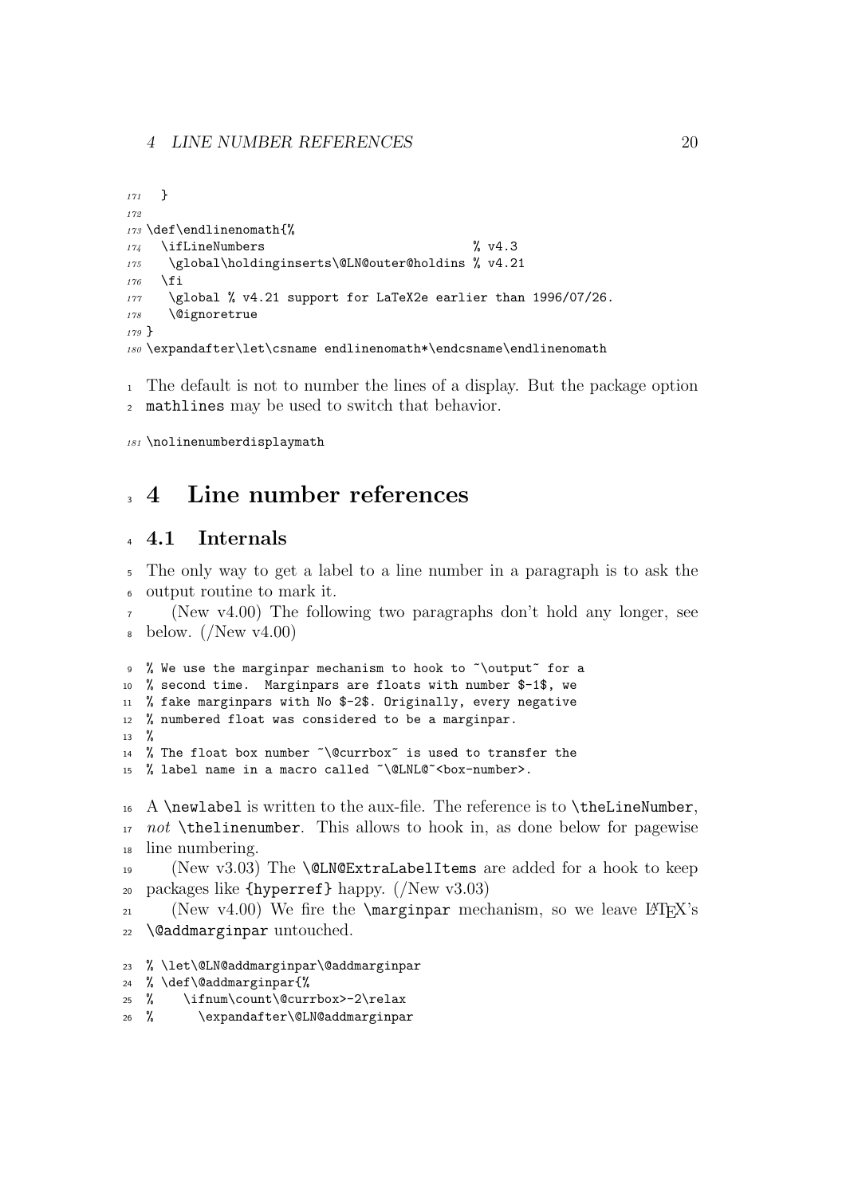```
171   }
172
173 \def\endlinenomath{%
174   \ifLineNumbers                          % v4.3
175    \global\holdinginserts\@LN@outer@holdins % v4.21
176   \fi
177    \global % v4.21 support for LaTeX2e earlier than 1996/07/26.
178    \@ignoretrue
179 }
180 \expandafter\let\csname endlinenomath*\endcsname\endlinenomath
```

The default is not to number the lines of a display. But the package option `mathlines` may be used to switch that behavior.

```
181 \nolinenumberdisplaymath
```

# 4 Line number references

## 4.1 Internals

The only way to get a label to a line number in a paragraph is to ask the output routine to mark it.

(New v4.00) The following two paragraphs don't hold any longer, see below. (/New v4.00)

```
% We use the marginpar mechanism to hook to ~\output~ for a
% second time.  Marginpars are floats with number $-1$, we
% fake marginpars with No $-2$. Originally, every negative
% numbered float was considered to be a marginpar.
%
% The float box number ~\@currbox~ is used to transfer the
% label name in a macro called ~\@LNL@~<box-number>.
```

A `\newlabel` is written to the aux-file. The reference is to `\theLineNumber`, *not* `\thelinenumber`. This allows to hook in, as done below for pagewise line numbering.

(New v3.03) The `\@LN@ExtraLabelItems` are added for a hook to keep packages like `{hyperref}` happy. (/New v3.03)

(New v4.00) We fire the `\marginpar` mechanism, so we leave LaTeX's `\@addmarginpar` untouched.

```
% \let\@LN@addmarginpar\@addmarginpar
% \def\@addmarginpar{%
%    \ifnum\count\@currbox>-2\relax
%      \expandafter\@LN@addmarginpar
```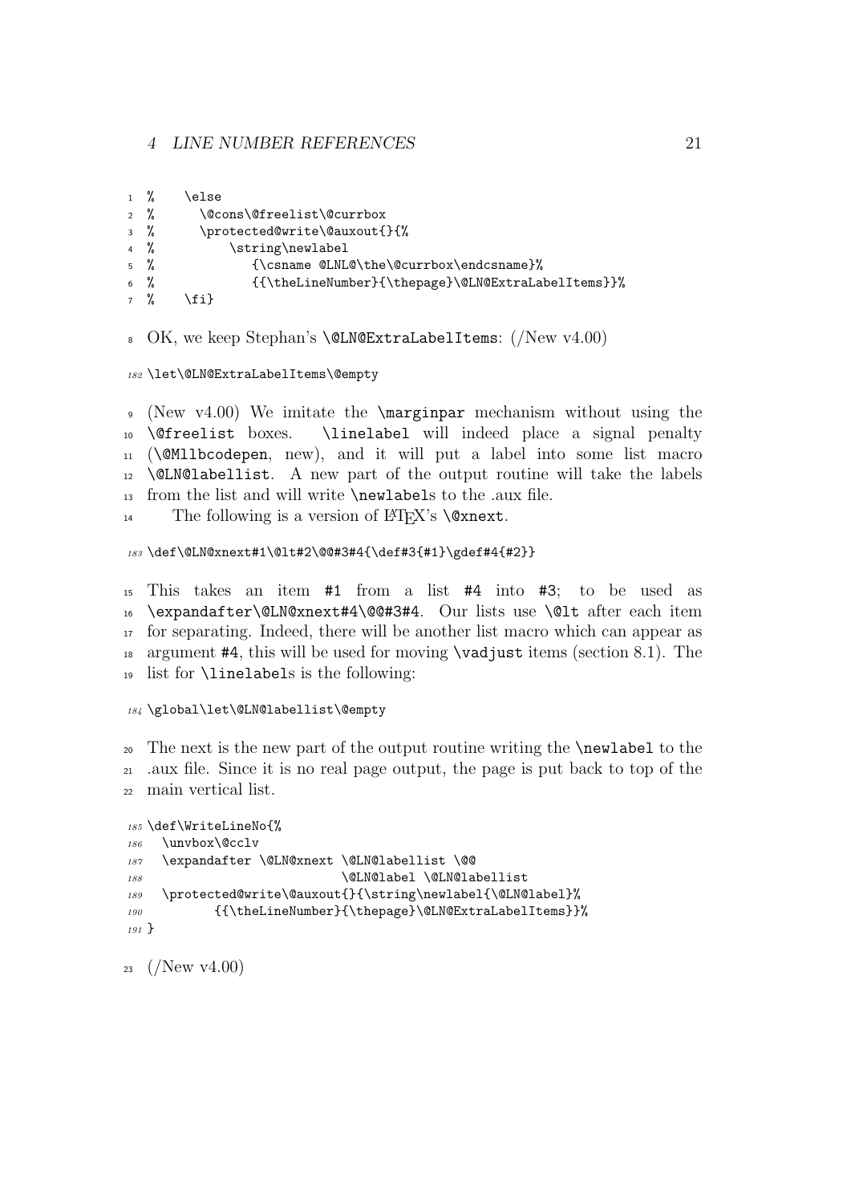```
%    \else
%      \@cons\@freelist\@currbox
%      \protected@write\@auxout{}{%
%          \string\newlabel
%             {\csname @LNL@\the\@currbox\endcsname}%
%             {{\theLineNumber}{\thepage}\@LN@ExtraLabelItems}}%
%    \fi}
```

OK, we keep Stephan's `\@LN@ExtraLabelItems`: (/New v4.00)

```
\let\@LN@ExtraLabelItems\@empty
```

(New v4.00) We imitate the `\marginpar` mechanism without using the `\@freelist` boxes. `\linelabel` will indeed place a signal penalty (`\@Mllbcodepen`, new), and it will put a label into some list macro `\@LN@labellist`. A new part of the output routine will take the labels from the list and will write `\newlabel`s to the .aux file.

The following is a version of LaTeX's `\@xnext`.

```
\def\@LN@xnext#1\@lt#2\@@#3#4{\def#3{#1}\gdef#4{#2}}
```

This takes an item `#1` from a list `#4` into `#3`; to be used as `\expandafter\@LN@xnext#4\@@#3#4`. Our lists use `\@lt` after each item for separating. Indeed, there will be another list macro which can appear as argument `#4`, this will be used for moving `\vadjust` items (section 8.1). The list for `\linelabel`s is the following:

```
\global\let\@LN@labellist\@empty
```

The next is the new part of the output routine writing the `\newlabel` to the .aux file. Since it is no real page output, the page is put back to top of the main vertical list.

```
\def\WriteLineNo{%
  \unvbox\@cclv
  \expandafter \@LN@xnext \@LN@labellist \@@
                          \@LN@label \@LN@labellist
  \protected@write\@auxout{}{\string\newlabel{\@LN@label}%
         {{\theLineNumber}{\thepage}\@LN@ExtraLabelItems}}%
}
```

(/New v4.00)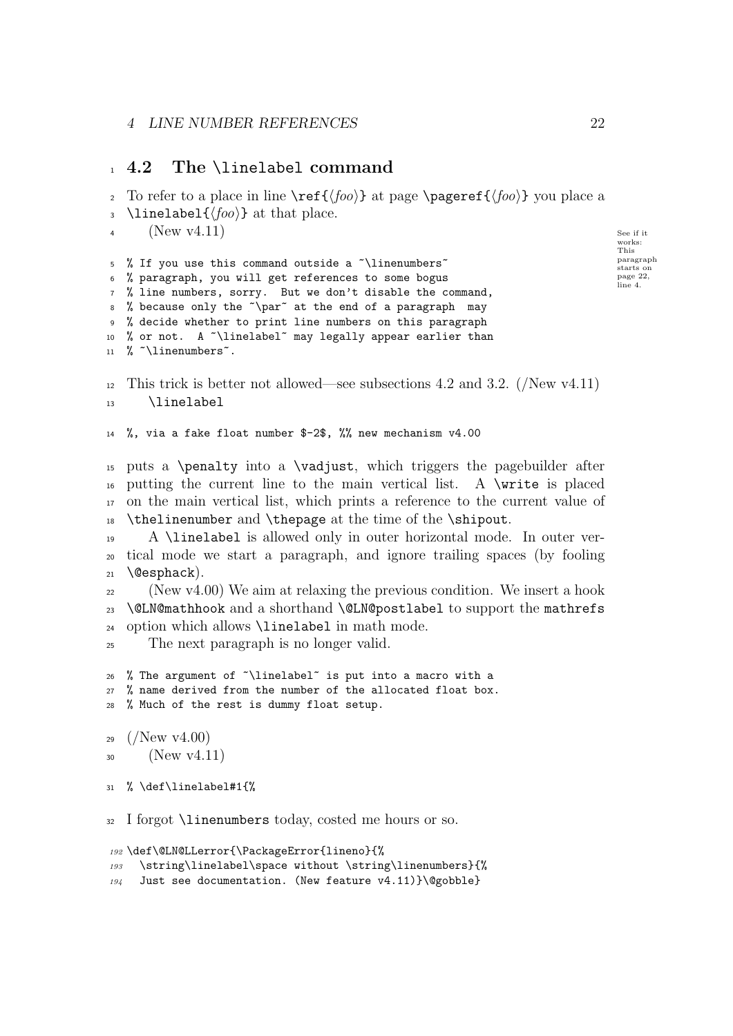## 4.2 The \linelabel command

To refer to a place in line \ref{⟨*foo*⟩} at page \pageref{⟨*foo*⟩} you place a \linelabel{⟨*foo*⟩} at that place.

(New v4.11)

See if it works: This paragraph starts on page 22, line 4.

```
% If you use this command outside a ~\linenumbers~
% paragraph, you will get references to some bogus
% line numbers, sorry.  But we don't disable the command,
% because only the ~\par~ at the end of a paragraph  may
% decide whether to print line numbers on this paragraph
% or not.  A ~\linelabel~ may legally appear earlier than
% ~\linenumbers~.
```

This trick is better not allowed—see subsections 4.2 and 3.2. (/New v4.11)

\linelabel

```
%, via a fake float number $-2$, %% new mechanism v4.00
```

puts a \penalty into a \vadjust, which triggers the pagebuilder after putting the current line to the main vertical list. A \write is placed on the main vertical list, which prints a reference to the current value of \thelinenumber and \thepage at the time of the \shipout.

A \linelabel is allowed only in outer horizontal mode. In outer vertical mode we start a paragraph, and ignore trailing spaces (by fooling \@esphack).

(New v4.00) We aim at relaxing the previous condition. We insert a hook \@LN@mathhook and a shorthand \@LN@postlabel to support the mathrefs option which allows \linelabel in math mode.

The next paragraph is no longer valid.

```
% The argument of ~\linelabel~ is put into a macro with a
% name derived from the number of the allocated float box.
% Much of the rest is dummy float setup.
```

(/New v4.00)

(New v4.11)

```
% \def\linelabel#1{%
```

I forgot \linenumbers today, costed me hours or so.

```
192 \def\@LN@LLerror{\PackageError{lineno}{%
193   \string\linelabel\space without \string\linenumbers}{%
194   Just see documentation. (New feature v4.11)}\@gobble}
```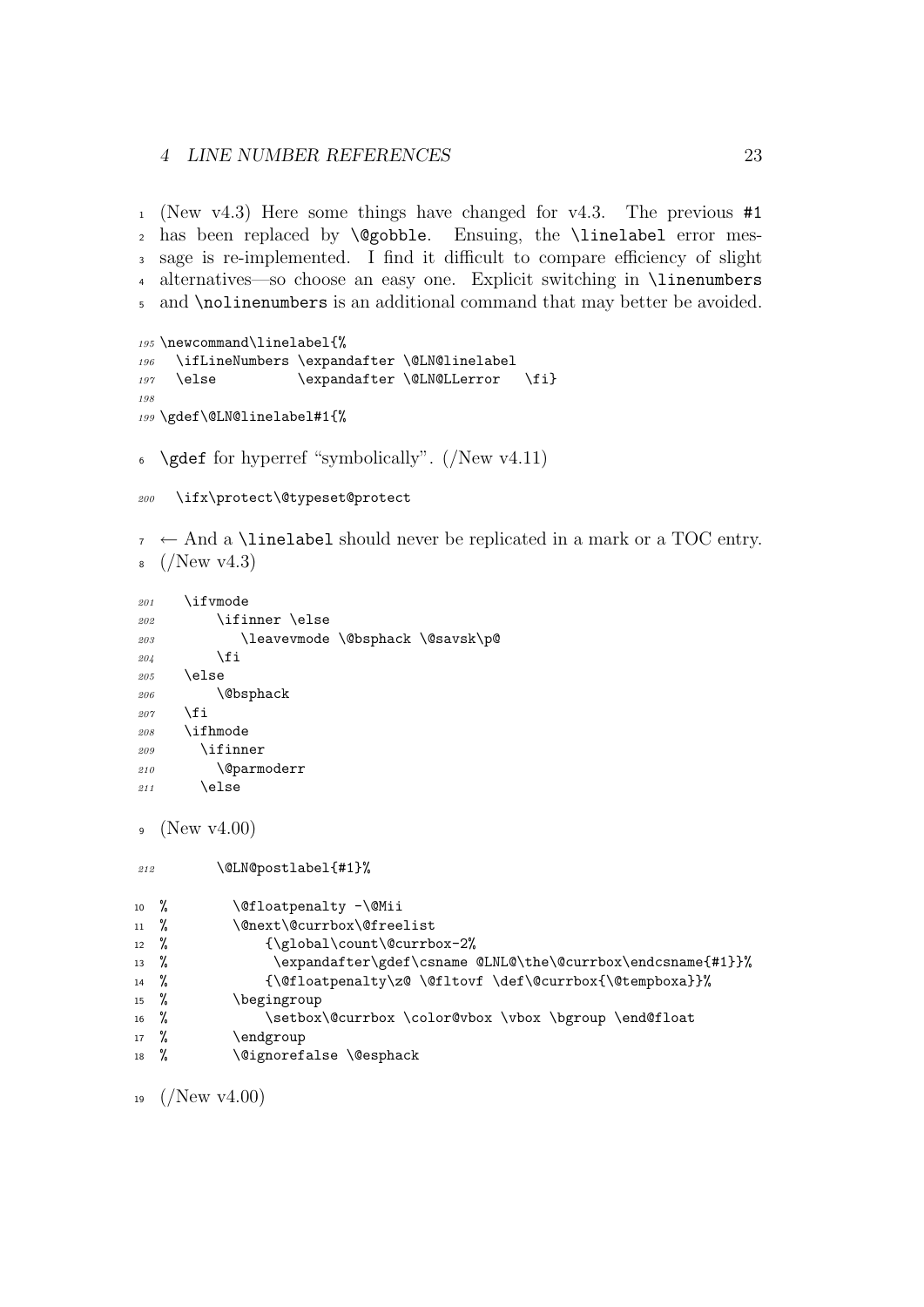(New v4.3) Here some things have changed for v4.3. The previous `#1` has been replaced by `\@gobble`. Ensuing, the `\linelabel` error message is re-implemented. I find it difficult to compare efficiency of slight alternatives—so choose an easy one. Explicit switching in `\linenumbers` and `\nolinenumbers` is an additional command that may better be avoided.

```
195 \newcommand\linelabel{%
196   \ifLineNumbers \expandafter \@LN@linelabel
197   \else          \expandafter \@LN@LLerror   \fi}
198
199 \gdef\@LN@linelabel#1{%
```

`\gdef` for hyperref "symbolically". (/New v4.11)

```
200   \ifx\protect\@typeset@protect
```

← And a `\linelabel` should never be replicated in a mark or a TOC entry. (/New v4.3)

```
201     \ifvmode
202         \ifinner \else
203            \leavevmode \@bsphack \@savsk\p@
204         \fi
205     \else
206         \@bsphack
207     \fi
208     \ifhmode
209       \ifinner
210         \@parmoderr
211       \else
```

(New v4.00)

```
212         \@LN@postlabel{#1}%
```

```
%         \@floatpenalty -\@Mii
%         \@next\@currbox\@freelist
%             {\global\count\@currbox-2%
%              \expandafter\gdef\csname @LNL@\the\@currbox\endcsname{#1}}%
%             {\@floatpenalty\z@ \@fltovf \def\@currbox{\@tempboxa}}%
%         \begingroup
%             \setbox\@currbox \color@vbox \vbox \bgroup \end@float
%         \endgroup
%         \@ignorefalse \@esphack
```

(/New v4.00)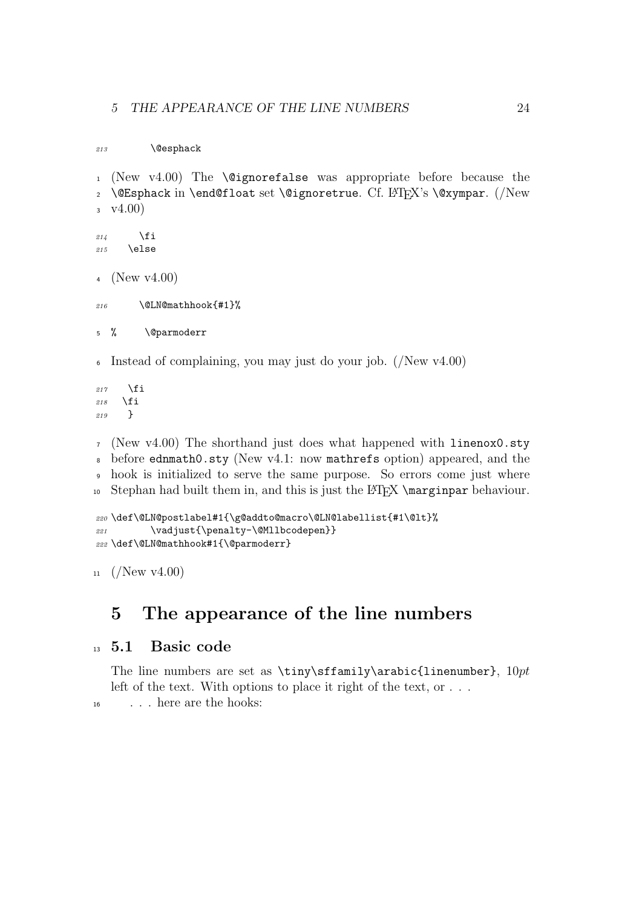```
213        \@esphack
```

(New v4.00) The `\@ignorefalse` was appropriate before because the `\@Esphack` in `\end@float` set `\@ignoretrue`. Cf. LaTeX's `\@xympar`. (/New v4.00)

```
214      \fi
215   \else
```

(New v4.00)

```
216      \@LN@mathhook{#1}%
```

```
%     \@parmoderr
```

Instead of complaining, you may just do your job. (/New v4.00)

```
217    \fi
218   \fi
219    }
```

(New v4.00) The shorthand just does what happened with `linenox0.sty` before `ednmath0.sty` (New v4.1: now `mathrefs` option) appeared, and the hook is initialized to serve the same purpose. So errors come just where Stephan had built them in, and this is just the LaTeX `\marginpar` behaviour.

```
220 \def\@LN@postlabel#1{\g@addto@macro\@LN@labellist{#1\@lt}%
221        \vadjust{\penalty-\@Mllbcodepen}}
222 \def\@LN@mathhook#1{\@parmoderr}
```

(/New v4.00)

# 5 The appearance of the line numbers

## 5.1 Basic code

The line numbers are set as `\tiny\sffamily\arabic{linenumber}`, $10pt$ left of the text. With options to place it right of the text, or . . .

. . . here are the hooks: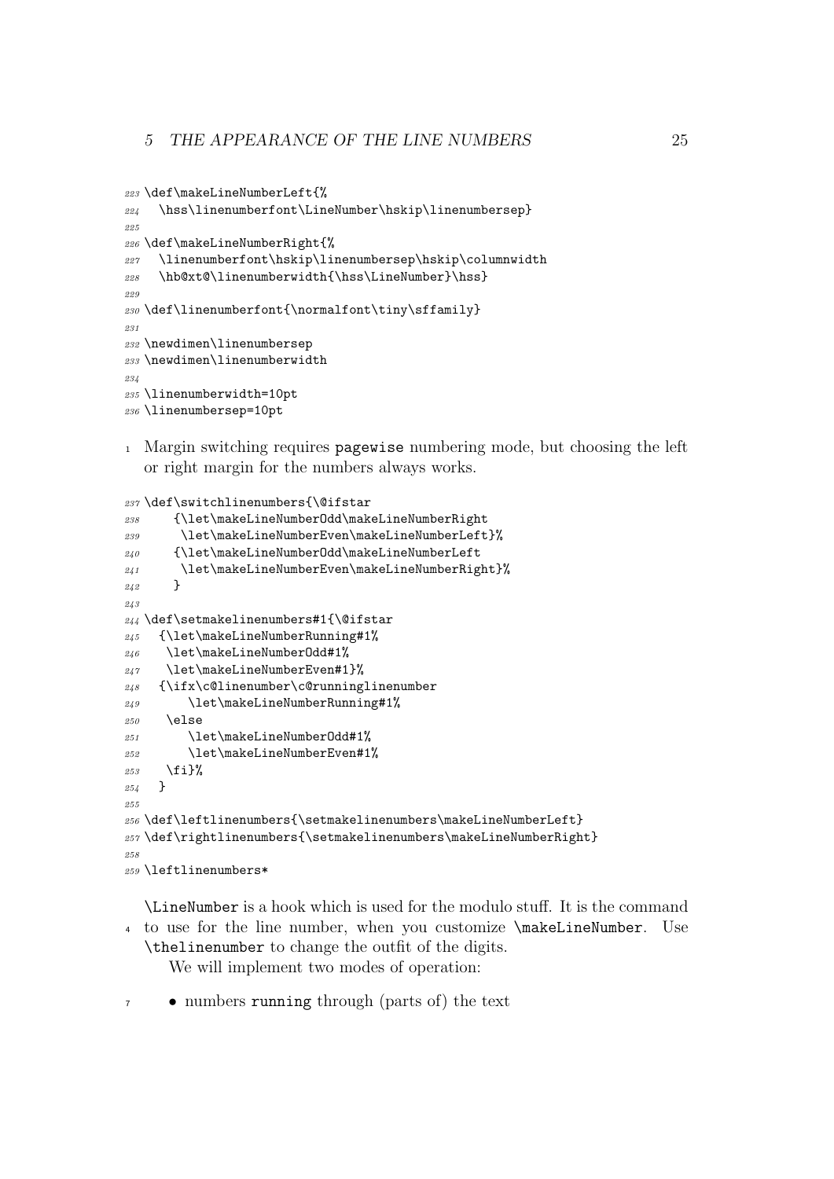```
223 \def\makeLineNumberLeft{%
224   \hss\linenumberfont\LineNumber\hskip\linenumbersep}
225
226 \def\makeLineNumberRight{%
227   \linenumberfont\hskip\linenumbersep\hskip\columnwidth
228   \hb@xt@\linenumberwidth{\hss\LineNumber}\hss}
229
230 \def\linenumberfont{\normalfont\tiny\sffamily}
231
232 \newdimen\linenumbersep
233 \newdimen\linenumberwidth
234
235 \linenumberwidth=10pt
236 \linenumbersep=10pt
```

1 Margin switching requires pagewise numbering mode, but choosing the left or right margin for the numbers always works.

```
237 \def\switchlinenumbers{\@ifstar
238     {\let\makeLineNumberOdd\makeLineNumberRight
239      \let\makeLineNumberEven\makeLineNumberLeft}%
240     {\let\makeLineNumberOdd\makeLineNumberLeft
241      \let\makeLineNumberEven\makeLineNumberRight}%
242     }
243
244 \def\setmakelinenumbers#1{\@ifstar
245   {\let\makeLineNumberRunning#1%
246    \let\makeLineNumberOdd#1%
247    \let\makeLineNumberEven#1}%
248   {\ifx\c@linenumber\c@runninglinenumber
249       \let\makeLineNumberRunning#1%
250    \else
251       \let\makeLineNumberOdd#1%
252       \let\makeLineNumberEven#1%
253    \fi}%
254   }
255
256 \def\leftlinenumbers{\setmakelinenumbers\makeLineNumberLeft}
257 \def\rightlinenumbers{\setmakelinenumbers\makeLineNumberRight}
258
259 \leftlinenumbers*
```

`\LineNumber` is a hook which is used for the modulo stuff. It is the command
4 to use for the line number, when you customize `\makeLineNumber`. Use `\thelinenumber` to change the outfit of the digits.

We will implement two modes of operation:

7 • numbers `running` through (parts of) the text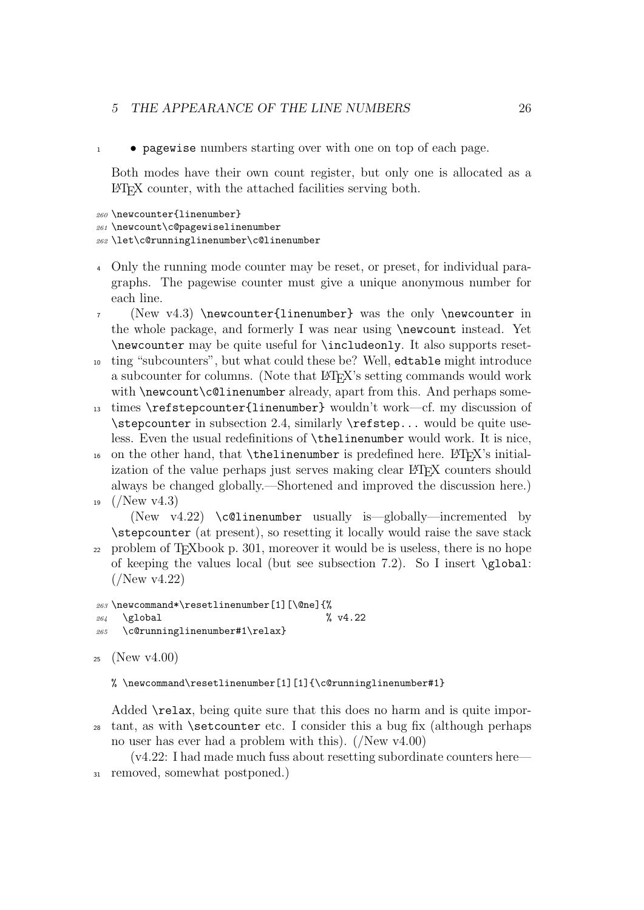- `pagewise` numbers starting over with one on top of each page.

Both modes have their own count register, but only one is allocated as a LaTeX counter, with the attached facilities serving both.

```
260 \newcounter{linenumber}
261 \newcount\c@pagewiselinenumber
262 \let\c@runninglinenumber\c@linenumber
```

Only the running mode counter may be reset, or preset, for individual paragraphs. The pagewise counter must give a unique anonymous number for each line.

(New v4.3) `\newcounter{linenumber}` was the only `\newcounter` in the whole package, and formerly I was near using `\newcount` instead. Yet `\newcounter` may be quite useful for `\includeonly`. It also supports resetting "subcounters", but what could these be? Well, `edtable` might introduce a subcounter for columns. (Note that LaTeX's setting commands would work with `\newcount\c@linenumber` already, apart from this. And perhaps sometimes `\refstepcounter{linenumber}` wouldn't work—cf. my discussion of `\stepcounter` in subsection 2.4, similarly `\refstep...` would be quite useless. Even the usual redefinitions of `\thelinenumber` would work. It is nice, on the other hand, that `\thelinenumber` is predefined here. LaTeX's initialization of the value perhaps just serves making clear LaTeX counters should always be changed globally.—Shortened and improved the discussion here.) (/New v4.3)

(New v4.22) `\c@linenumber` usually is—globally—incremented by `\stepcounter` (at present), so resetting it locally would raise the save stack problem of TeXbook p. 301, moreover it would be is useless, there is no hope of keeping the values local (but see subsection 7.2). So I insert `\global`: (/New v4.22)

```
263 \newcommand*\resetlinenumber[1][\@ne]{%
264   \global                         % v4.22
265   \c@runninglinenumber#1\relax}
```

(New v4.00)

```
% \newcommand\resetlinenumber[1][1]{\c@runninglinenumber#1}
```

Added `\relax`, being quite sure that this does no harm and is quite important, as with `\setcounter` etc. I consider this a bug fix (although perhaps no user has ever had a problem with this). (/New v4.00)

(v4.22: I had made much fuss about resetting subordinate counters here—removed, somewhat postponed.)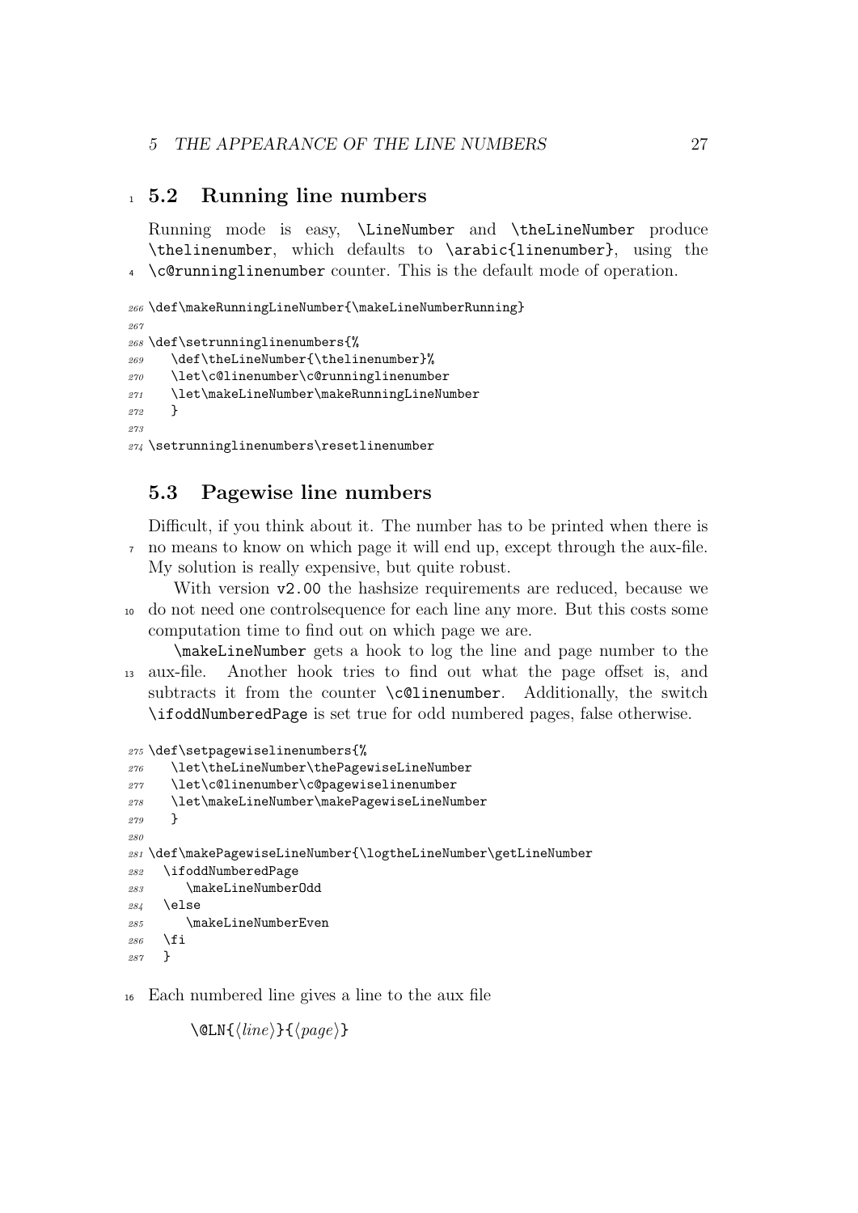## 5.2 Running line numbers

Running mode is easy, `\LineNumber` and `\theLineNumber` produce `\thelinenumber`, which defaults to `\arabic{linenumber}`, using the `\c@runninglinenumber` counter. This is the default mode of operation.

```
266 \def\makeRunningLineNumber{\makeLineNumberRunning}
267
268 \def\setrunninglinenumbers{%
269    \def\theLineNumber{\thelinenumber}%
270    \let\c@linenumber\c@runninglinenumber
271    \let\makeLineNumber\makeRunningLineNumber
272    }
273
274 \setrunninglinenumbers\resetlinenumber
```

## 5.3 Pagewise line numbers

Difficult, if you think about it. The number has to be printed when there is no means to know on which page it will end up, except through the aux-file. My solution is really expensive, but quite robust.

With version v2.00 the hashsize requirements are reduced, because we do not need one controlsequence for each line any more. But this costs some computation time to find out on which page we are.

`\makeLineNumber` gets a hook to log the line and page number to the aux-file. Another hook tries to find out what the page offset is, and subtracts it from the counter `\c@linenumber`. Additionally, the switch `\ifoddNumberedPage` is set true for odd numbered pages, false otherwise.

```
275 \def\setpagewiselinenumbers{%
276    \let\theLineNumber\thePagewiseLineNumber
277    \let\c@linenumber\c@pagewiselinenumber
278    \let\makeLineNumber\makePagewiseLineNumber
279    }
280
281 \def\makePagewiseLineNumber{\logtheLineNumber\getLineNumber
282   \ifoddNumberedPage
283      \makeLineNumberOdd
284   \else
285      \makeLineNumberEven
286   \fi
287   }
```

Each numbered line gives a line to the aux file

`\@LN{`⟨*line*⟩`}{`⟨*page*⟩`}`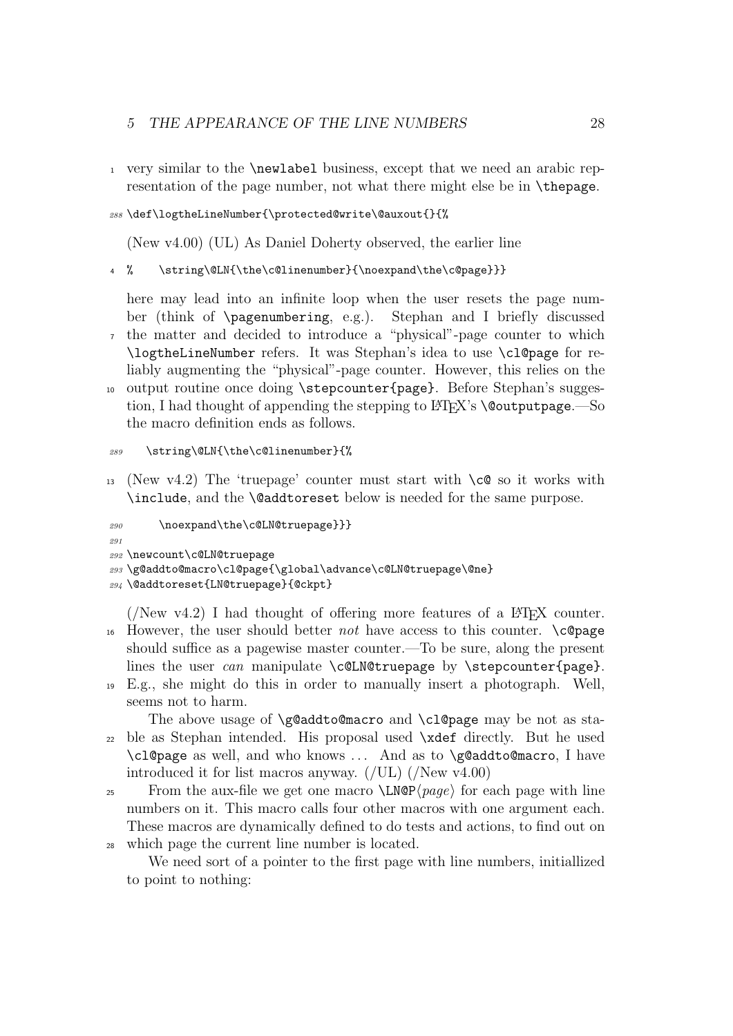very similar to the `\newlabel` business, except that we need an arabic representation of the page number, not what there might else be in `\thepage`.

```
288 \def\logtheLineNumber{\protected@write\@auxout{}{%
```

(New v4.00) (UL) As Daniel Doherty observed, the earlier line

```
%    \string\@LN{\the\c@linenumber}{\noexpand\the\c@page}}}
```

here may lead into an infinite loop when the user resets the page number (think of `\pagenumbering`, e.g.). Stephan and I briefly discussed the matter and decided to introduce a "physical"-page counter to which `\logtheLineNumber` refers. It was Stephan's idea to use `\cl@page` for reliably augmenting the "physical"-page counter. However, this relies on the output routine once doing `\stepcounter{page}`. Before Stephan's suggestion, I had thought of appending the stepping to LaTeX's `\@outputpage`.—So the macro definition ends as follows.

```
289    \string\@LN{\the\c@linenumber}{%
```

(New v4.2) The 'truepage' counter must start with `\c@` so it works with `\include`, and the `\@addtoreset` below is needed for the same purpose.

```
290      \noexpand\the\c@LN@truepage}}}
291
292 \newcount\c@LN@truepage
293 \g@addto@macro\cl@page{\global\advance\c@LN@truepage\@ne}
294 \@addtoreset{LN@truepage}{@ckpt}
```

(/New v4.2) I had thought of offering more features of a LaTeX counter. However, the user should better *not* have access to this counter. `\c@page` should suffice as a pagewise master counter.—To be sure, along the present lines the user *can* manipulate `\c@LN@truepage` by `\stepcounter{page}`. E.g., she might do this in order to manually insert a photograph. Well, seems not to harm.

The above usage of `\g@addto@macro` and `\cl@page` may be not as stable as Stephan intended. His proposal used `\xdef` directly. But he used `\cl@page` as well, and who knows … And as to `\g@addto@macro`, I have introduced it for list macros anyway. (/UL) (/New v4.00)

From the aux-file we get one macro `\LN@P`⟨*page*⟩ for each page with line numbers on it. This macro calls four other macros with one argument each. These macros are dynamically defined to do tests and actions, to find out on which page the current line number is located.

We need sort of a pointer to the first page with line numbers, initiallized to point to nothing: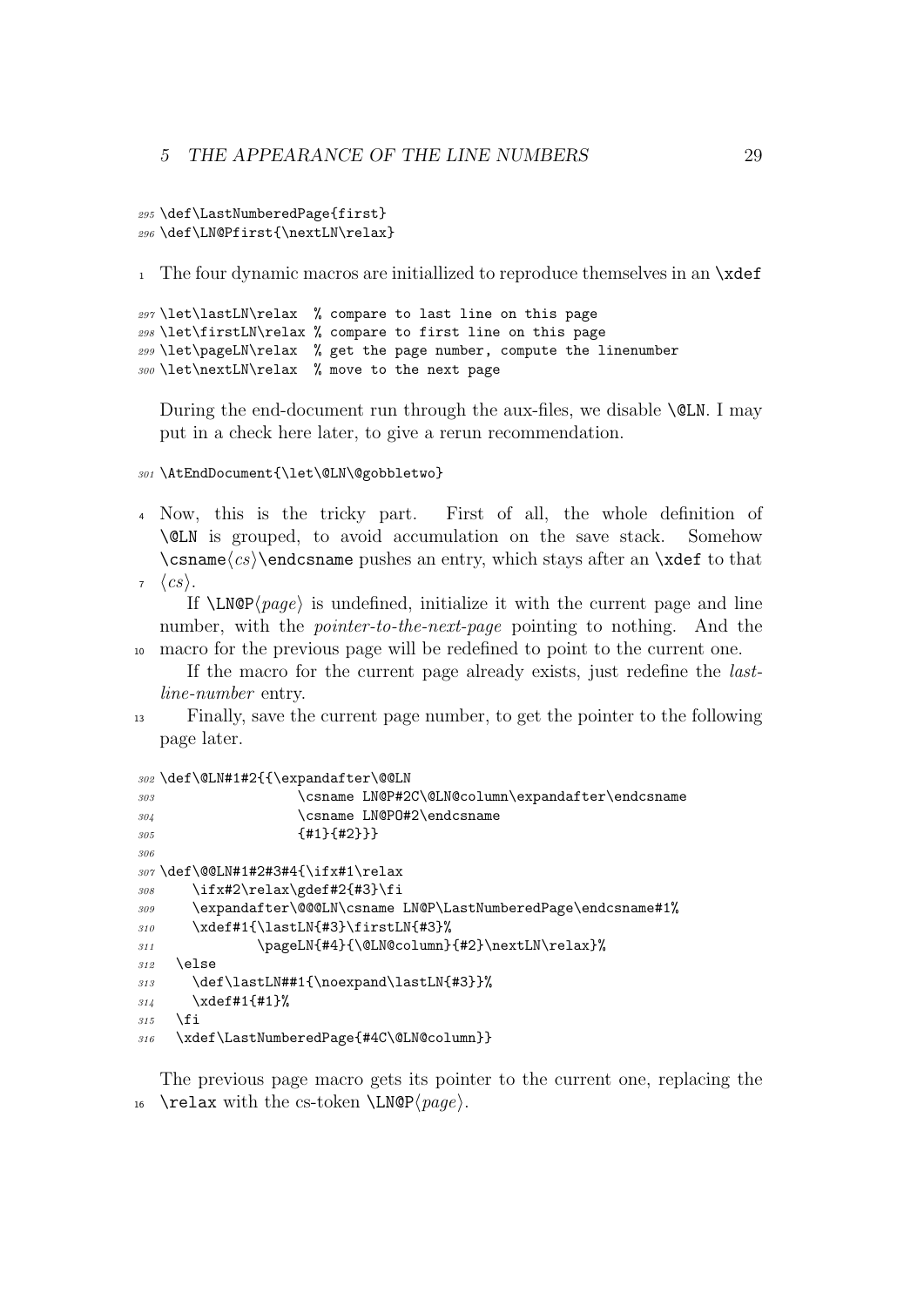```
295 \def\LastNumberedPage{first}
296 \def\LN@Pfirst{\nextLN\relax}
```

The four dynamic macros are initiallized to reproduce themselves in an `\xdef`

```
297 \let\lastLN\relax  % compare to last line on this page
298 \let\firstLN\relax % compare to first line on this page
299 \let\pageLN\relax  % get the page number, compute the linenumber
300 \let\nextLN\relax  % move to the next page
```

During the end-document run through the aux-files, we disable `\@LN`. I may put in a check here later, to give a rerun recommendation.

```
301 \AtEndDocument{\let\@LN\@gobbletwo}
```

Now, this is the tricky part. First of all, the whole definition of `\@LN` is grouped, to avoid accumulation on the save stack. Somehow `\csname`⟨*cs*⟩`\endcsname` pushes an entry, which stays after an `\xdef` to that ⟨*cs*⟩.

If `\LN@P`⟨*page*⟩ is undefined, initialize it with the current page and line number, with the *pointer-to-the-next-page* pointing to nothing. And the macro for the previous page will be redefined to point to the current one.

If the macro for the current page already exists, just redefine the *last-line-number* entry.

Finally, save the current page number, to get the pointer to the following page later.

```
302 \def\@LN#1#2{{\expandafter\@@LN
303                  \csname LN@P#2C\@LN@column\expandafter\endcsname
304                  \csname LN@PO#2\endcsname
305                  {#1}{#2}}}
306
307 \def\@@LN#1#2#3#4{\ifx#1\relax
308     \ifx#2\relax\gdef#2{#3}\fi
309     \expandafter\@@@LN\csname LN@P\LastNumberedPage\endcsname#1%
310     \xdef#1{\lastLN{#3}\firstLN{#3}%
311             \pageLN{#4}{\@LN@column}{#2}\nextLN\relax}%
312   \else
313     \def\lastLN##1{\noexpand\lastLN{#3}}%
314     \xdef#1{#1}%
315   \fi
316   \xdef\LastNumberedPage{#4C\@LN@column}}
```

The previous page macro gets its pointer to the current one, replacing the `\relax` with the cs-token `\LN@P`⟨*page*⟩.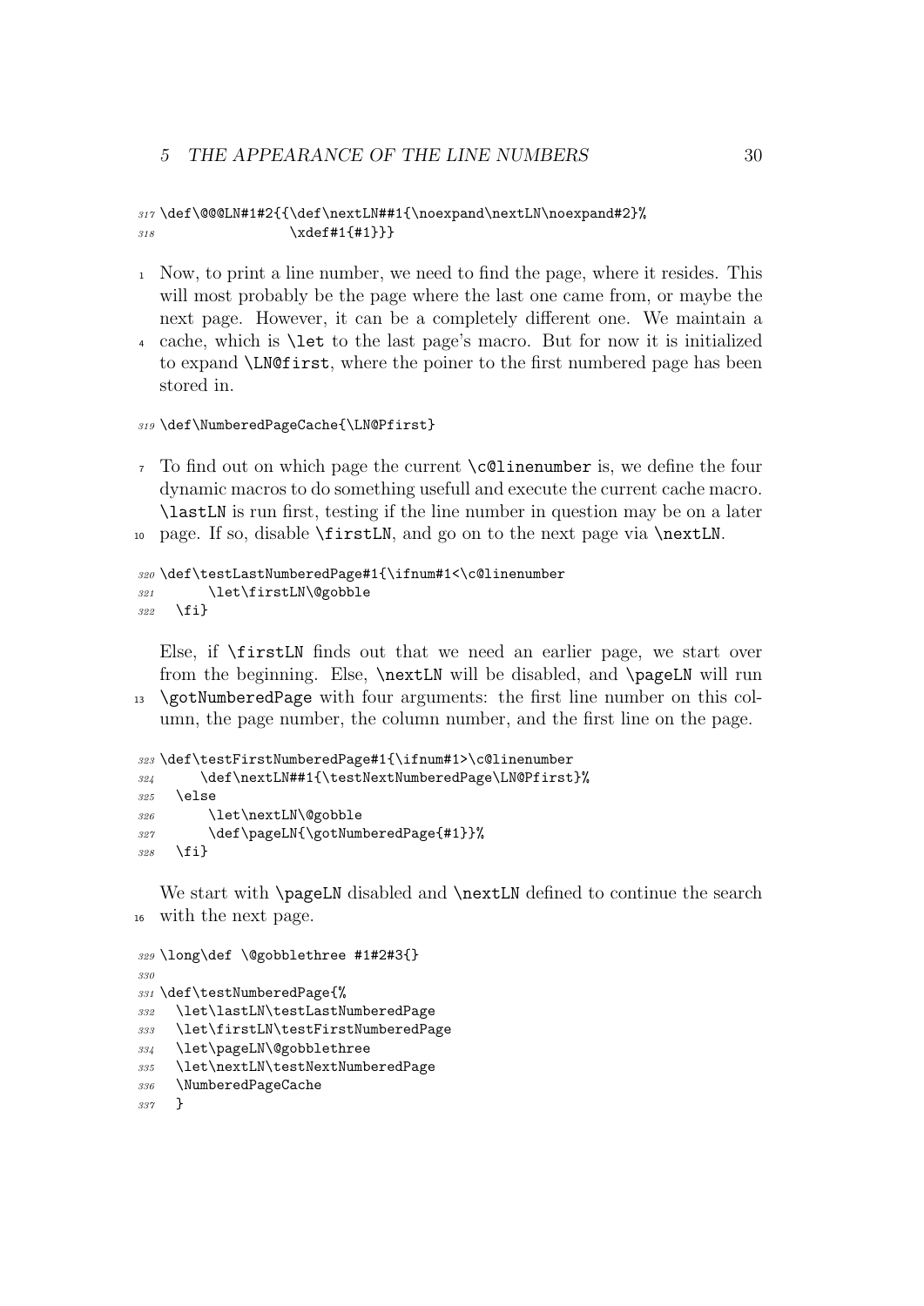```
317 \def\@@@LN#1#2{{\def\nextLN##1{\noexpand\nextLN\noexpand#2}%
318                \xdef#1{#1}}}
```

Now, to print a line number, we need to find the page, where it resides. This will most probably be the page where the last one came from, or maybe the next page. However, it can be a completely different one. We maintain a cache, which is `\let` to the last page's macro. But for now it is initialized to expand `\LN@first`, where the poiner to the first numbered page has been stored in.

```
319 \def\NumberedPageCache{\LN@Pfirst}
```

To find out on which page the current `\c@linenumber` is, we define the four dynamic macros to do something usefull and execute the current cache macro. `\lastLN` is run first, testing if the line number in question may be on a later page. If so, disable `\firstLN`, and go on to the next page via `\nextLN`.

```
320 \def\testLastNumberedPage#1{\ifnum#1<\c@linenumber
321       \let\firstLN\@gobble
322   \fi}
```

Else, if `\firstLN` finds out that we need an earlier page, we start over from the beginning. Else, `\nextLN` will be disabled, and `\pageLN` will run `\gotNumberedPage` with four arguments: the first line number on this column, the page number, the column number, and the first line on the page.

```
323 \def\testFirstNumberedPage#1{\ifnum#1>\c@linenumber
324      \def\nextLN##1{\testNextNumberedPage\LN@Pfirst}%
325   \else
326       \let\nextLN\@gobble
327       \def\pageLN{\gotNumberedPage{#1}}%
328   \fi}
```

We start with `\pageLN` disabled and `\nextLN` defined to continue the search with the next page.

```
329 \long\def \@gobblethree #1#2#3{}
330 
331 \def\testNumberedPage{%
332   \let\lastLN\testLastNumberedPage
333   \let\firstLN\testFirstNumberedPage
334   \let\pageLN\@gobblethree
335   \let\nextLN\testNextNumberedPage
336   \NumberedPageCache
337   }
```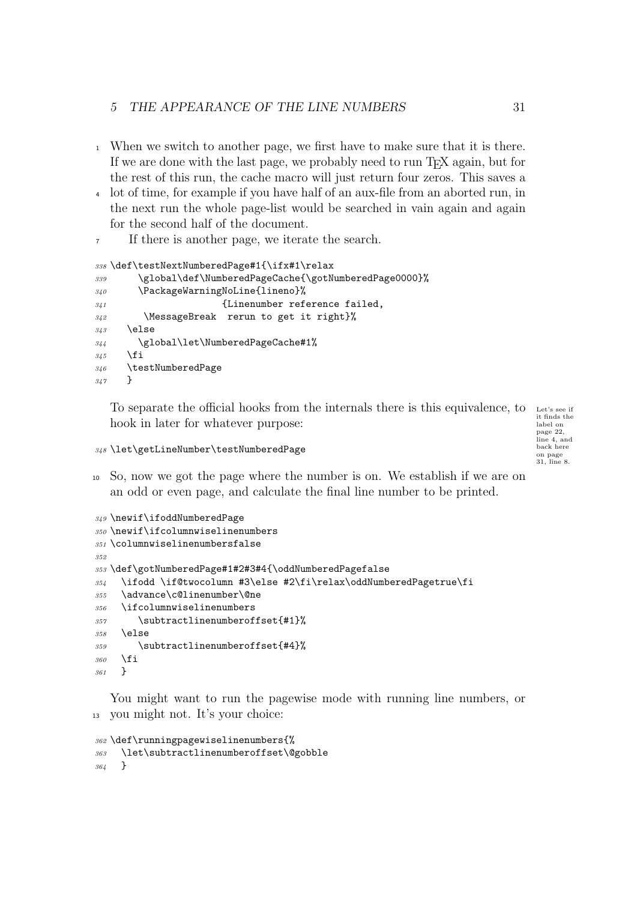When we switch to another page, we first have to make sure that it is there. If we are done with the last page, we probably need to run TEX again, but for the rest of this run, the cache macro will just return four zeros. This saves a lot of time, for example if you have half of an aux-file from an aborted run, in the next run the whole page-list would be searched in vain again and again for the second half of the document.

If there is another page, we iterate the search.

```
338 \def\testNextNumberedPage#1{\ifx#1\relax
339      \global\def\NumberedPageCache{\gotNumberedPage0000}%
340      \PackageWarningNoLine{lineno}%
341                    {Linenumber reference failed,
342       \MessageBreak  rerun to get it right}%
343   \else
344      \global\let\NumberedPageCache#1%
345   \fi
346   \testNumberedPage
347   }
```

To separate the official hooks from the internals there is this equivalence, to hook in later for whatever purpose:

Let's see if it finds the label on page 22, line 4, and back here on page 31, line 8.

```
348 \let\getLineNumber\testNumberedPage
```

So, now we got the page where the number is on. We establish if we are on an odd or even page, and calculate the final line number to be printed.

```
349 \newif\ifoddNumberedPage
350 \newif\ifcolumnwiselinenumbers
351 \columnwiselinenumbersfalse
352
353 \def\gotNumberedPage#1#2#3#4{\oddNumberedPagefalse
354   \ifodd \if@twocolumn #3\else #2\fi\relax\oddNumberedPagetrue\fi
355   \advance\c@linenumber\@ne
356   \ifcolumnwiselinenumbers
357      \subtractlinenumberoffset{#1}%
358   \else
359      \subtractlinenumberoffset{#4}%
360   \fi
361   }
```

You might want to run the pagewise mode with running line numbers, or you might not. It's your choice:

```
362 \def\runningpagewiselinenumbers{%
363   \let\subtractlinenumberoffset\@gobble
364   }
```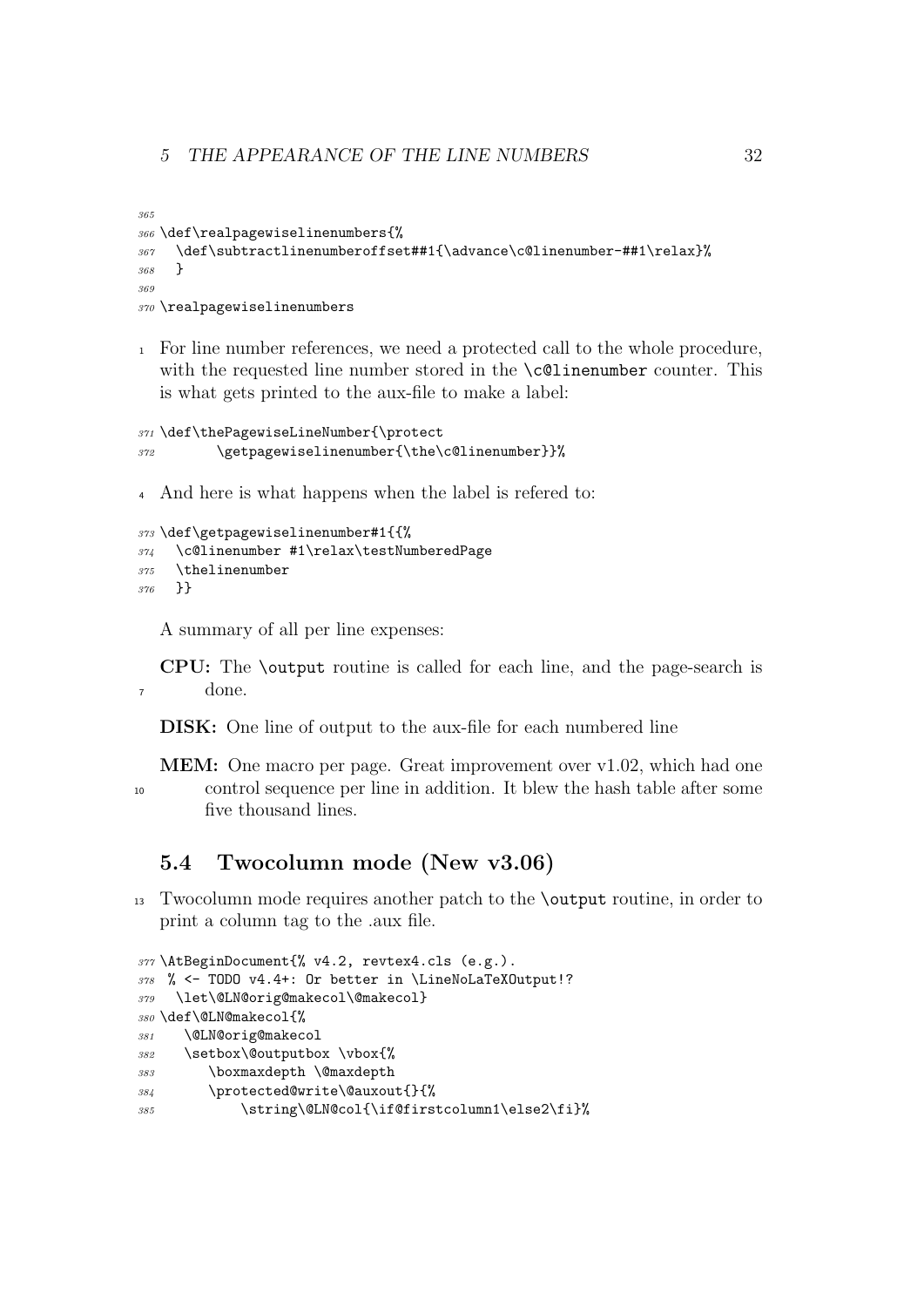```
365
366 \def\realpagewiselinenumbers{%
367   \def\subtractlinenumberoffset##1{\advance\c@linenumber-##1\relax}%
368   }
369
370 \realpagewiselinenumbers
```

For line number references, we need a protected call to the whole procedure, with the requested line number stored in the `\c@linenumber` counter. This is what gets printed to the aux-file to make a label:

```
371 \def\thePagewiseLineNumber{\protect
372        \getpagewiselinenumber{\the\c@linenumber}}%
```

And here is what happens when the label is refered to:

```
373 \def\getpagewiselinenumber#1{{%
374   \c@linenumber #1\relax\testNumberedPage
375   \thelinenumber
376   }}
```

A summary of all per line expenses:

**CPU:** The `\output` routine is called for each line, and the page-search is done.

**DISK:** One line of output to the aux-file for each numbered line

**MEM:** One macro per page. Great improvement over v1.02, which had one control sequence per line in addition. It blew the hash table after some five thousand lines.

## 5.4 Twocolumn mode (New v3.06)

Twocolumn mode requires another patch to the `\output` routine, in order to print a column tag to the .aux file.

```
377 \AtBeginDocument{% v4.2, revtex4.cls (e.g.).
378  % <- TODO v4.4+: Or better in \LineNoLaTeXOutput!?
379   \let\@LN@orig@makecol\@makecol}
380 \def\@LN@makecol{%
381    \@LN@orig@makecol
382    \setbox\@outputbox \vbox{%
383       \boxmaxdepth \@maxdepth
384       \protected@write\@auxout{}{%
385           \string\@LN@col{\if@firstcolumn1\else2\fi}%
```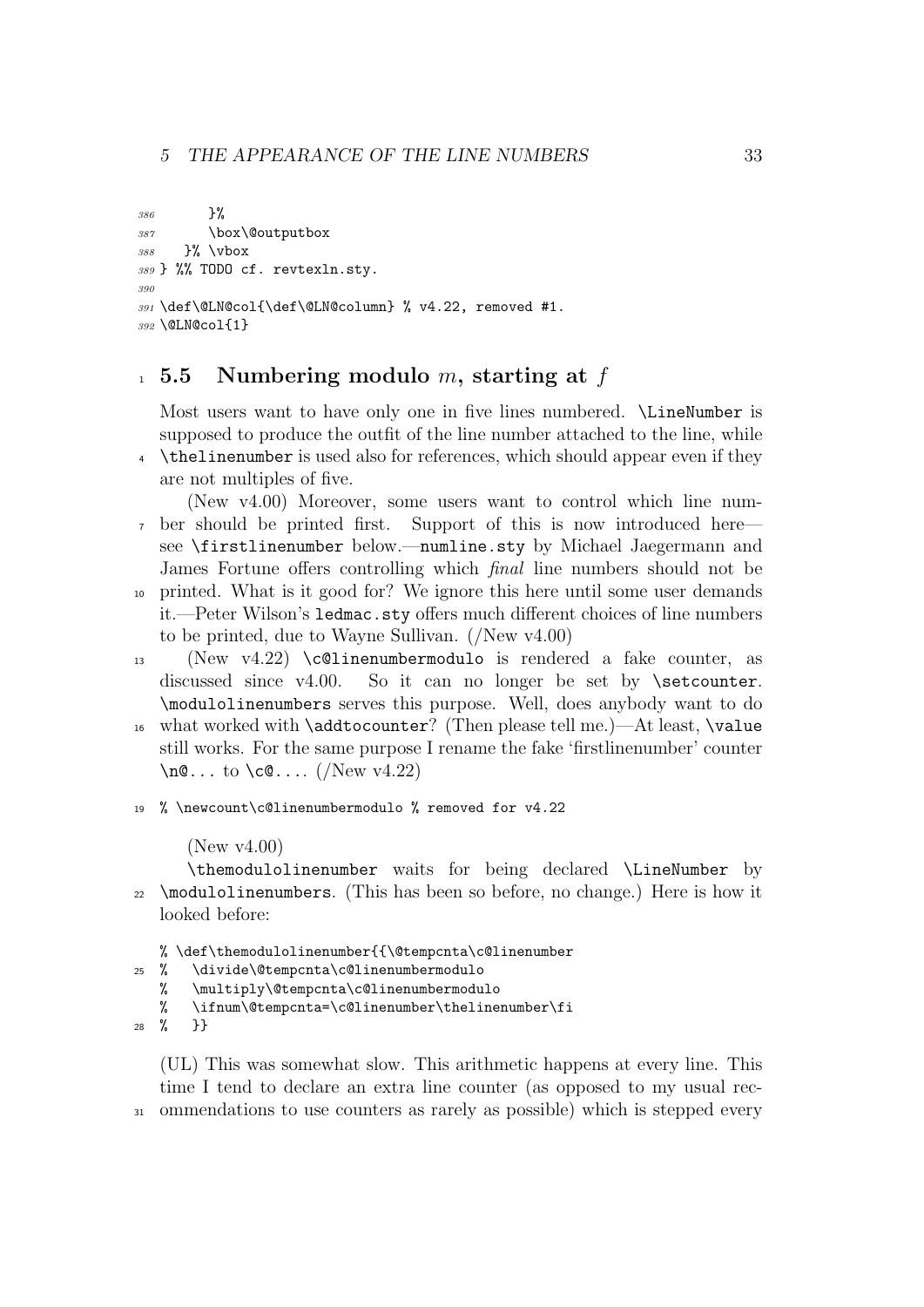```
386      }%
387      \box\@outputbox
388   }% \vbox
389 } %% TODO cf. revtexln.sty.
390
391 \def\@LN@col{\def\@LN@column} % v4.22, removed #1.
392 \@LN@col{1}
```

## 5.5 Numbering modulo $m$, starting at $f$

Most users want to have only one in five lines numbered. `\LineNumber` is supposed to produce the outfit of the line number attached to the line, while `\thelinenumber` is used also for references, which should appear even if they are not multiples of five.

(New v4.00) Moreover, some users want to control which line number should be printed first. Support of this is now introduced here—see `\firstlinenumber` below.—`numline.sty` by Michael Jaegermann and James Fortune offers controlling which *final* line numbers should not be printed. What is it good for? We ignore this here until some user demands it.—Peter Wilson's `ledmac.sty` offers much different choices of line numbers to be printed, due to Wayne Sullivan. (/New v4.00)

(New v4.22) `\c@linenumbermodulo` is rendered a fake counter, as discussed since v4.00. So it can no longer be set by `\setcounter`. `\modulolinenumbers` serves this purpose. Well, does anybody want to do what worked with `\addtocounter`? (Then please tell me.)—At least, `\value` still works. For the same purpose I rename the fake 'firstlinenumber' counter `\n@...` to `\c@...`. (/New v4.22)

```
% \newcount\c@linenumbermodulo % removed for v4.22
```

(New v4.00)

`\themodulolinenumber` waits for being declared `\LineNumber` by `\modulolinenumbers`. (This has been so before, no change.) Here is how it looked before:

```
% \def\themodulolinenumber{{\@tempcnta\c@linenumber
%   \divide\@tempcnta\c@linenumbermodulo
%   \multiply\@tempcnta\c@linenumbermodulo
%   \ifnum\@tempcnta=\c@linenumber\thelinenumber\fi
%   }}
```

(UL) This was somewhat slow. This arithmetic happens at every line. This time I tend to declare an extra line counter (as opposed to my usual recommendations to use counters as rarely as possible) which is stepped every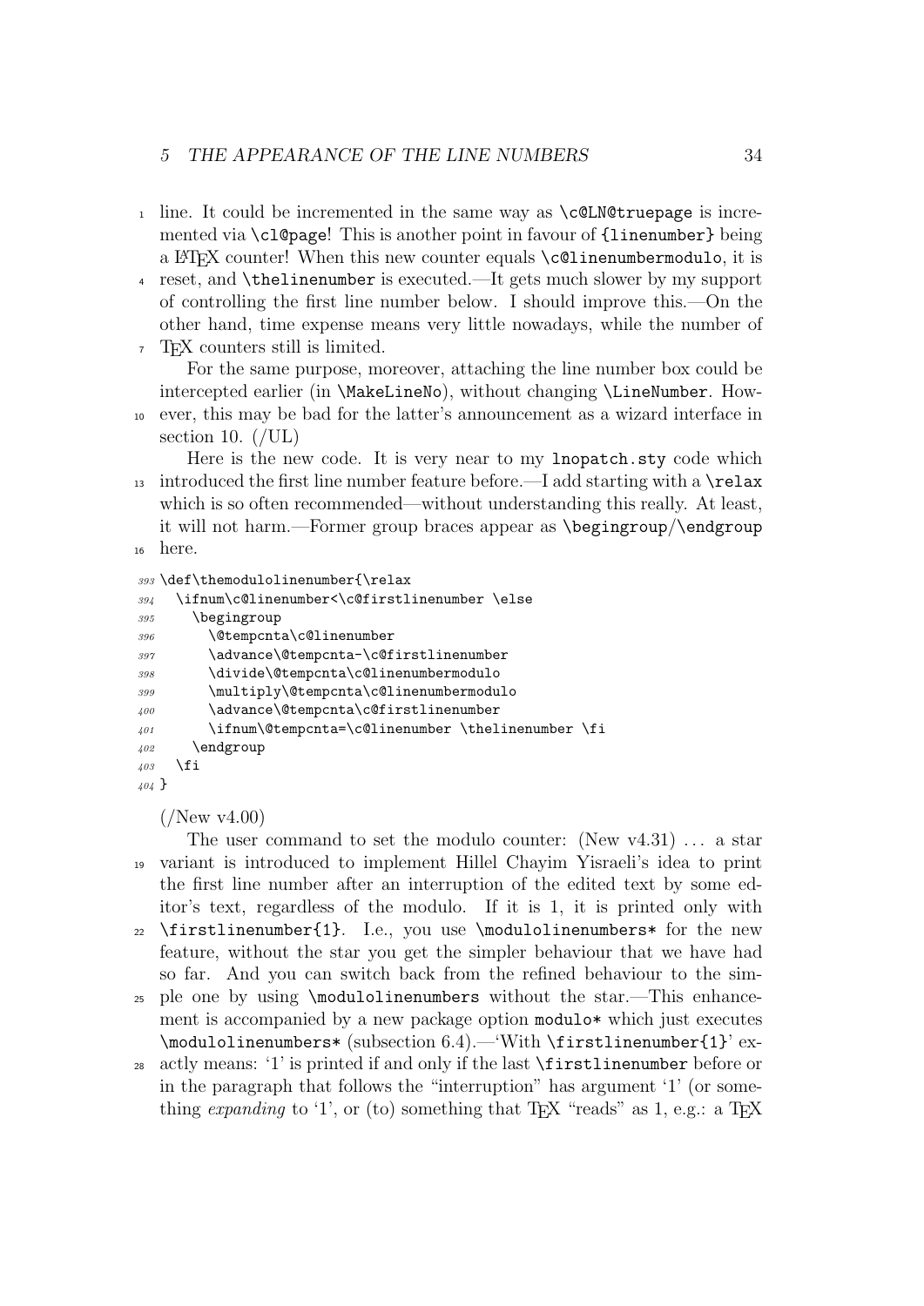line. It could be incremented in the same way as `\c@LN@truepage` is incremented via `\cl@page`! This is another point in favour of `{linenumber}` being a LaTeX counter! When this new counter equals `\c@linenumbermodulo`, it is reset, and `\thelinenumber` is executed.—It gets much slower by my support of controlling the first line number below. I should improve this.—On the other hand, time expense means very little nowadays, while the number of TeX counters still is limited.

For the same purpose, moreover, attaching the line number box could be intercepted earlier (in `\MakeLineNo`), without changing `\LineNumber`. However, this may be bad for the latter's announcement as a wizard interface in section 10. (/UL)

Here is the new code. It is very near to my `lnopatch.sty` code which introduced the first line number feature before.—I add starting with a `\relax` which is so often recommended—without understanding this really. At least, it will not harm.—Former group braces appear as `\begingroup`/`\endgroup` here.

```
393 \def\themodulolinenumber{\relax
394   \ifnum\c@linenumber<\c@firstlinenumber \else
395     \begingroup
396       \@tempcnta\c@linenumber
397       \advance\@tempcnta-\c@firstlinenumber
398       \divide\@tempcnta\c@linenumbermodulo
399       \multiply\@tempcnta\c@linenumbermodulo
400       \advance\@tempcnta\c@firstlinenumber
401       \ifnum\@tempcnta=\c@linenumber \thelinenumber \fi
402     \endgroup
403   \fi
404 }
```

(/New v4.00)

The user command to set the modulo counter: (New v4.31) ... a star variant is introduced to implement Hillel Chayim Yisraeli's idea to print the first line number after an interruption of the edited text by some editor's text, regardless of the modulo. If it is 1, it is printed only with `\firstlinenumber{1}`. I.e., you use `\modulolinenumbers*` for the new feature, without the star you get the simpler behaviour that we have had so far. And you can switch back from the refined behaviour to the simple one by using `\modulolinenumbers` without the star.—This enhancement is accompanied by a new package option `modulo*` which just executes `\modulolinenumbers*` (subsection 6.4).—'With `\firstlinenumber{1}`' exactly means: '1' is printed if and only if the last `\firstlinenumber` before or in the paragraph that follows the "interruption" has argument '1' (or something *expanding* to '1', or (to) something that TeX "reads" as 1, e.g.: a TeX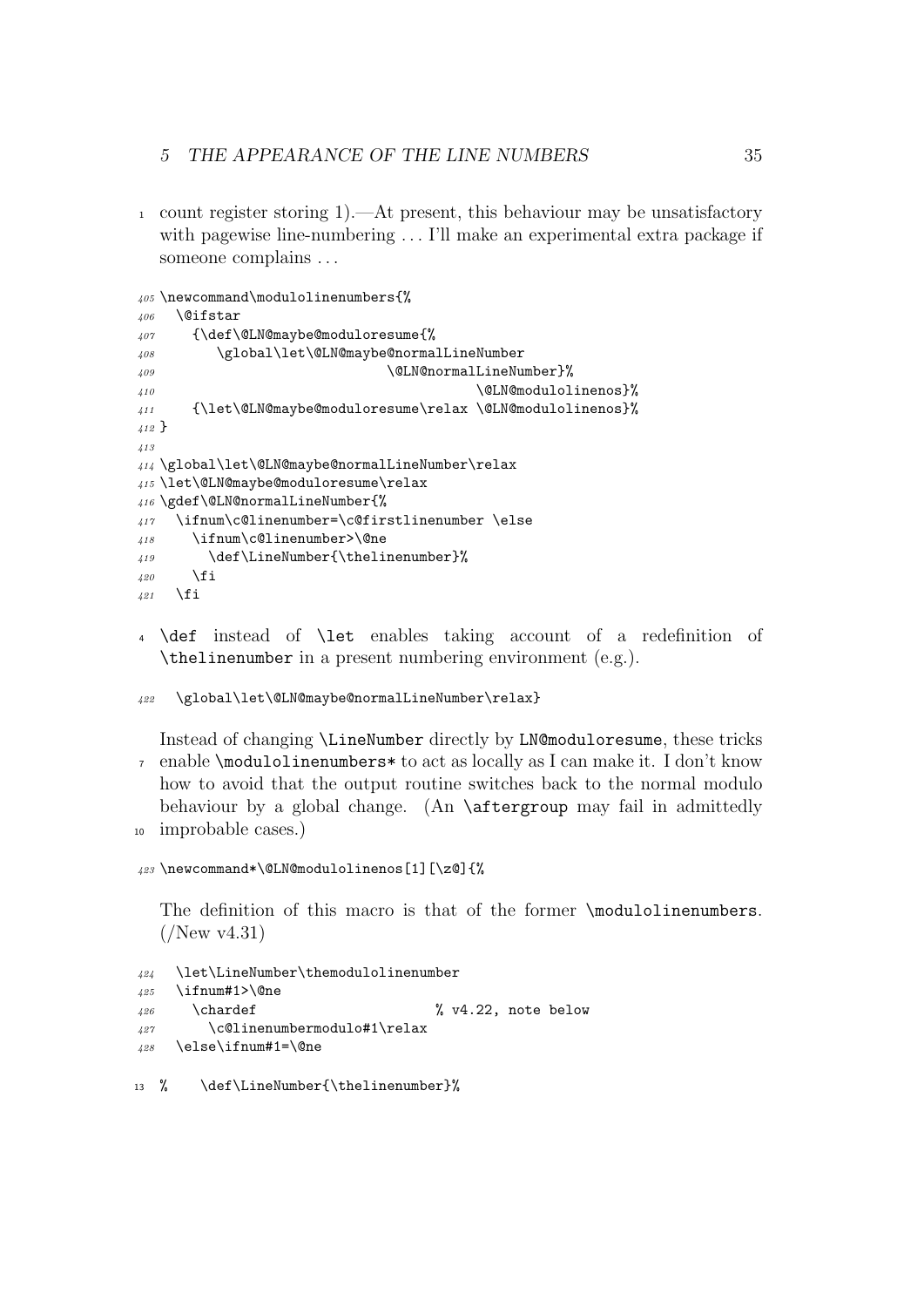count register storing 1).—At present, this behaviour may be unsatisfactory with pagewise line-numbering . . . I'll make an experimental extra package if someone complains . . .

```
405 \newcommand\modulolinenumbers{%
406   \@ifstar
407     {\def\@LN@maybe@moduloresume{%
408        \global\let\@LN@maybe@normalLineNumber
409                             \@LN@normalLineNumber}%
410                                        \@LN@modulolinenos}%
411     {\let\@LN@maybe@moduloresume\relax \@LN@modulolinenos}%
412 }
413
414 \global\let\@LN@maybe@normalLineNumber\relax
415 \let\@LN@maybe@moduloresume\relax
416 \gdef\@LN@normalLineNumber{%
417   \ifnum\c@linenumber=\c@firstlinenumber \else
418     \ifnum\c@linenumber>\@ne
419       \def\LineNumber{\thelinenumber}%
420     \fi
421   \fi
```

`\def` instead of `\let` enables taking account of a redefinition of `\thelinenumber` in a present numbering environment (e.g.).

```
422   \global\let\@LN@maybe@normalLineNumber\relax}
```

Instead of changing `\LineNumber` directly by `LN@moduloresume`, these tricks enable `\modulolinenumbers*` to act as locally as I can make it. I don't know how to avoid that the output routine switches back to the normal modulo behaviour by a global change. (An `\aftergroup` may fail in admittedly improbable cases.)

```
423 \newcommand*\@LN@modulolinenos[1][\z@]{%
```

The definition of this macro is that of the former `\modulolinenumbers`. (/New v4.31)

```
424   \let\LineNumber\themodulolinenumber
425   \ifnum#1>\@ne
426     \chardef                      % v4.22, note below
427       \c@linenumbermodulo#1\relax
428   \else\ifnum#1=\@ne
```

```
%    \def\LineNumber{\thelinenumber}%
```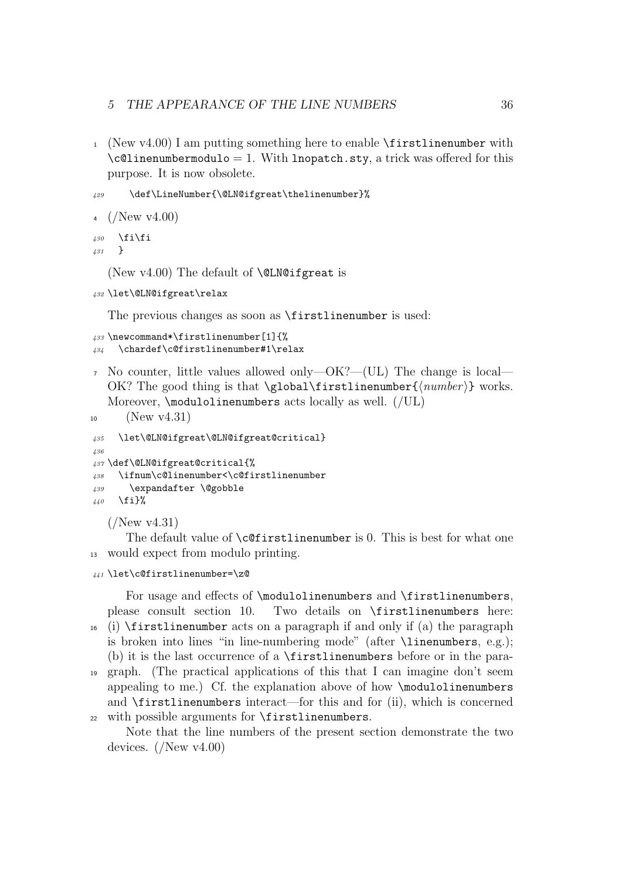(New v4.00) I am putting something here to enable \firstlinenumber with \c@linenumbermodulo = 1. With lnopatch.sty, a trick was offered for this purpose. It is now obsolete.

```
429      \def\LineNumber{\@LN@ifgreat\thelinenumber}%
```

(/New v4.00)

```
430   \fi\fi
431   }
```

(New v4.00) The default of \@LN@ifgreat is

```
432 \let\@LN@ifgreat\relax
```

The previous changes as soon as \firstlinenumber is used:

```
433 \newcommand*\firstlinenumber[1]{%
434   \chardef\c@firstlinenumber#1\relax
```

No counter, little values allowed only—OK?—(UL) The change is local—OK? The good thing is that \global\firstlinenumber{⟨*number*⟩} works. Moreover, \modulolinenumbers acts locally as well. (/UL)

(New v4.31)

```
435   \let\@LN@ifgreat\@LN@ifgreat@critical}
436
437 \def\@LN@ifgreat@critical{%
438   \ifnum\c@linenumber<\c@firstlinenumber
439     \expandafter \@gobble
440   \fi}%
```

(/New v4.31)

The default value of \c@firstlinenumber is 0. This is best for what one would expect from modulo printing.

```
441 \let\c@firstlinenumber=\z@
```

For usage and effects of \modulolinenumbers and \firstlinenumbers, please consult section 10. Two details on \firstlinenumbers here: (i) \firstlinenumber acts on a paragraph if and only if (a) the paragraph is broken into lines "in line-numbering mode" (after \linenumbers, e.g.); (b) it is the last occurrence of a \firstlinenumbers before or in the paragraph. (The practical applications of this that I can imagine don't seem appealing to me.) Cf. the explanation above of how \modulolinenumbers and \firstlinenumbers interact—for this and for (ii), which is concerned with possible arguments for \firstlinenumbers.

Note that the line numbers of the present section demonstrate the two devices. (/New v4.00)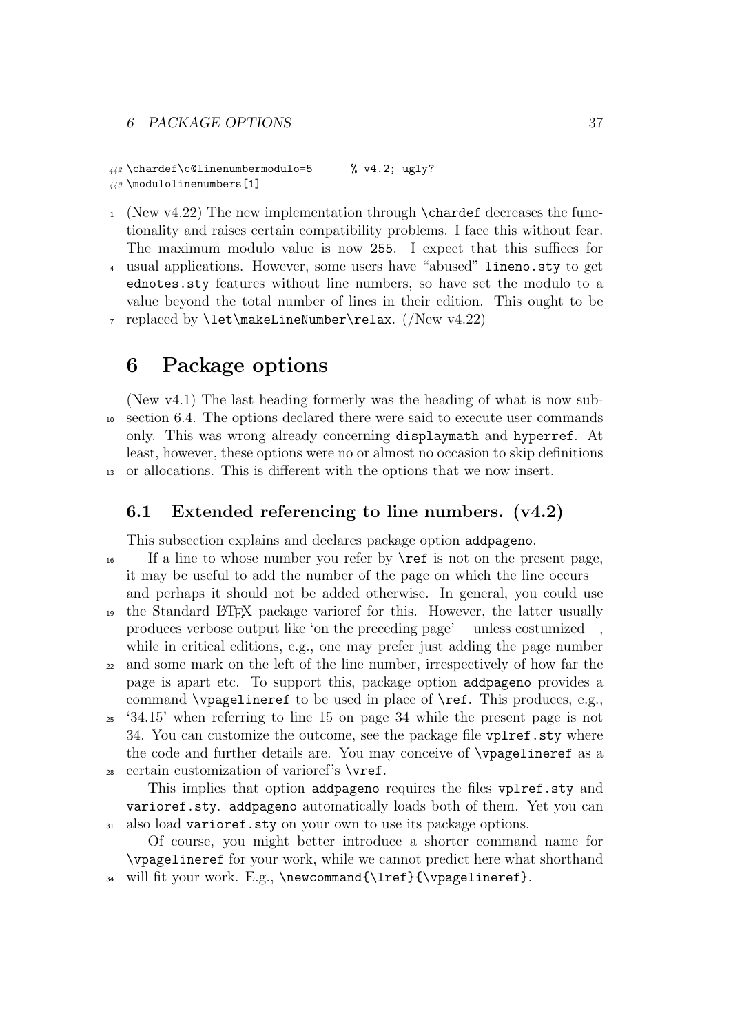```
442 \chardef\c@linenumbermodulo=5      % v4.2; ugly?
443 \modulolinenumbers[1]
```

(New v4.22) The new implementation through `\chardef` decreases the functionality and raises certain compatibility problems. I face this without fear. The maximum modulo value is now `255`. I expect that this suffices for usual applications. However, some users have "abused" `lineno.sty` to get `ednotes.sty` features without line numbers, so have set the modulo to a value beyond the total number of lines in their edition. This ought to be replaced by `\let\makeLineNumber\relax`. (/New v4.22)

# 6 Package options

(New v4.1) The last heading formerly was the heading of what is now subsection 6.4. The options declared there were said to execute user commands only. This was wrong already concerning `displaymath` and `hyperref`. At least, however, these options were no or almost no occasion to skip definitions or allocations. This is different with the options that we now insert.

## 6.1 Extended referencing to line numbers. (v4.2)

This subsection explains and declares package option `addpageno`.

If a line to whose number you refer by `\ref` is not on the present page, it may be useful to add the number of the page on which the line occurs—and perhaps it should not be added otherwise. In general, you could use the Standard LaTeX package varioref for this. However, the latter usually produces verbose output like 'on the preceding page'— unless costumized—, while in critical editions, e.g., one may prefer just adding the page number and some mark on the left of the line number, irrespectively of how far the page is apart etc. To support this, package option `addpageno` provides a command `\vpagelineref` to be used in place of `\ref`. This produces, e.g., '34.15' when referring to line 15 on page 34 while the present page is not 34. You can customize the outcome, see the package file `vplref.sty` where the code and further details are. You may conceive of `\vpagelineref` as a certain customization of varioref's `\vref`.

This implies that option `addpageno` requires the files `vplref.sty` and `varioref.sty`. `addpageno` automatically loads both of them. Yet you can also load `varioref.sty` on your own to use its package options.

Of course, you might better introduce a shorter command name for `\vpagelineref` for your work, while we cannot predict here what shorthand will fit your work. E.g., `\newcommand{\lref}{\vpagelineref}`.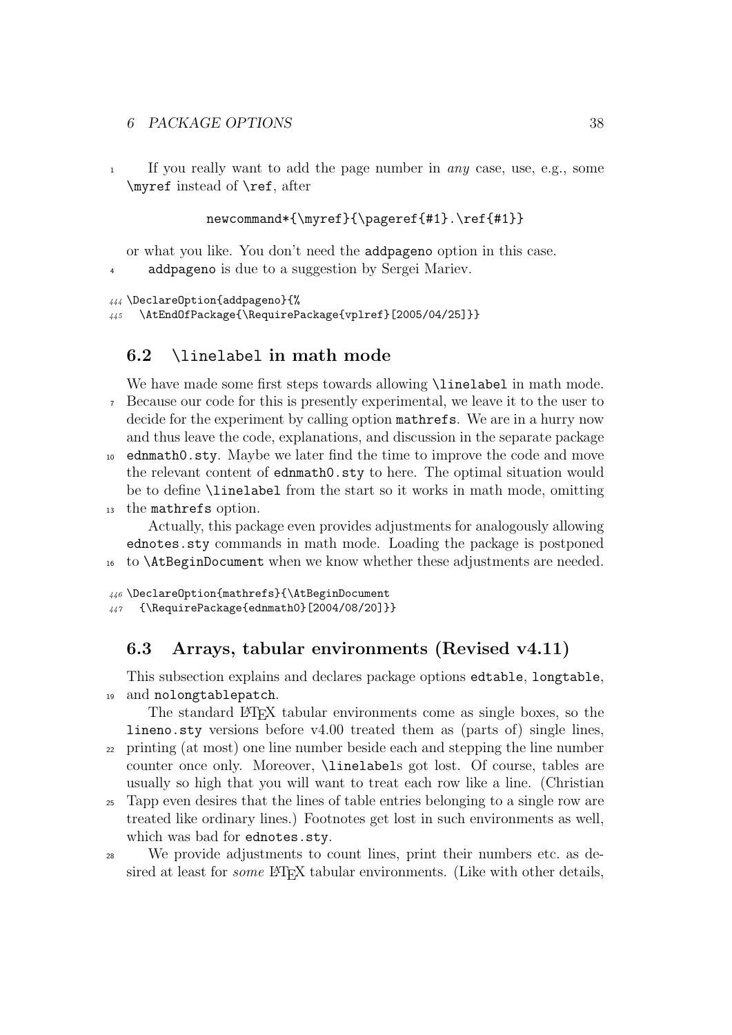If you really want to add the page number in *any* case, use, e.g., some `\myref` instead of `\ref`, after

```
newcommand*{\myref}{\pageref{#1}.\ref{#1}}
```

or what you like. You don't need the `addpageno` option in this case.

`addpageno` is due to a suggestion by Sergei Mariev.

```
444 \DeclareOption{addpageno}{%
445   \AtEndOfPackage{\RequirePackage{vplref}[2005/04/25]}}
```

## 6.2 `\linelabel` in math mode

We have made some first steps towards allowing `\linelabel` in math mode. Because our code for this is presently experimental, we leave it to the user to decide for the experiment by calling option `mathrefs`. We are in a hurry now and thus leave the code, explanations, and discussion in the separate package `ednmath0.sty`. Maybe we later find the time to improve the code and move the relevant content of `ednmath0.sty` to here. The optimal situation would be to define `\linelabel` from the start so it works in math mode, omitting the `mathrefs` option.

Actually, this package even provides adjustments for analogously allowing `ednotes.sty` commands in math mode. Loading the package is postponed to `\AtBeginDocument` when we know whether these adjustments are needed.

```
446 \DeclareOption{mathrefs}{\AtBeginDocument
447   {\RequirePackage{ednmath0}[2004/08/20]}}
```

## 6.3 Arrays, tabular environments (Revised v4.11)

This subsection explains and declares package options `edtable`, `longtable`, and `nolongtablepatch`.

The standard LaTeX tabular environments come as single boxes, so the `lineno.sty` versions before v4.00 treated them as (parts of) single lines, printing (at most) one line number beside each and stepping the line number counter once only. Moreover, `\linelabel`s got lost. Of course, tables are usually so high that you will want to treat each row like a line. (Christian Tapp even desires that the lines of table entries belonging to a single row are treated like ordinary lines.) Footnotes get lost in such environments as well, which was bad for `ednotes.sty`.

We provide adjustments to count lines, print their numbers etc. as desired at least for *some* LaTeX tabular environments. (Like with other details,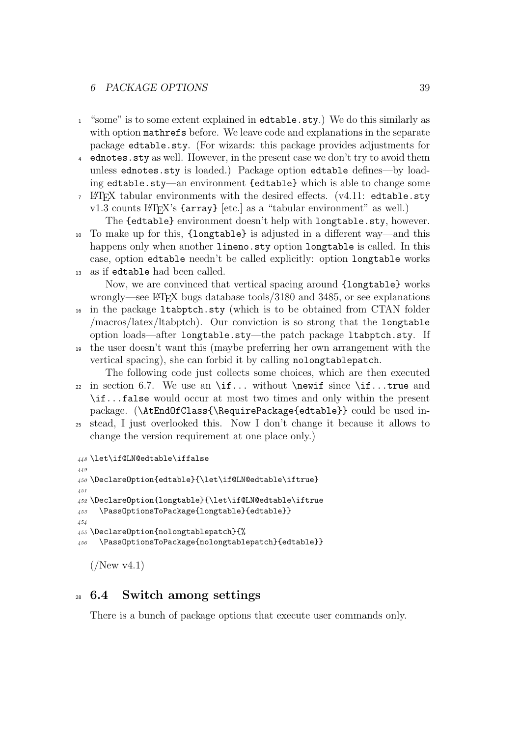"some" is to some extent explained in `edtable.sty`.) We do this similarly as with option `mathrefs` before. We leave code and explanations in the separate package `edtable.sty`. (For wizards: this package provides adjustments for `ednotes.sty` as well. However, in the present case we don't try to avoid them unless `ednotes.sty` is loaded.) Package option `edtable` defines—by loading `edtable.sty`—an environment `{edtable}` which is able to change some LaTeX tabular environments with the desired effects. (v4.11: `edtable.sty` v1.3 counts LaTeX's `{array}` [etc.] as a "tabular environment" as well.)

The `{edtable}` environment doesn't help with `longtable.sty`, however. To make up for this, `{longtable}` is adjusted in a different way—and this happens only when another `lineno.sty` option `longtable` is called. In this case, option `edtable` needn't be called explicitly: option `longtable` works as if `edtable` had been called.

Now, we are convinced that vertical spacing around `{longtable}` works wrongly—see LaTeX bugs database tools/3180 and 3485, or see explanations in the package `ltabptch.sty` (which is to be obtained from CTAN folder /macros/latex/ltabptch). Our conviction is so strong that the `longtable` option loads—after `longtable.sty`—the patch package `ltabptch.sty`. If the user doesn't want this (maybe preferring her own arrangement with the vertical spacing), she can forbid it by calling `nolongtablepatch`.

The following code just collects some choices, which are then executed in section 6.7. We use an `\if...` without `\newif` since `\if...true` and `\if...false` would occur at most two times and only within the present package. (`\AtEndOfClass{\RequirePackage{edtable}}` could be used instead, I just overlooked this. Now I don't change it because it allows to change the version requirement at one place only.)

```
448 \let\if@LN@edtable\iffalse
449
450 \DeclareOption{edtable}{\let\if@LN@edtable\iftrue}
451
452 \DeclareOption{longtable}{\let\if@LN@edtable\iftrue
453   \PassOptionsToPackage{longtable}{edtable}}
454
455 \DeclareOption{nolongtablepatch}{%
456   \PassOptionsToPackage{nolongtablepatch}{edtable}}
```

(/New v4.1)

## 6.4 Switch among settings

There is a bunch of package options that execute user commands only.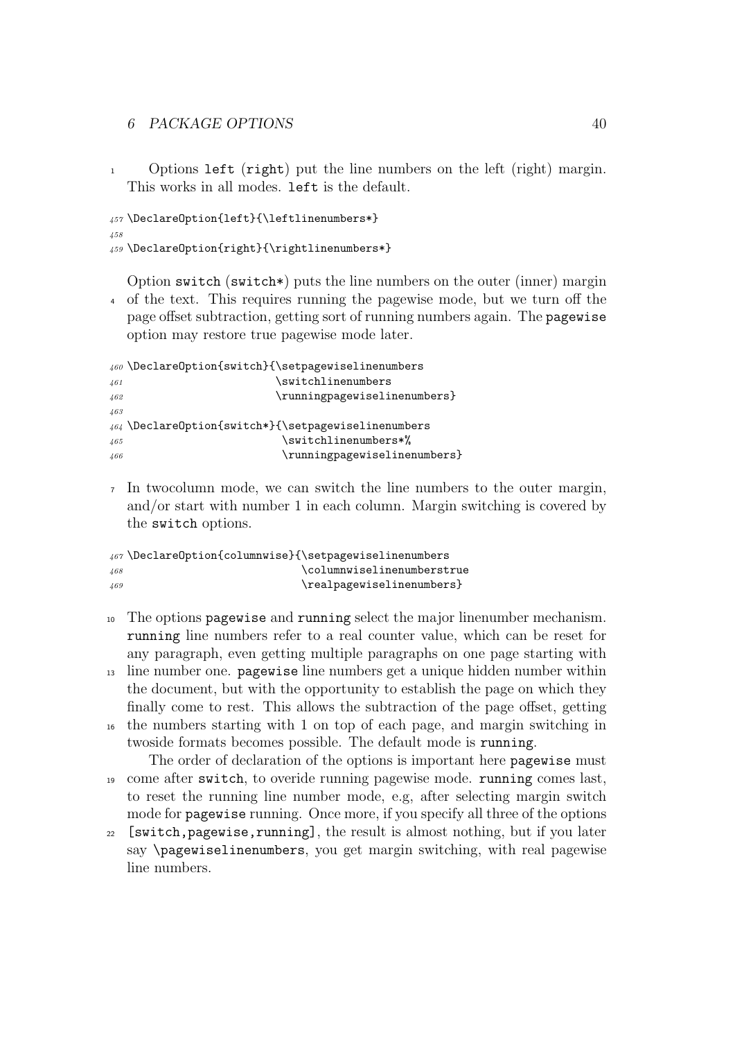Options `left` (`right`) put the line numbers on the left (right) margin. This works in all modes. `left` is the default.

```
457 \DeclareOption{left}{\leftlinenumbers*}
458
459 \DeclareOption{right}{\rightlinenumbers*}
```

Option `switch` (`switch*`) puts the line numbers on the outer (inner) margin of the text. This requires running the pagewise mode, but we turn off the page offset subtraction, getting sort of running numbers again. The `pagewise` option may restore true pagewise mode later.

```
460 \DeclareOption{switch}{\setpagewiselinenumbers
461                        \switchlinenumbers
462                        \runningpagewiselinenumbers}
463
464 \DeclareOption{switch*}{\setpagewiselinenumbers
465                         \switchlinenumbers*%
466                         \runningpagewiselinenumbers}
```

In twocolumn mode, we can switch the line numbers to the outer margin, and/or start with number 1 in each column. Margin switching is covered by the `switch` options.

```
467 \DeclareOption{columnwise}{\setpagewiselinenumbers
468                            \columnwiselinenumberstrue
469                            \realpagewiselinenumbers}
```

The options `pagewise` and `running` select the major linenumber mechanism. `running` line numbers refer to a real counter value, which can be reset for any paragraph, even getting multiple paragraphs on one page starting with line number one. `pagewise` line numbers get a unique hidden number within the document, but with the opportunity to establish the page on which they finally come to rest. This allows the subtraction of the page offset, getting the numbers starting with 1 on top of each page, and margin switching in twoside formats becomes possible. The default mode is `running`.

The order of declaration of the options is important here `pagewise` must come after `switch`, to overide running pagewise mode. `running` comes last, to reset the running line number mode, e.g, after selecting margin switch mode for `pagewise` running. Once more, if you specify all three of the options `[switch,pagewise,running]`, the result is almost nothing, but if you later say `\pagewiselinenumbers`, you get margin switching, with real pagewise line numbers.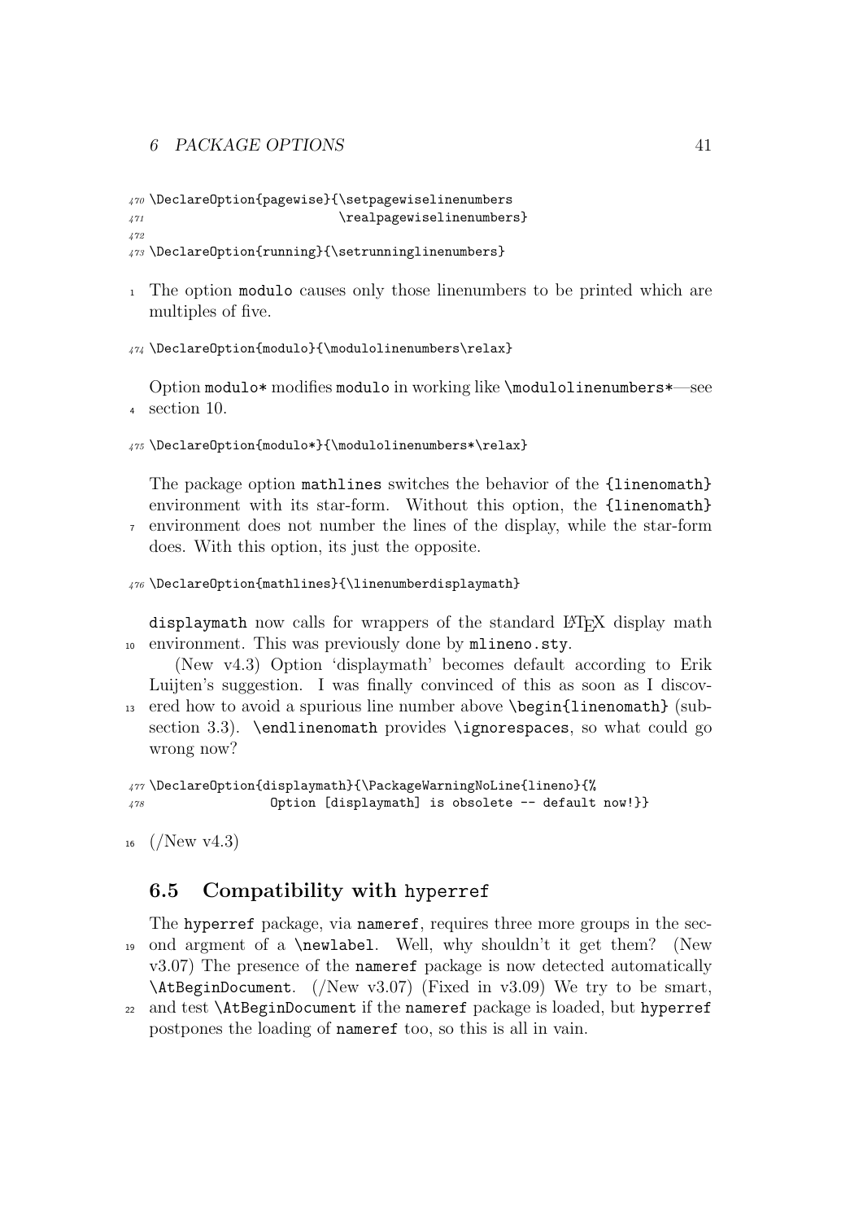```
\DeclareOption{pagewise}{\setpagewiselinenumbers
                         \realpagewiselinenumbers}

\DeclareOption{running}{\setrunninglinenumbers}
```

The option `modulo` causes only those linenumbers to be printed which are multiples of five.

```
\DeclareOption{modulo}{\modulolinenumbers\relax}
```

Option `modulo*` modifies `modulo` in working like `\modulolinenumbers*`—see section 10.

```
\DeclareOption{modulo*}{\modulolinenumbers*\relax}
```

The package option `mathlines` switches the behavior of the `{linenomath}` environment with its star-form. Without this option, the `{linenomath}` environment does not number the lines of the display, while the star-form does. With this option, its just the opposite.

```
\DeclareOption{mathlines}{\linenumberdisplaymath}
```

`displaymath` now calls for wrappers of the standard LaTeX display math environment. This was previously done by `mlineno.sty`.

(New v4.3) Option 'displaymath' becomes default according to Erik Luijten's suggestion. I was finally convinced of this as soon as I discovered how to avoid a spurious line number above `\begin{linenomath}` (subsection 3.3). `\endlinenomath` provides `\ignorespaces`, so what could go wrong now?

```
\DeclareOption{displaymath}{\PackageWarningNoLine{lineno}{%
                 Option [displaymath] is obsolete -- default now!}}
```

(/New v4.3)

## 6.5 Compatibility with hyperref

The `hyperref` package, via `nameref`, requires three more groups in the second argment of a `\newlabel`. Well, why shouldn't it get them? (New v3.07) The presence of the `nameref` package is now detected automatically `\AtBeginDocument`. (/New v3.07) (Fixed in v3.09) We try to be smart, and test `\AtBeginDocument` if the `nameref` package is loaded, but `hyperref` postpones the loading of `nameref` too, so this is all in vain.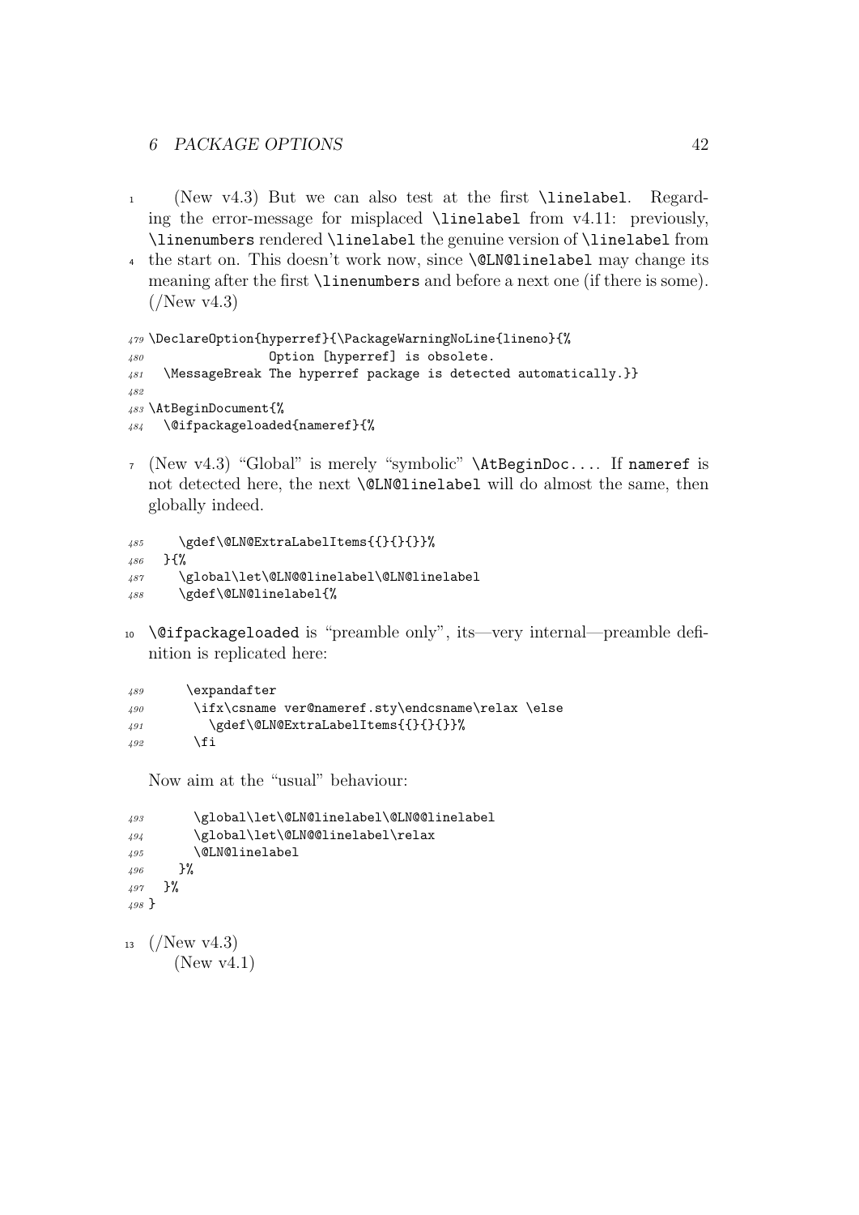(New v4.3) But we can also test at the first `\linelabel`. Regarding the error-message for misplaced `\linelabel` from v4.11: previously, `\linenumbers` rendered `\linelabel` the genuine version of `\linelabel` from the start on. This doesn't work now, since `\@LN@linelabel` may change its meaning after the first `\linenumbers` and before a next one (if there is some). (/New v4.3)

```
479 \DeclareOption{hyperref}{\PackageWarningNoLine{lineno}{%
480                Option [hyperref] is obsolete.
481   \MessageBreak The hyperref package is detected automatically.}}
482
483 \AtBeginDocument{%
484   \@ifpackageloaded{nameref}{%
```

(New v4.3) "Global" is merely "symbolic" `\AtBeginDoc...`. If `nameref` is not detected here, the next `\@LN@linelabel` will do almost the same, then globally indeed.

```
485     \gdef\@LN@ExtraLabelItems{{}{}{}}%
486   }{%
487     \global\let\@LN@@linelabel\@LN@linelabel
488     \gdef\@LN@linelabel{%
```

`\@ifpackageloaded` is "preamble only", its—very internal—preamble definition is replicated here:

```
489      \expandafter
490       \ifx\csname ver@nameref.sty\endcsname\relax \else
491         \gdef\@LN@ExtraLabelItems{{}{}{}}%
492       \fi
```

Now aim at the "usual" behaviour:

```
493       \global\let\@LN@linelabel\@LN@@linelabel
494       \global\let\@LN@@linelabel\relax
495       \@LN@linelabel
496     }%
497   }%
498 }
```

(/New v4.3)

(New v4.1)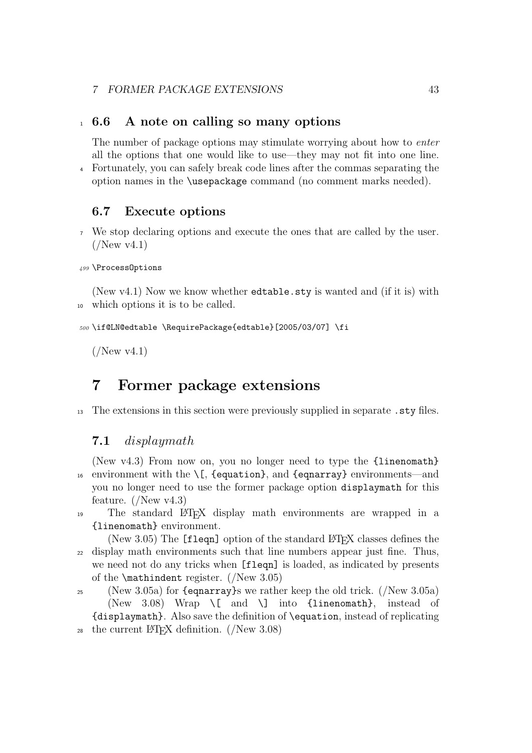### 6.6 A note on calling so many options

The number of package options may stimulate worrying about how to *enter* all the options that one would like to use—they may not fit into one line. Fortunately, you can safely break code lines after the commas separating the option names in the \usepackage command (no comment marks needed).

### 6.7 Execute options

We stop declaring options and execute the ones that are called by the user. (/New v4.1)

```
499 \ProcessOptions
```

(New v4.1) Now we know whether edtable.sty is wanted and (if it is) with which options it is to be called.

```
500 \if@LN@edtable \RequirePackage{edtable}[2005/03/07] \fi
```

(/New v4.1)

## 7 Former package extensions

The extensions in this section were previously supplied in separate .sty files.

### 7.1 *displaymath*

(New v4.3) From now on, you no longer need to type the {linenomath} environment with the \[, {equation}, and {eqnarray} environments—and you no longer need to use the former package option displaymath for this feature. (/New v4.3)

The standard LaTeX display math environments are wrapped in a {linenomath} environment.

(New 3.05) The [fleqn] option of the standard LaTeX classes defines the display math environments such that line numbers appear just fine. Thus, we need not do any tricks when [fleqn] is loaded, as indicated by presents of the \mathindent register. (/New 3.05)

(New 3.05a) for {eqnarray}s we rather keep the old trick. (/New 3.05a)

(New 3.08) Wrap \[ and \] into {linenomath}, instead of {displaymath}. Also save the definition of \equation, instead of replicating the current LaTeX definition. (/New 3.08)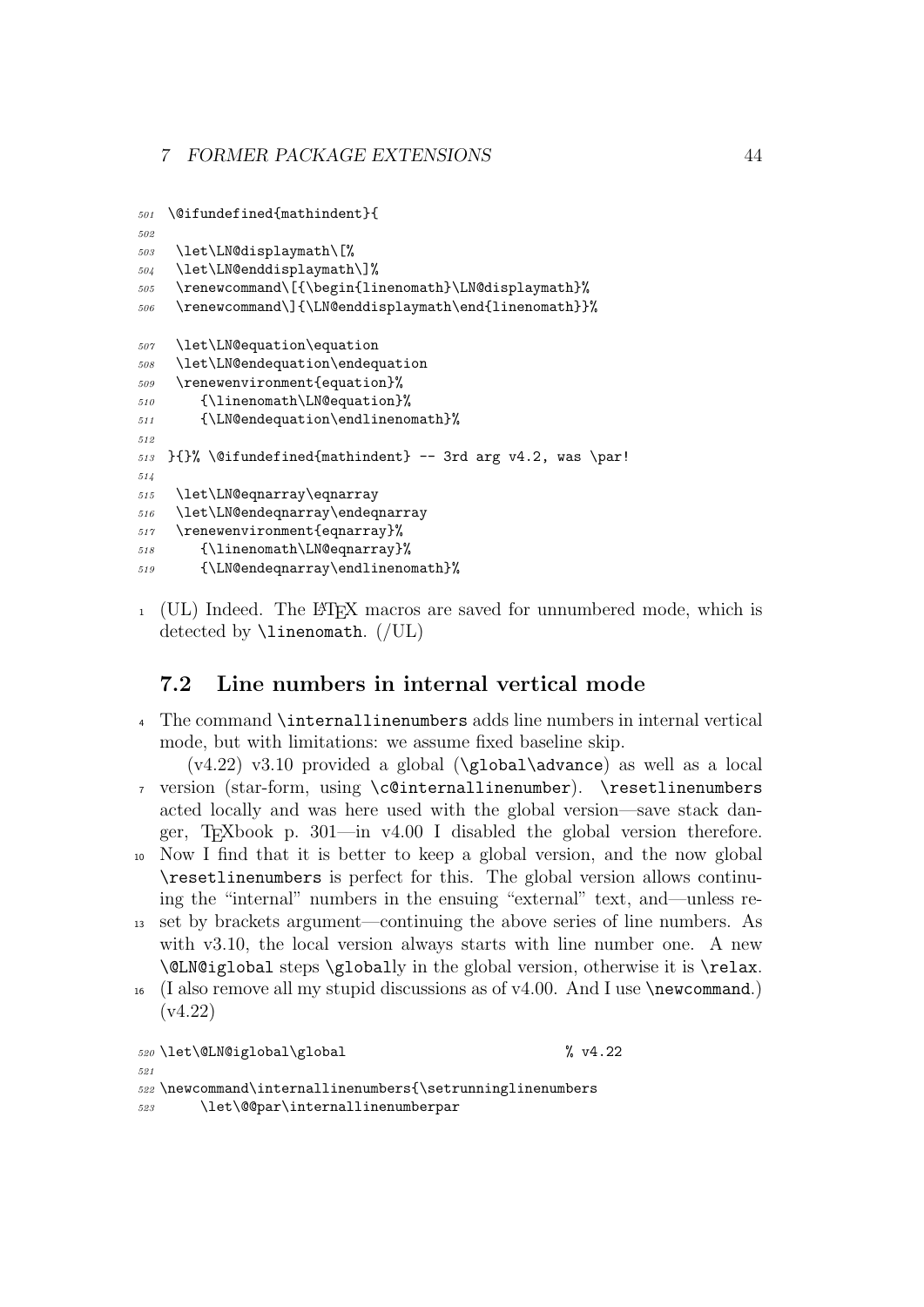```
501 \@ifundefined{mathindent}{
502
503  \let\LN@displaymath\[%
504  \let\LN@enddisplaymath\]%
505  \renewcommand\[{\begin{linenomath}\LN@displaymath}%
506  \renewcommand\]{\LN@enddisplaymath\end{linenomath}}%
507  \let\LN@equation\equation
508  \let\LN@endequation\endequation
509  \renewenvironment{equation}%
510     {\linenomath\LN@equation}%
511     {\LN@endequation\endlinenomath}%
512
513 }{}% \@ifundefined{mathindent} -- 3rd arg v4.2, was \par!
514
515  \let\LN@eqnarray\eqnarray
516  \let\LN@endeqnarray\endeqnarray
517  \renewenvironment{eqnarray}%
518     {\linenomath\LN@eqnarray}%
519     {\LN@endeqnarray\endlinenomath}%
```

(UL) Indeed. The LaTeX macros are saved for unnumbered mode, which is detected by `\linenomath`. (/UL)

## 7.2 Line numbers in internal vertical mode

The command `\internallinenumbers` adds line numbers in internal vertical mode, but with limitations: we assume fixed baseline skip.

(v4.22) v3.10 provided a global (`\global\advance`) as well as a local version (star-form, using `\c@internallinenumber`). `\resetlinenumbers` acted locally and was here used with the global version—save stack danger, TeXbook p. 301—in v4.00 I disabled the global version therefore. Now I find that it is better to keep a global version, and the now global `\resetlinenumbers` is perfect for this. The global version allows continuing the "internal" numbers in the ensuing "external" text, and—unless reset by brackets argument—continuing the above series of line numbers. As with v3.10, the local version always starts with line number one. A new `\@LN@iglobal` steps `\global`ly in the global version, otherwise it is `\relax`. (I also remove all my stupid discussions as of v4.00. And I use `\newcommand`.) (v4.22)

```
520 \let\@LN@iglobal\global                       % v4.22
521
522 \newcommand\internallinenumbers{\setrunninglinenumbers
523      \let\@@par\internallinenumberpar
```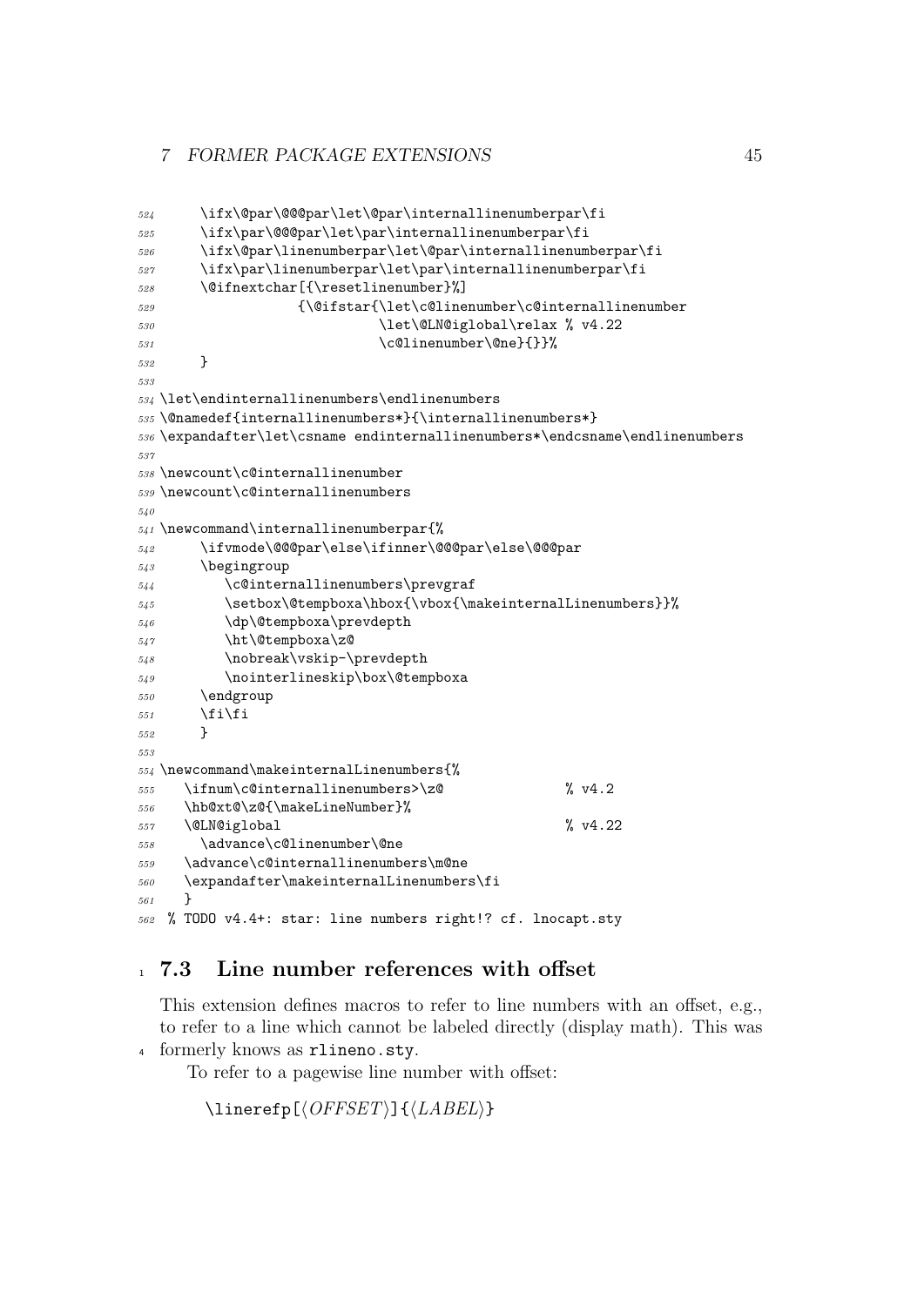```
      \ifx\@par\@@@par\let\@par\internallinenumberpar\fi
      \ifx\par\@@@par\let\par\internallinenumberpar\fi
      \ifx\@par\linenumberpar\let\@par\internallinenumberpar\fi
      \ifx\par\linenumberpar\let\par\internallinenumberpar\fi
      \@ifnextchar[{\resetlinenumber}%]
                 {\@ifstar{\let\c@linenumber\c@internallinenumber
                           \let\@LN@iglobal\relax % v4.22
                           \c@linenumber\@ne}{}}%
      }

\let\endinternallinenumbers\endlinenumbers
\@namedef{internallinenumbers*}{\internallinenumbers*}
\expandafter\let\csname endinternallinenumbers*\endcsname\endlinenumbers

\newcount\c@internallinenumber
\newcount\c@internallinenumbers

\newcommand\internallinenumberpar{%
      \ifvmode\@@@par\else\ifinner\@@@par\else\@@@par
      \begingroup
         \c@internallinenumbers\prevgraf
         \setbox\@tempboxa\hbox{\vbox{\makeinternalLinenumbers}}%
         \dp\@tempboxa\prevdepth
         \ht\@tempboxa\z@
         \nobreak\vskip-\prevdepth
         \nointerlineskip\box\@tempboxa
      \endgroup
      \fi\fi
      }

\newcommand\makeinternalLinenumbers{%
   \ifnum\c@internallinenumbers>\z@               % v4.2
   \hb@xt@\z@{\makeLineNumber}%
   \@LN@iglobal                                   % v4.22
     \advance\c@linenumber\@ne
   \advance\c@internallinenumbers\m@ne
   \expandafter\makeinternalLinenumbers\fi
   }
 % TODO v4.4+: star: line numbers right!? cf. lnocapt.sty
```

### 7.3 Line number references with offset

This extension defines macros to refer to line numbers with an offset, e.g., to refer to a line which cannot be labeled directly (display math). This was formerly knows as `rlineno.sty`.

To refer to a pagewise line number with offset:

`\linerefp[⟨OFFSET⟩]{⟨LABEL⟩}`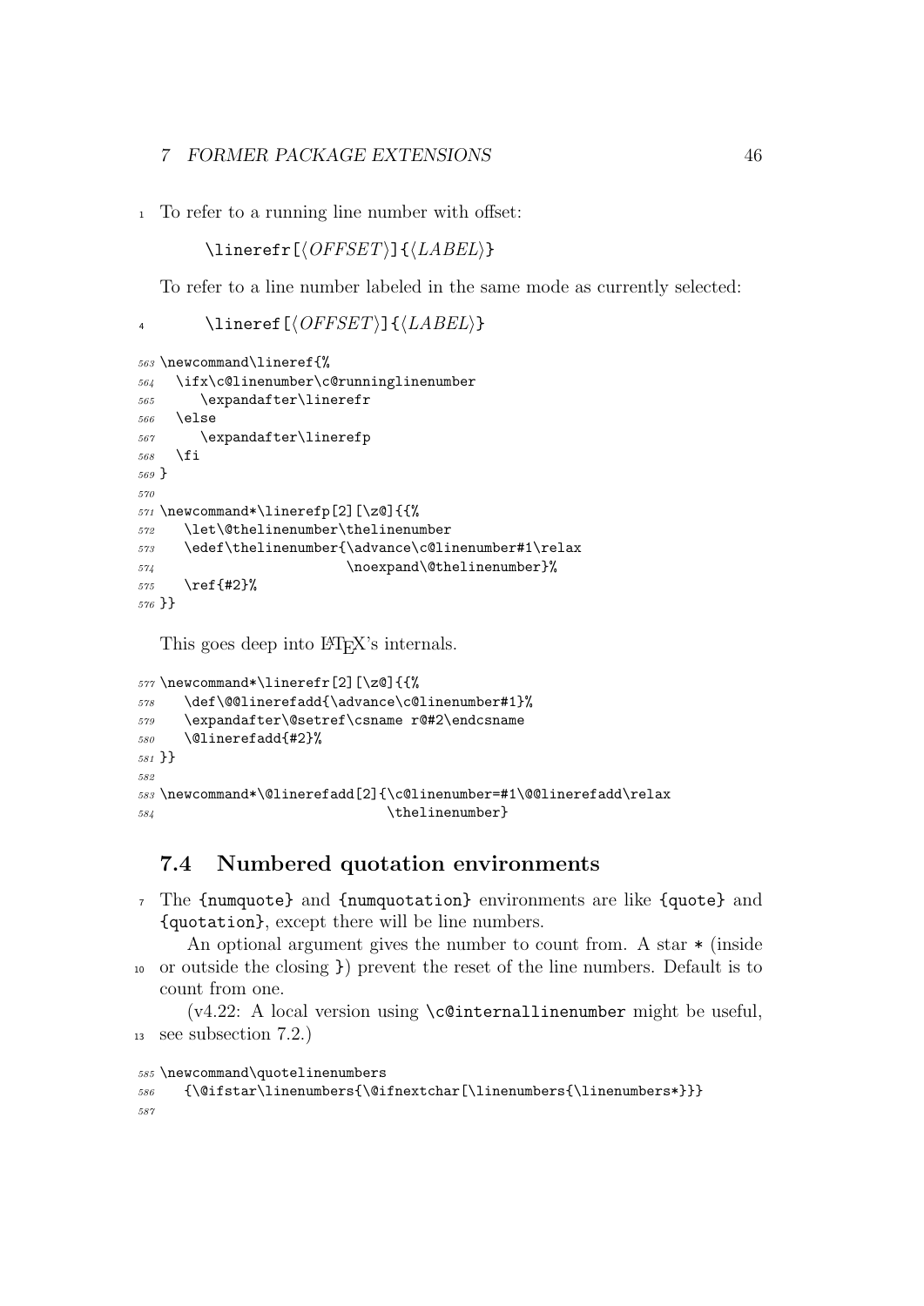To refer to a running line number with offset:

```
\linerefr[⟨OFFSET⟩]{⟨LABEL⟩}
```

To refer to a line number labeled in the same mode as currently selected:

```
\lineref[⟨OFFSET⟩]{⟨LABEL⟩}
```

```
563 \newcommand\lineref{%
564   \ifx\c@linenumber\c@runninglinenumber
565     \expandafter\linerefr
566   \else
567     \expandafter\linerefp
568   \fi
569 }
570
571 \newcommand*\linerefp[2][\z@]{{%
572    \let\@thelinenumber\thelinenumber
573    \edef\thelinenumber{\advance\c@linenumber#1\relax
574                        \noexpand\@thelinenumber}%
575    \ref{#2}%
576 }}
```

This goes deep into LaTeX's internals.

```
577 \newcommand*\linerefr[2][\z@]{{%
578    \def\@@linerefadd{\advance\c@linenumber#1}%
579    \expandafter\@setref\csname r@#2\endcsname
580    \@linerefadd{#2}%
581 }}
582
583 \newcommand*\@linerefadd[2]{\c@linenumber=#1\@@linerefadd\relax
584                             \thelinenumber}
```

## 7.4 Numbered quotation environments

The {numquote} and {numquotation} environments are like {quote} and {quotation}, except there will be line numbers.

An optional argument gives the number to count from. A star * (inside or outside the closing }) prevent the reset of the line numbers. Default is to count from one.

(v4.22: A local version using \c@internallinenumber might be useful, see subsection 7.2.)

```
585 \newcommand\quotelinenumbers
586    {\@ifstar\linenumbers{\@ifnextchar[\linenumbers{\linenumbers*}}}
587
```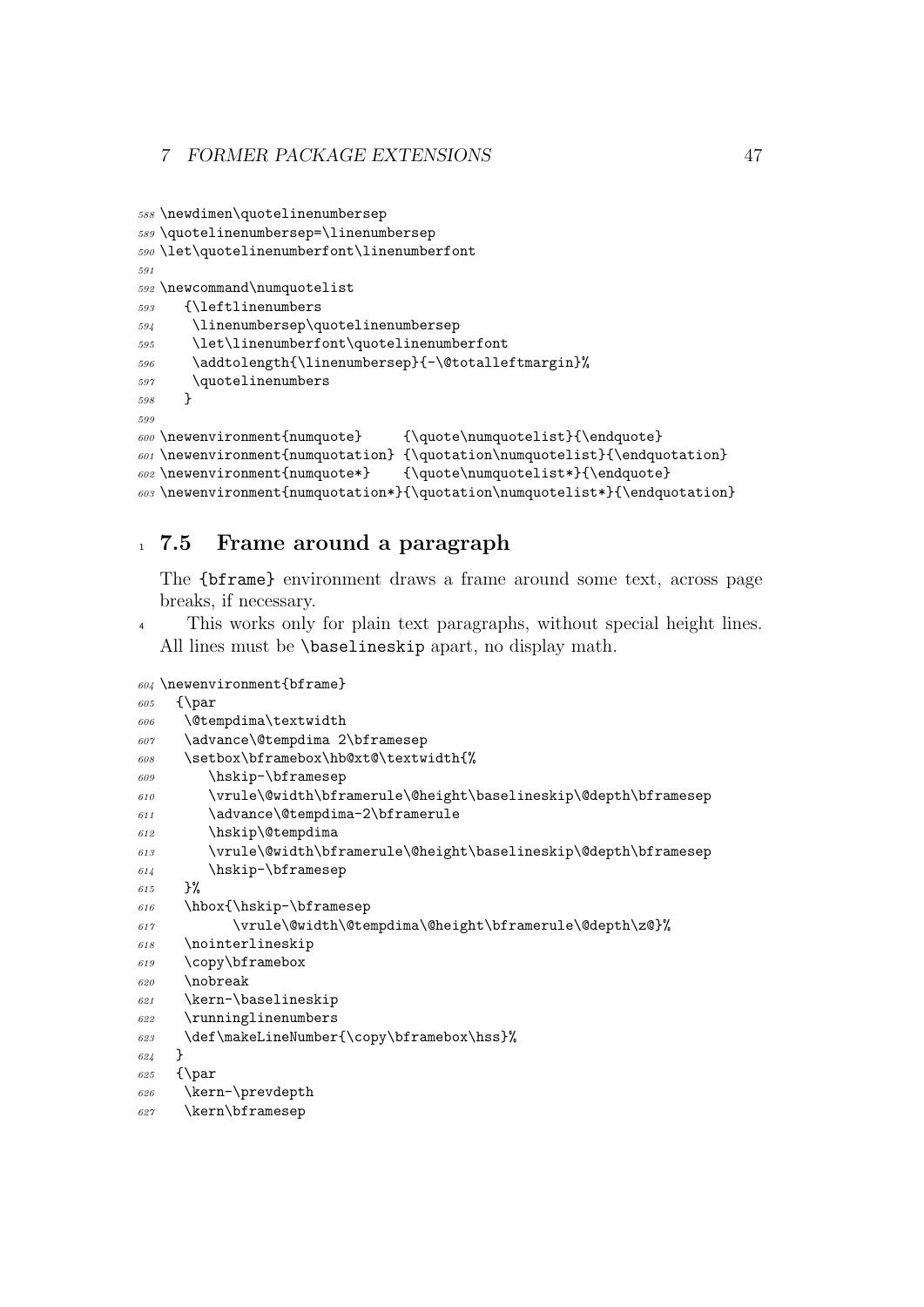```
588 \newdimen\quotelinenumbersep
589 \quotelinenumbersep=\linenumbersep
590 \let\quotelinenumberfont\linenumberfont
591
592 \newcommand\numquotelist
593    {\leftlinenumbers
594     \linenumbersep\quotelinenumbersep
595     \let\linenumberfont\quotelinenumberfont
596     \addtolength{\linenumbersep}{-\@totalleftmargin}%
597     \quotelinenumbers
598    }
599
600 \newenvironment{numquote}     {\quote\numquotelist}{\endquote}
601 \newenvironment{numquotation} {\quotation\numquotelist}{\endquotation}
602 \newenvironment{numquote*}    {\quote\numquotelist*}{\endquote}
603 \newenvironment{numquotation*}{\quotation\numquotelist*}{\endquotation}
```

## 7.5 Frame around a paragraph

The {bframe} environment draws a frame around some text, across page breaks, if necessary.

This works only for plain text paragraphs, without special height lines. All lines must be \baselineskip apart, no display math.

```
604 \newenvironment{bframe}
605   {\par
606    \@tempdima\textwidth
607    \advance\@tempdima 2\bframesep
608    \setbox\bframebox\hb@xt@\textwidth{%
609       \hskip-\bframesep
610       \vrule\@width\bframerule\@height\baselineskip\@depth\bframesep
611       \advance\@tempdima-2\bframerule
612       \hskip\@tempdima
613       \vrule\@width\bframerule\@height\baselineskip\@depth\bframesep
614       \hskip-\bframesep
615    }%
616    \hbox{\hskip-\bframesep
617          \vrule\@width\@tempdima\@height\bframerule\@depth\z@}%
618    \nointerlineskip
619    \copy\bframebox
620    \nobreak
621    \kern-\baselineskip
622    \runninglinenumbers
623    \def\makeLineNumber{\copy\bframebox\hss}%
624   }
625   {\par
626    \kern-\prevdepth
627    \kern\bframesep
```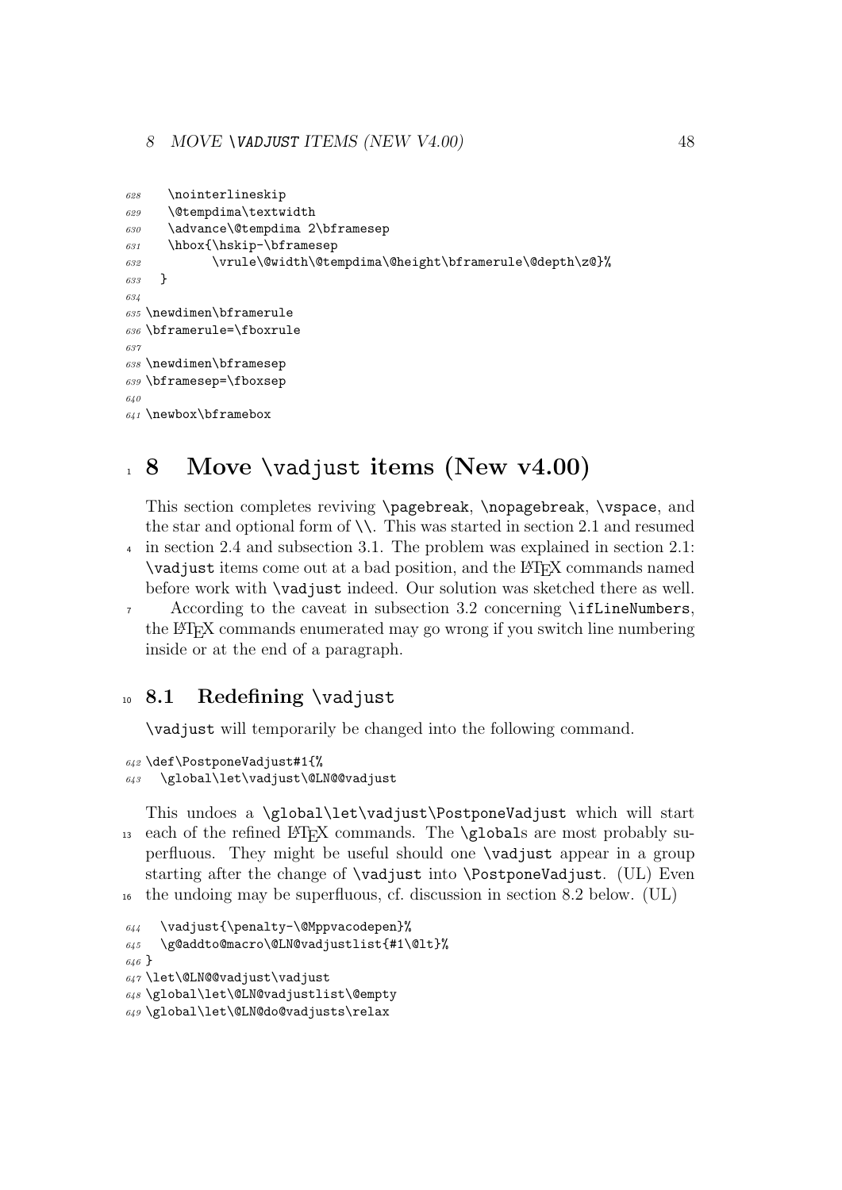```
628   \nointerlineskip
629   \@tempdima\textwidth
630   \advance\@tempdima 2\bframesep
631   \hbox{\hskip-\bframesep
632         \vrule\@width\@tempdima\@height\bframerule\@depth\z@}%
633   }
634
635 \newdimen\bframerule
636 \bframerule=\fboxrule
637
638 \newdimen\bframesep
639 \bframesep=\fboxsep
640
641 \newbox\bframebox
```

# 8 Move \vadjust items (New v4.00)

This section completes reviving \pagebreak, \nopagebreak, \vspace, and the star and optional form of \\. This was started in section 2.1 and resumed in section 2.4 and subsection 3.1. The problem was explained in section 2.1: \vadjust items come out at a bad position, and the LaTeX commands named before work with \vadjust indeed. Our solution was sketched there as well.

According to the caveat in subsection 3.2 concerning \ifLineNumbers, the LaTeX commands enumerated may go wrong if you switch line numbering inside or at the end of a paragraph.

## 8.1 Redefining \vadjust

\vadjust will temporarily be changed into the following command.

```
642 \def\PostponeVadjust#1{%
643   \global\let\vadjust\@LN@@vadjust
```

This undoes a \global\let\vadjust\PostponeVadjust which will start each of the refined LaTeX commands. The \globals are most probably superfluous. They might be useful should one \vadjust appear in a group starting after the change of \vadjust into \PostponeVadjust. (UL) Even the undoing may be superfluous, cf. discussion in section 8.2 below. (UL)

```
644   \vadjust{\penalty-\@Mppvacodepen}%
645   \g@addto@macro\@LN@vadjustlist{#1\@lt}%
646 }
647 \let\@LN@@vadjust\vadjust
648 \global\let\@LN@vadjustlist\@empty
649 \global\let\@LN@do@vadjusts\relax
```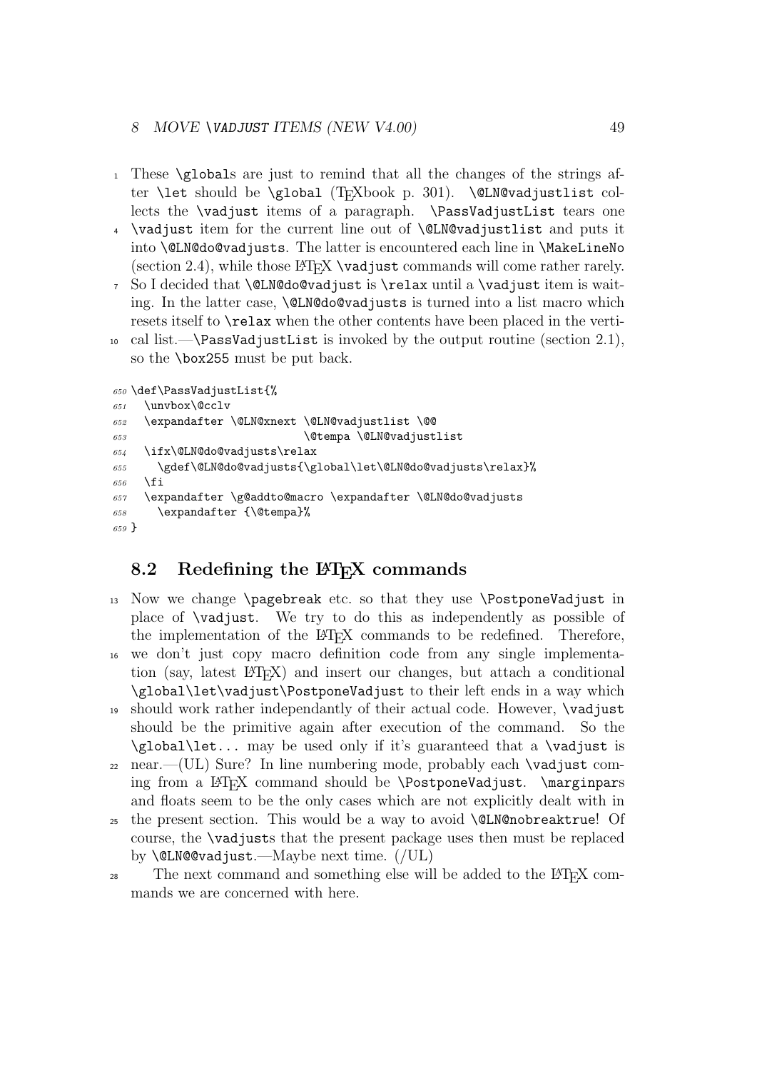These `\global`s are just to remind that all the changes of the strings after `\let` should be `\global` (TeXbook p. 301). `\@LN@vadjustlist` collects the `\vadjust` items of a paragraph. `\PassVadjustList` tears one `\vadjust` item for the current line out of `\@LN@vadjustlist` and puts it into `\@LN@do@vadjusts`. The latter is encountered each line in `\MakeLineNo` (section 2.4), while those LaTeX `\vadjust` commands will come rather rarely. So I decided that `\@LN@do@vadjust` is `\relax` until a `\vadjust` item is waiting. In the latter case, `\@LN@do@vadjusts` is turned into a list macro which resets itself to `\relax` when the other contents have been placed in the vertical list.—`\PassVadjustList` is invoked by the output routine (section 2.1), so the `\box255` must be put back.

```
650 \def\PassVadjustList{%
651   \unvbox\@cclv
652   \expandafter \@LN@xnext \@LN@vadjustlist \@@
653                           \@tempa \@LN@vadjustlist
654   \ifx\@LN@do@vadjusts\relax
655     \gdef\@LN@do@vadjusts{\global\let\@LN@do@vadjusts\relax}%
656   \fi
657   \expandafter \g@addto@macro \expandafter \@LN@do@vadjusts
658     \expandafter {\@tempa}%
659 }
```

## 8.2 Redefining the LaTeX commands

Now we change `\pagebreak` etc. so that they use `\PostponeVadjust` in place of `\vadjust`. We try to do this as independently as possible of the implementation of the LaTeX commands to be redefined. Therefore, we don't just copy macro definition code from any single implementation (say, latest LaTeX) and insert our changes, but attach a conditional `\global\let\vadjust\PostponeVadjust` to their left ends in a way which should work rather independantly of their actual code. However, `\vadjust` should be the primitive again after execution of the command. So the `\global\let...` may be used only if it's guaranteed that a `\vadjust` is near.—(UL) Sure? In line numbering mode, probably each `\vadjust` coming from a LaTeX command should be `\PostponeVadjust`. `\marginpar`s and floats seem to be the only cases which are not explicitly dealt with in the present section. This would be a way to avoid `\@LN@nobreaktrue`! Of course, the `\vadjust`s that the present package uses then must be replaced by `\@LN@@vadjust`.—Maybe next time. (/UL)

The next command and something else will be added to the LaTeX commands we are concerned with here.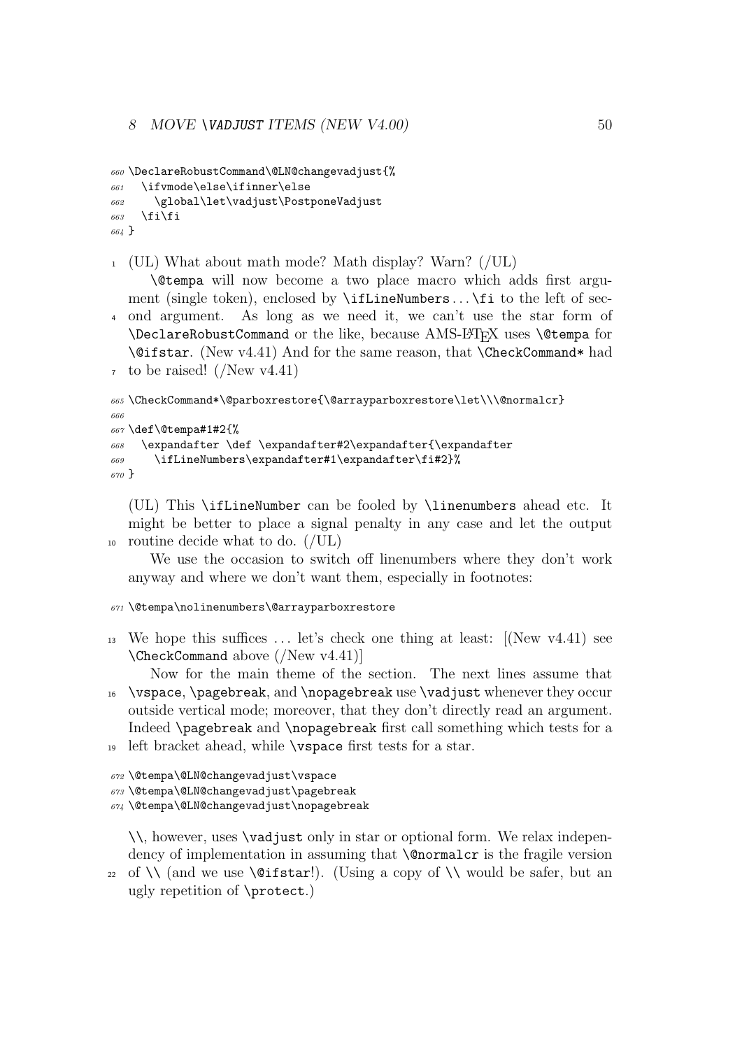```
660 \DeclareRobustCommand\@LN@changevadjust{%
661   \ifvmode\else\ifinner\else
662     \global\let\vadjust\PostponeVadjust
663   \fi\fi
664 }
```

(UL) What about math mode? Math display? Warn? (/UL)

`\@tempa` will now become a two place macro which adds first argument (single token), enclosed by `\ifLineNumbers`...`\fi` to the left of second argument. As long as we need it, we can't use the star form of `\DeclareRobustCommand` or the like, because AMS-LaTeX uses `\@tempa` for `\@ifstar`. (New v4.41) And for the same reason, that `\CheckCommand*` had to be raised! (/New v4.41)

```
665 \CheckCommand*\@parboxrestore{\@arrayparboxrestore\let\\\@normalcr}
666
667 \def\@tempa#1#2{%
668   \expandafter \def \expandafter#2\expandafter{\expandafter
669     \ifLineNumbers\expandafter#1\expandafter\fi#2}%
670 }
```

(UL) This `\ifLineNumber` can be fooled by `\linenumbers` ahead etc. It might be better to place a signal penalty in any case and let the output routine decide what to do. (/UL)

We use the occasion to switch off linenumbers where they don't work anyway and where we don't want them, especially in footnotes:

```
671 \@tempa\nolinenumbers\@arrayparboxrestore
```

We hope this suffices ... let's check one thing at least: [(New v4.41) see `\CheckCommand` above (/New v4.41)]

Now for the main theme of the section. The next lines assume that `\vspace`, `\pagebreak`, and `\nopagebreak` use `\vadjust` whenever they occur outside vertical mode; moreover, that they don't directly read an argument. Indeed `\pagebreak` and `\nopagebreak` first call something which tests for a left bracket ahead, while `\vspace` first tests for a star.

```
672 \@tempa\@LN@changevadjust\vspace
673 \@tempa\@LN@changevadjust\pagebreak
674 \@tempa\@LN@changevadjust\nopagebreak
```

`\\`, however, uses `\vadjust` only in star or optional form. We relax independency of implementation in assuming that `\@normalcr` is the fragile version of `\\` (and we use `\@ifstar`!). (Using a copy of `\\` would be safer, but an ugly repetition of `\protect`.)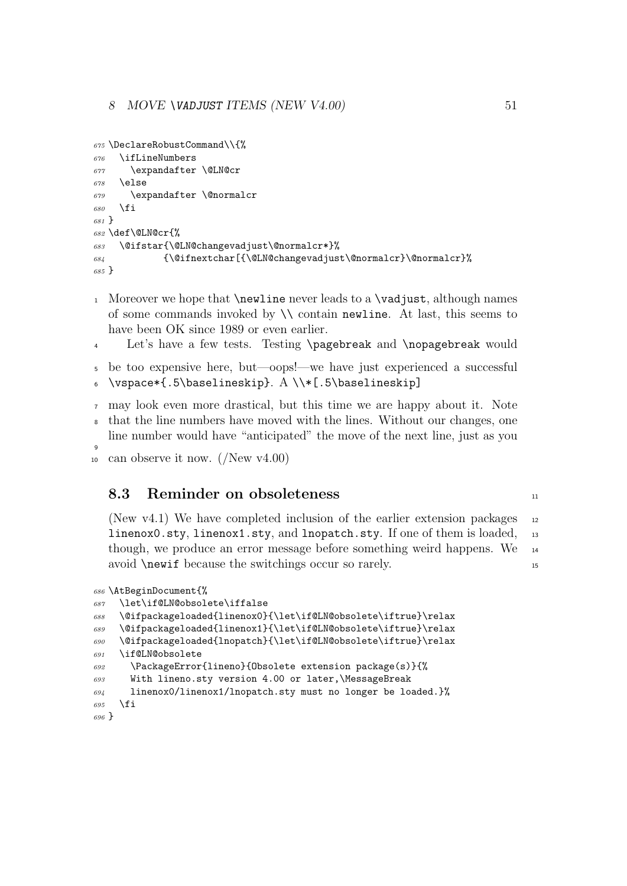```
675 \DeclareRobustCommand\\{%
676   \ifLineNumbers
677     \expandafter \@LN@cr
678   \else
679     \expandafter \@normalcr
680   \fi
681 }
682 \def\@LN@cr{%
683   \@ifstar{\@LN@changevadjust\@normalcr*}%
684           {\@ifnextchar[{\@LN@changevadjust\@normalcr}\@normalcr}%
685 }
```

Moreover we hope that `\newline` never leads to a `\vadjust`, although names of some commands invoked by `\\` contain `newline`. At last, this seems to have been OK since 1989 or even earlier.

Let's have a few tests. Testing `\pagebreak` and `\nopagebreak` would be too expensive here, but—oops!—we have just experienced a successful `\vspace*{.5\baselineskip}`. A `\\*[.5\baselineskip]` may look even more drastical, but this time we are happy about it. Note that the line numbers have moved with the lines. Without our changes, one line number would have "anticipated" the move of the next line, just as you can observe it now. (/New v4.00)

### 8.3 Reminder on obsoleteness

(New v4.1) We have completed inclusion of the earlier extension packages `linenox0.sty`, `linenox1.sty`, and `lnopatch.sty`. If one of them is loaded, though, we produce an error message before something weird happens. We avoid `\newif` because the switchings occur so rarely.

```
686 \AtBeginDocument{%
687   \let\if@LN@obsolete\iffalse
688   \@ifpackageloaded{linenox0}{\let\if@LN@obsolete\iftrue}\relax
689   \@ifpackageloaded{linenox1}{\let\if@LN@obsolete\iftrue}\relax
690   \@ifpackageloaded{lnopatch}{\let\if@LN@obsolete\iftrue}\relax
691   \if@LN@obsolete
692     \PackageError{lineno}{Obsolete extension package(s)}{%
693     With lineno.sty version 4.00 or later,\MessageBreak
694     linenox0/linenox1/lnopatch.sty must no longer be loaded.}%
695   \fi
696 }
```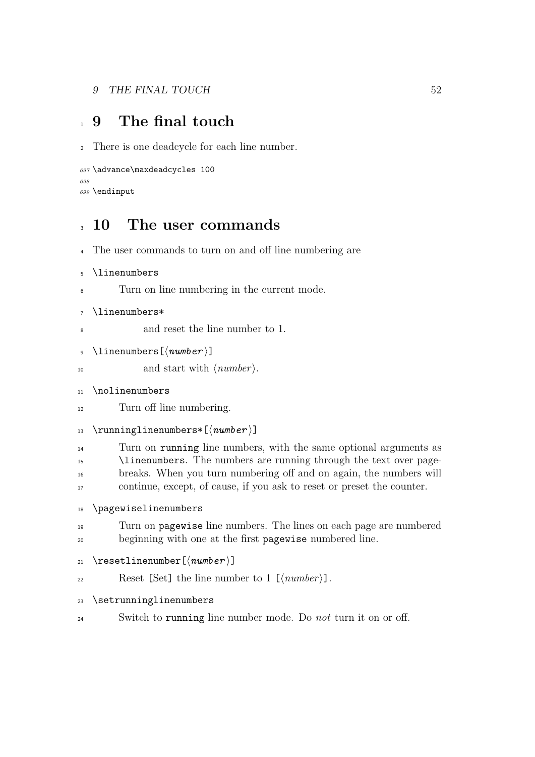# 9 The final touch

There is one deadcycle for each line number.

```
697 \advance\maxdeadcycles 100
698
699 \endinput
```

# 10 The user commands

The user commands to turn on and off line numbering are

`\linenumbers`

Turn on line numbering in the current mode.

`\linenumbers*`

and reset the line number to 1.

`\linenumbers[⟨number⟩]`

and start with ⟨*number*⟩.

`\nolinenumbers`

Turn off line numbering.

`\runninglinenumbers*[⟨number⟩]`

Turn on `running` line numbers, with the same optional arguments as `\linenumbers`. The numbers are running through the text over pagebreaks. When you turn numbering off and on again, the numbers will continue, except, of cause, if you ask to reset or preset the counter.

`\pagewiselinenumbers`

Turn on `pagewise` line numbers. The lines on each page are numbered beginning with one at the first `pagewise` numbered line.

`\resetlinenumber[⟨number⟩]`

Reset `[Set]` the line number to 1 `[⟨number⟩]`.

`\setrunninglinenumbers`

Switch to `running` line number mode. Do *not* turn it on or off.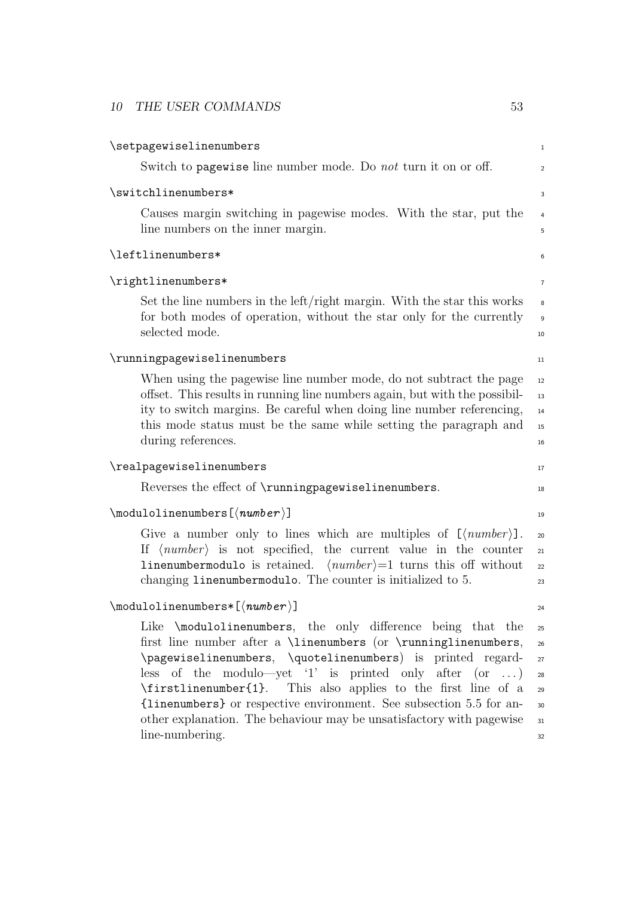`\setpagewiselinenumbers`

Switch to `pagewise` line number mode. Do *not* turn it on or off.

`\switchlinenumbers*`

Causes margin switching in pagewise modes. With the star, put the line numbers on the inner margin.

`\leftlinenumbers*`

`\rightlinenumbers*`

Set the line numbers in the left/right margin. With the star this works for both modes of operation, without the star only for the currently selected mode.

`\runningpagewiselinenumbers`

When using the pagewise line number mode, do not subtract the page offset. This results in running line numbers again, but with the possibility to switch margins. Be careful when doing line number referencing, this mode status must be the same while setting the paragraph and during references.

`\realpagewiselinenumbers`

Reverses the effect of `\runningpagewiselinenumbers`.

`\modulolinenumbers[⟨number⟩]`

Give a number only to lines which are multiples of `[`⟨*number*⟩`]`. If ⟨*number*⟩ is not specified, the current value in the counter `linenumbermodulo` is retained. ⟨*number*⟩=1 turns this off without changing `linenumbermodulo`. The counter is initialized to 5.

`\modulolinenumbers*[⟨number⟩]`

Like `\modulolinenumbers`, the only difference being that the first line number after a `\linenumbers` (or `\runninglinenumbers`, `\pagewiselinenumbers`, `\quotelinenumbers`) is printed regardless of the modulo—yet '1' is printed only after (or ...) `\firstlinenumber{1}`. This also applies to the first line of a `{linenumbers}` or respective environment. See subsection 5.5 for another explanation. The behaviour may be unsatisfactory with pagewise line-numbering.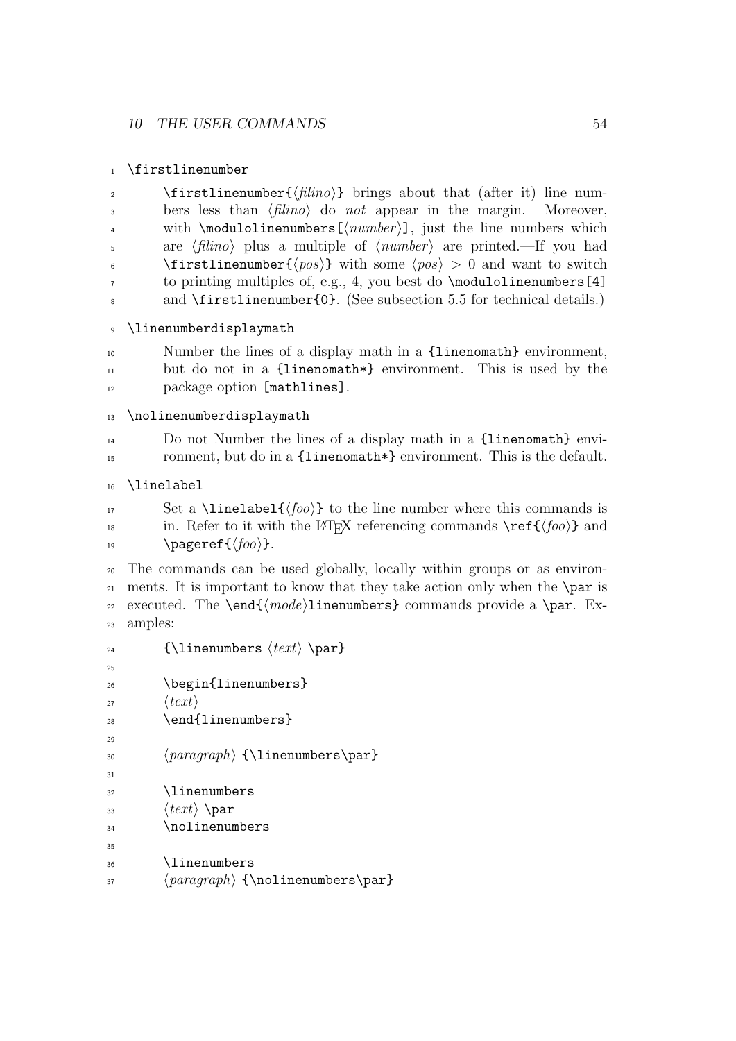`\firstlinenumber`

`\firstlinenumber{⟨filino⟩}` brings about that (after it) line numbers less than ⟨*filino*⟩ do *not* appear in the margin. Moreover, with `\modulolinenumbers[⟨number⟩]`, just the line numbers which are ⟨*filino*⟩ plus a multiple of ⟨*number*⟩ are printed.—If you had `\firstlinenumber{⟨pos⟩}` with some ⟨*pos*⟩ > 0 and want to switch to printing multiples of, e.g., 4, you best do `\modulolinenumbers[4]` and `\firstlinenumber{0}`. (See subsection 5.5 for technical details.)

`\linenumberdisplaymath`

Number the lines of a display math in a `{linenomath}` environment, but do not in a `{linenomath*}` environment. This is used by the package option `[mathlines]`.

`\nolinenumberdisplaymath`

Do not Number the lines of a display math in a `{linenomath}` environment, but do in a `{linenomath*}` environment. This is the default.

`\linelabel`

Set a `\linelabel{⟨foo⟩}` to the line number where this commands is in. Refer to it with the LaTeX referencing commands `\ref{⟨foo⟩}` and `\pageref{⟨foo⟩}`.

The commands can be used globally, locally within groups or as environments. It is important to know that they take action only when the `\par` is executed. The `\end{⟨mode⟩linenumbers}` commands provide a `\par`. Examples:

```
{\linenumbers ⟨text⟩ \par}

\begin{linenumbers}
⟨text⟩
\end{linenumbers}

⟨paragraph⟩ {\linenumbers\par}

\linenumbers
⟨text⟩ \par
\nolinenumbers

\linenumbers
⟨paragraph⟩ {\nolinenumbers\par}
```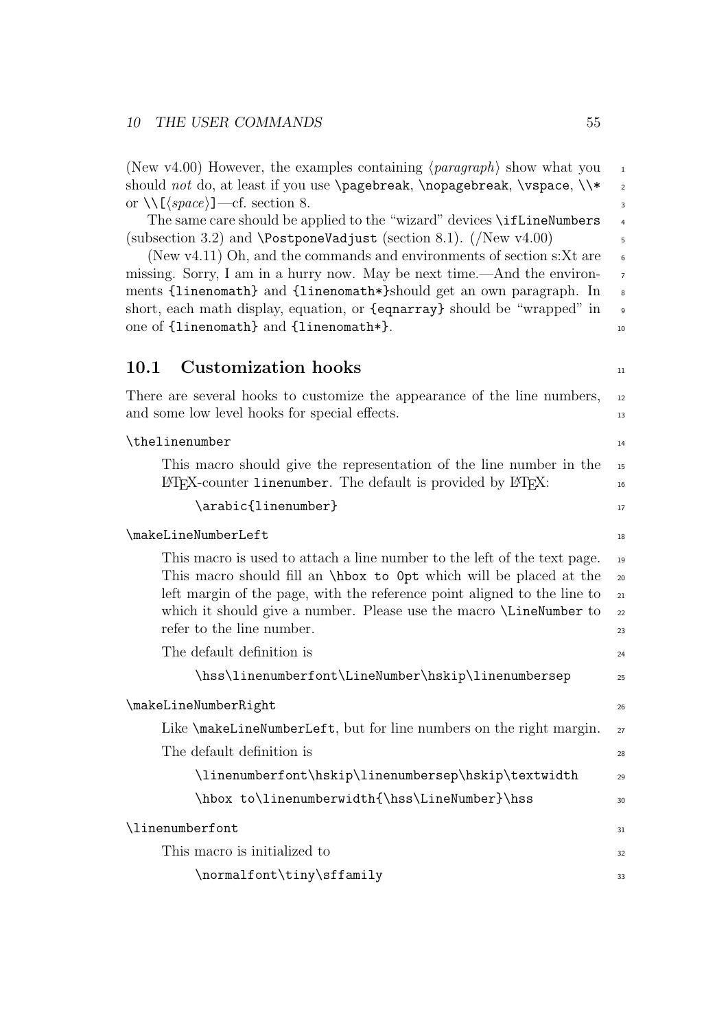(New v4.00) However, the examples containing ⟨*paragraph*⟩ show what you should *not* do, at least if you use `\pagebreak`, `\nopagebreak`, `\vspace`, `\\*` or `\\[`⟨*space*⟩`]`—cf. section 8.

The same care should be applied to the "wizard" devices `\ifLineNumbers` (subsection 3.2) and `\PostponeVadjust` (section 8.1). (/New v4.00)

(New v4.11) Oh, and the commands and environments of section s:Xt are missing. Sorry, I am in a hurry now. May be next time.—And the environments `{linenomath}` and `{linenomath*}`should get an own paragraph. In short, each math display, equation, or `{eqnarray}` should be "wrapped" in one of `{linenomath}` and `{linenomath*}`.

## 10.1 Customization hooks

There are several hooks to customize the appearance of the line numbers, and some low level hooks for special effects.

`\thelinenumber`

This macro should give the representation of the line number in the LaTeX-counter `linenumber`. The default is provided by LaTeX:

```
\arabic{linenumber}
```

`\makeLineNumberLeft`

This macro is used to attach a line number to the left of the text page. This macro should fill an `\hbox to 0pt` which will be placed at the left margin of the page, with the reference point aligned to the line to which it should give a number. Please use the macro `\LineNumber` to refer to the line number.

The default definition is

```
\hss\linenumberfont\LineNumber\hskip\linenumbersep
```

`\makeLineNumberRight`

Like `\makeLineNumberLeft`, but for line numbers on the right margin.

The default definition is

```
\linenumberfont\hskip\linenumbersep\hskip\textwidth
\hbox to\linenumberwidth{\hss\LineNumber}\hss
```

`\linenumberfont`

This macro is initialized to

```
\normalfont\tiny\sffamily
```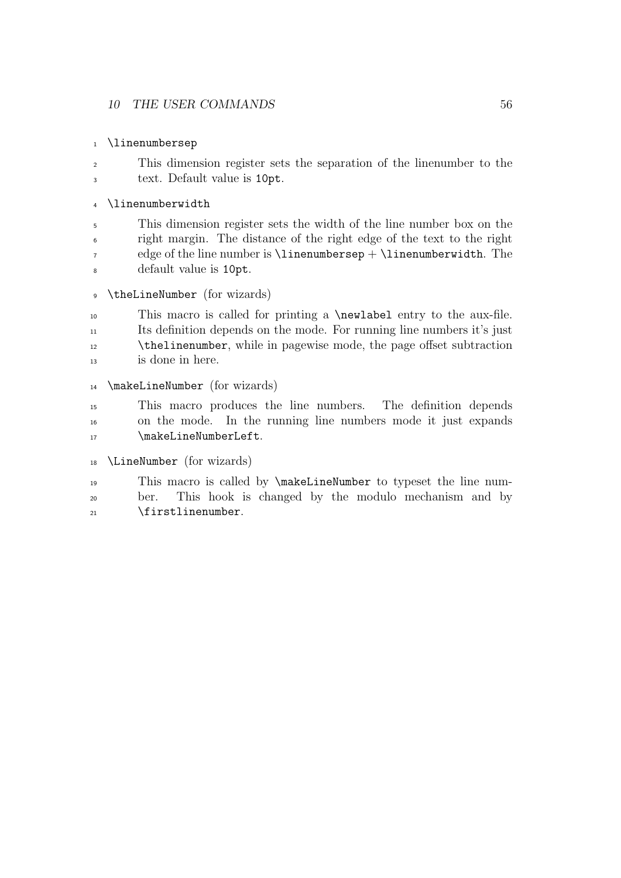`\linenumbersep`

This dimension register sets the separation of the linenumber to the text. Default value is `10pt`.

`\linenumberwidth`

This dimension register sets the width of the line number box on the right margin. The distance of the right edge of the text to the right edge of the line number is `\linenumbersep` + `\linenumberwidth`. The default value is `10pt`.

`\theLineNumber` (for wizards)

This macro is called for printing a `\newlabel` entry to the aux-file. Its definition depends on the mode. For running line numbers it's just `\thelinenumber`, while in pagewise mode, the page offset subtraction is done in here.

`\makeLineNumber` (for wizards)

This macro produces the line numbers. The definition depends on the mode. In the running line numbers mode it just expands `\makeLineNumberLeft`.

`\LineNumber` (for wizards)

This macro is called by `\makeLineNumber` to typeset the line number. This hook is changed by the modulo mechanism and by `\firstlinenumber`.